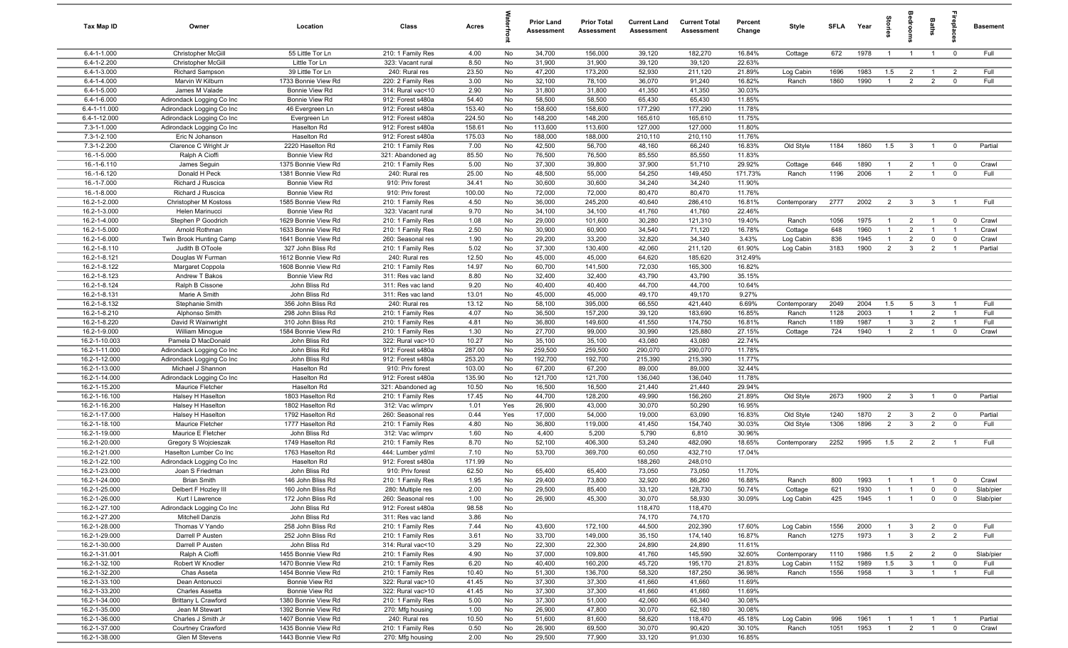| Tax Map ID | Owner | Location | Class | Acres | Waterfront | Prior Land Assessment | Prior Total Assessment | Current Land Assessment | Current Total Assessment | Percent Change | Style | SFLA | Year | Stories | Bedrooms | Baths | Fireplaces | Basement |
|---|---|---|---|---|---|---|---|---|---|---|---|---|---|---|---|---|---|---|
| 6.4-1-1.000 | Christopher McGill | 55 Little Tor Ln | 210: 1 Family Res | 4.00 | No | 34,700 | 156,000 | 39,120 | 182,270 | 16.84% | Cottage | 672 | 1978 | 1 | 1 | 1 | 0 | Full |
| 6.4-1-2.200 | Christopher McGill | Little Tor Ln | 323: Vacant rural | 8.50 | No | 31,900 | 31,900 | 39,120 | 39,120 | 22.63% | | | | | | | | |
| 6.4-1-3.000 | Richard Sampson | 39 Little Tor Ln | 240: Rural res | 23.50 | No | 47,200 | 173,200 | 52,930 | 211,120 | 21.89% | Log Cabin | 1696 | 1983 | 1.5 | 2 | 1 | 2 | Full |
| 6.4-1-4.000 | Marvin W Kilburn | 1733 Bonnie View Rd | 220: 2 Family Res | 3.00 | No | 32,100 | 78,100 | 36,070 | 91,240 | 16.82% | Ranch | 1860 | 1990 | 1 | 2 | 2 | 0 | Full |
| 6.4-1-5.000 | James M Valade | Bonnie View Rd | 314: Rural vac<10 | 2.90 | No | 31,800 | 31,800 | 41,350 | 41,350 | 30.03% | | | | | | | | |
| 6.4-1-6.000 | Adirondack Logging Co Inc | Bonnie View Rd | 912: Forest s480a | 54.40 | No | 58,500 | 58,500 | 65,430 | 65,430 | 11.85% | | | | | | | | |
| 6.4-1-11.000 | Adirondack Logging Co Inc | 46 Evergreen Ln | 912: Forest s480a | 153.40 | No | 158,600 | 158,600 | 177,290 | 177,290 | 11.78% | | | | | | | | |
| 6.4-1-12.000 | Adirondack Logging Co Inc | Evergreen Ln | 912: Forest s480a | 224.50 | No | 148,200 | 148,200 | 165,610 | 165,610 | 11.75% | | | | | | | | |
| 7.3-1-1.000 | Adirondack Logging Co Inc | Haselton Rd | 912: Forest s480a | 158.61 | No | 113,600 | 113,600 | 127,000 | 127,000 | 11.80% | | | | | | | | |
| 7.3-1-2.100 | Eric N Johanson | Haselton Rd | 912: Forest s480a | 175.03 | No | 188,000 | 188,000 | 210,110 | 210,110 | 11.76% | | | | | | | | |
| 7.3-1-2.200 | Clarence C Wright Jr | 2220 Haselton Rd | 210: 1 Family Res | 7.00 | No | 42,500 | 56,700 | 48,160 | 66,240 | 16.83% | Old Style | 1184 | 1860 | 1.5 | 3 | 1 | 0 | Partial |
| 16.-1-5.000 | Ralph A Cioffi | Bonnie View Rd | 321: Abandoned ag | 85.50 | No | 76,500 | 76,500 | 85,550 | 85,550 | 11.83% | | | | | | | | |
| 16.-1-6.110 | James Seguin | 1375 Bonnie View Rd | 210: 1 Family Res | 5.00 | No | 37,300 | 39,800 | 37,900 | 51,710 | 29.92% | Cottage | 646 | 1890 | 1 | 2 | 1 | 0 | Crawl |
| 16.-1-6.120 | Donald H Peck | 1381 Bonnie View Rd | 240: Rural res | 25.00 | No | 48,500 | 55,000 | 54,250 | 149,450 | 171.73% | Ranch | 1196 | 2006 | 1 | 2 | 1 | 0 | Full |
| 16.-1-7.000 | Richard J Ruscica | Bonnie View Rd | 910: Priv forest | 34.41 | No | 30,600 | 30,600 | 34,240 | 34,240 | 11.90% | | | | | | | | |
| 16.-1-8.000 | Richard J Ruscica | Bonnie View Rd | 910: Priv forest | 100.00 | No | 72,000 | 72,000 | 80,470 | 80,470 | 11.76% | | | | | | | | |
| 16.2-1-2.000 | Christopher M Kostoss | 1585 Bonnie View Rd | 210: 1 Family Res | 4.50 | No | 36,000 | 245,200 | 40,640 | 286,410 | 16.81% | Contemporary | 2777 | 2002 | 2 | 3 | 3 | 1 | Full |
| 16.2-1-3.000 | Helen Marinucci | Bonnie View Rd | 323: Vacant rural | 9.70 | No | 34,100 | 34,100 | 41,760 | 41,760 | 22.46% | | | | | | | | |
| 16.2-1-4.000 | Stephen P Goodrich | 1629 Bonnie View Rd | 210: 1 Family Res | 1.08 | No | 29,000 | 101,600 | 30,280 | 121,310 | 19.40% | Ranch | 1056 | 1975 | 1 | 2 | 1 | 0 | Crawl |
| 16.2-1-5.000 | Arnold Rothman | 1633 Bonnie View Rd | 210: 1 Family Res | 2.50 | No | 30,900 | 60,900 | 34,540 | 71,120 | 16.78% | Cottage | 648 | 1960 | 1 | 2 | 1 | 1 | Crawl |
| 16.2-1-6.000 | Twin Brook Hunting Camp | 1641 Bonnie View Rd | 260: Seasonal res | 1.90 | No | 29,200 | 33,200 | 32,820 | 34,340 | 3.43% | Log Cabin | 836 | 1945 | 1 | 2 | 0 | 0 | Crawl |
| 16.2-1-8.110 | Judith B OToole | 327 John Bliss Rd | 210: 1 Family Res | 5.02 | No | 37,300 | 130,400 | 42,060 | 211,120 | 61.90% | Log Cabin | 3183 | 1900 | 2 | 3 | 2 | 1 | Partial |
| 16.2-1-8.121 | Douglas W Furman | 1612 Bonnie View Rd | 240: Rural res | 12.50 | No | 45,000 | 45,000 | 64,620 | 185,620 | 312.49% | | | | | | | | |
| 16.2-1-8.122 | Margaret Coppola | 1608 Bonnie View Rd | 210: 1 Family Res | 14.97 | No | 60,700 | 141,500 | 72,030 | 165,300 | 16.82% | | | | | | | | |
| 16.2-1-8.123 | Andrew T Bakos | Bonnie View Rd | 311: Res vac land | 8.80 | No | 32,400 | 32,400 | 43,790 | 43,790 | 35.15% | | | | | | | | |
| 16.2-1-8.124 | Ralph B Cissone | John Bliss Rd | 311: Res vac land | 9.20 | No | 40,400 | 40,400 | 44,700 | 44,700 | 10.64% | | | | | | | | |
| 16.2-1-8.131 | Marie A Smith | John Bliss Rd | 311: Res vac land | 13.01 | No | 45,000 | 45,000 | 49,170 | 49,170 | 9.27% | | | | | | | | |
| 16.2-1-8.132 | Stephanie Smith | 356 John Bliss Rd | 240: Rural res | 13.12 | No | 58,100 | 395,000 | 66,550 | 421,440 | 6.69% | Contemporary | 2049 | 2004 | 1.5 | 5 | 3 | 1 | Full |
| 16.2-1-8.210 | Alphonso Smith | 298 John Bliss Rd | 210: 1 Family Res | 4.07 | No | 36,500 | 157,200 | 39,120 | 183,690 | 16.85% | Ranch | 1128 | 2003 | 1 | 1 | 2 | 1 | Full |
| 16.2-1-8.220 | David R Wainwright | 310 John Bliss Rd | 210: 1 Family Res | 4.81 | No | 36,800 | 149,600 | 41,550 | 174,750 | 16.81% | Ranch | 1189 | 1987 | 1 | 3 | 2 | 1 | Full |
| 16.2-1-9.000 | William Minogue | 1584 Bonnie View Rd | 210: 1 Family Res | 1.30 | No | 27,700 | 99,000 | 30,990 | 125,880 | 27.15% | Cottage | 724 | 1940 | 1 | 2 | 1 | 0 | Crawl |
| 16.2-1-10.003 | Pamela D MacDonald | John Bliss Rd | 322: Rural vac>10 | 10.27 | No | 35,100 | 35,100 | 43,080 | 43,080 | 22.74% | | | | | | | | |
| 16.2-1-11.000 | Adirondack Logging Co Inc | John Bliss Rd | 912: Forest s480a | 287.00 | No | 259,500 | 259,500 | 290,070 | 290,070 | 11.78% | | | | | | | | |
| 16.2-1-12.000 | Adirondack Logging Co Inc | John Bliss Rd | 912: Forest s480a | 253.20 | No | 192,700 | 192,700 | 215,390 | 215,390 | 11.77% | | | | | | | | |
| 16.2-1-13.000 | Michael J Shannon | Haselton Rd | 910: Priv forest | 103.00 | No | 67,200 | 67,200 | 89,000 | 89,000 | 32.44% | | | | | | | | |
| 16.2-1-14.000 | Adirondack Logging Co Inc | Haselton Rd | 912: Forest s480a | 135.90 | No | 121,700 | 121,700 | 136,040 | 136,040 | 11.78% | | | | | | | | |
| 16.2-1-15.200 | Maurice Fletcher | Haselton Rd | 321: Abandoned ag | 10.50 | No | 16,500 | 16,500 | 21,440 | 21,440 | 29.94% | | | | | | | | |
| 16.2-1-16.100 | Halsey H Haselton | 1803 Haselton Rd | 210: 1 Family Res | 17.45 | No | 44,700 | 128,200 | 49,990 | 156,260 | 21.89% | Old Style | 2673 | 1900 | 2 | 3 | 1 | 0 | Partial |
| 16.2-1-16.200 | Halsey H Haselton | 1802 Haselton Rd | 312: Vac w/imprv | 1.01 | Yes | 26,900 | 43,000 | 30,070 | 50,290 | 16.95% | | | | | | | | |
| 16.2-1-17.000 | Halsey H Haselton | 1792 Haselton Rd | 260: Seasonal res | 0.44 | Yes | 17,000 | 54,000 | 19,000 | 63,090 | 16.83% | Old Style | 1240 | 1870 | 2 | 3 | 2 | 0 | Partial |
| 16.2-1-18.100 | Maurice Fletcher | 1777 Haselton Rd | 210: 1 Family Res | 4.80 | No | 36,800 | 119,000 | 41,450 | 154,740 | 30.03% | Old Style | 1306 | 1896 | 2 | 3 | 2 | 0 | Full |
| 16.2-1-19.000 | Maurice E Fletcher | John Bliss Rd | 312: Vac w/imprv | 1.60 | No | 4,400 | 5,200 | 5,790 | 6,810 | 30.96% | | | | | | | | |
| 16.2-1-20.000 | Gregory S Wojcieszak | 1749 Haselton Rd | 210: 1 Family Res | 8.70 | No | 52,100 | 406,300 | 53,240 | 482,090 | 18.65% | Contemporary | 2252 | 1995 | 1.5 | 2 | 2 | 1 | Full |
| 16.2-1-21.000 | Haselton Lumber Co Inc | 1763 Haselton Rd | 444: Lumber yd/ml | 7.10 | No | 53,700 | 369,700 | 60,050 | 432,710 | 17.04% | | | | | | | | |
| 16.2-1-22.100 | Adirondack Logging Co Inc | Haselton Rd | 912: Forest s480a | 171.99 | No | | | 188,260 | 248,010 | | | | | | | | | |
| 16.2-1-23.000 | Joan S Friedman | John Bliss Rd | 910: Priv forest | 62.50 | No | 65,400 | 65,400 | 73,050 | 73,050 | 11.70% | | | | | | | | |
| 16.2-1-24.000 | Brian Smith | 146 John Bliss Rd | 210: 1 Family Res | 1.95 | No | 29,400 | 73,800 | 32,920 | 86,260 | 16.88% | Ranch | 800 | 1993 | 1 | 1 | 1 | 0 | Crawl |
| 16.2-1-25.000 | Delbert F Hozley III | 160 John Bliss Rd | 280: Multiple res | 2.00 | No | 29,500 | 85,400 | 33,120 | 128,730 | 50.74% | Cottage | 621 | 1930 | 1 | 1 | 0 | 0 | Slab/pier |
| 16.2-1-26.000 | Kurt I Lawrence | 172 John Bliss Rd | 260: Seasonal res | 1.00 | No | 26,900 | 45,300 | 30,070 | 58,930 | 30.09% | Log Cabin | 425 | 1945 | 1 | 1 | 0 | 0 | Slab/pier |
| 16.2-1-27.100 | Adirondack Logging Co Inc | John Bliss Rd | 912: Forest s480a | 98.58 | No | | | 118,470 | 118,470 | | | | | | | | | |
| 16.2-1-27.200 | Mitchell Danzis | John Bliss Rd | 311: Res vac land | 3.86 | No | | | 74,170 | 74,170 | | | | | | | | | |
| 16.2-1-28.000 | Thomas V Yando | 258 John Bliss Rd | 210: 1 Family Res | 7.44 | No | 43,600 | 172,100 | 44,500 | 202,390 | 17.60% | Log Cabin | 1556 | 2000 | 1 | 3 | 2 | 0 | Full |
| 16.2-1-29.000 | Darrell P Austen | 252 John Bliss Rd | 210: 1 Family Res | 3.61 | No | 33,700 | 149,000 | 35,150 | 174,140 | 16.87% | Ranch | 1275 | 1973 | 1 | 3 | 2 | 2 | Full |
| 16.2-1-30.000 | Darrell P Austen | John Bliss Rd | 314: Rural vac<10 | 3.29 | No | 22,300 | 22,300 | 24,890 | 24,890 | 11.61% | | | | | | | | |
| 16.2-1-31.001 | Ralph A Cioffi | 1455 Bonnie View Rd | 210: 1 Family Res | 4.90 | No | 37,000 | 109,800 | 41,760 | 145,590 | 32.60% | Contemporary | 1110 | 1986 | 1.5 | 2 | 2 | 0 | Slab/pier |
| 16.2-1-32.100 | Robert W Knodler | 1470 Bonnie View Rd | 210: 1 Family Res | 6.20 | No | 40,400 | 160,200 | 45,720 | 195,170 | 21.83% | Log Cabin | 1152 | 1989 | 1.5 | 3 | 1 | 0 | Full |
| 16.2-1-32.200 | Chas Asseta | 1454 Bonnie View Rd | 210: 1 Family Res | 10.40 | No | 51,300 | 136,700 | 58,320 | 187,250 | 36.98% | Ranch | 1556 | 1958 | 1 | 3 | 1 | 1 | Full |
| 16.2-1-33.100 | Dean Antonucci | Bonnie View Rd | 322: Rural vac>10 | 41.45 | No | 37,300 | 37,300 | 41,660 | 41,660 | 11.69% | | | | | | | | |
| 16.2-1-33.200 | Charles Assetta | Bonnie View Rd | 322: Rural vac>10 | 41.45 | No | 37,300 | 37,300 | 41,660 | 41,660 | 11.69% | | | | | | | | |
| 16.2-1-34.000 | Brittany L Crawford | 1380 Bonnie View Rd | 210: 1 Family Res | 5.00 | No | 37,300 | 51,000 | 42,060 | 66,340 | 30.08% | | | | | | | | |
| 16.2-1-35.000 | Jean M Stewart | 1392 Bonnie View Rd | 270: Mfg housing | 1.00 | No | 26,900 | 47,800 | 30,070 | 62,180 | 30.08% | | | | | | | | |
| 16.2-1-36.000 | Charles J Smith Jr | 1407 Bonnie View Rd | 240: Rural res | 10.50 | No | 51,600 | 81,600 | 58,620 | 118,470 | 45.18% | Log Cabin | 996 | 1961 | 1 | 1 | 1 | 1 | Partial |
| 16.2-1-37.000 | Courtney Crawford | 1435 Bonnie View Rd | 210: 1 Family Res | 0.50 | No | 26,900 | 69,500 | 30,070 | 90,420 | 30.10% | Ranch | 1051 | 1953 | 1 | 2 | 1 | 0 | Crawl |
| 16.2-1-38.000 | Glen M Stevens | 1443 Bonnie View Rd | 270: Mfg housing | 2.00 | No | 29,500 | 77,900 | 33,120 | 91,030 | 16.85% | | | | | | | | |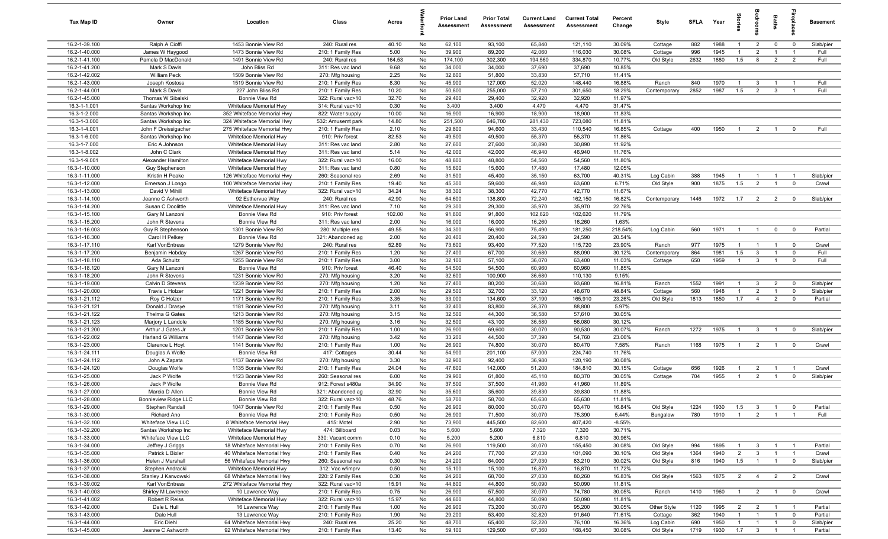| Tax Map ID | Owner | Location | Class | Acres | Waterfront | Prior Land Assessment | Prior Total Assessment | Current Land Assessment | Current Total Assessment | Percent Change | Style | SFLA | Year | Stories | Bedrooms | Baths | Fireplaces | Basement |
|---|---|---|---|---|---|---|---|---|---|---|---|---|---|---|---|---|---|---|
| 16.2-1-39.100 | Ralph A Cioffi | 1453 Bonnie View Rd | 240: Rural res | 40.10 | No | 62,100 | 93,100 | 65,840 | 121,110 | 30.09% | Cottage | 882 | 1988 | 1 | 2 | 0 | 0 | Slab/pier |
| 16.2-1-40.000 | James W Haygood | 1473 Bonnie View Rd | 210: 1 Family Res | 5.00 | No | 39,900 | 89,200 | 42,060 | 116,030 | 30.08% | Cottage | 996 | 1945 | 1 | 2 | 1 | 1 | Full |
| 16.2-1-41.100 | Pamela D MacDonald | 1491 Bonnie View Rd | 240: Rural res | 164.53 | No | 174,100 | 302,300 | 194,560 | 334,870 | 10.77% | Old Style | 2632 | 1880 | 1.5 | 8 | 2 | 2 | Full |
| 16.2-1-41.200 | Mark S Davis | John Bliss Rd | 311: Res vac land | 9.68 | No | 34,000 | 34,000 | 37,690 | 37,690 | 10.85% | | | | | | | | |
| 16.2-1-42.002 | William Peck | 1509 Bonnie View Rd | 270: Mfg housing | 2.25 | No | 32,800 | 51,800 | 33,830 | 57,710 | 11.41% | | | | | | | | |
| 16.2-1-43.000 | Joseph Kostoss | 1519 Bonnie View Rd | 210: 1 Family Res | 8.30 | No | 45,900 | 127,000 | 52,020 | 148,440 | 16.88% | Ranch | 840 | 1970 | 1 | 3 | 1 | 1 | Full |
| 16.2-1-44.001 | Mark S Davis | 227 John Bliss Rd | 210: 1 Family Res | 10.20 | No | 50,800 | 255,000 | 57,710 | 301,650 | 18.29% | Contemporary | 2852 | 1987 | 1.5 | 2 | 3 | 1 | Full |
| 16.2-1-45.000 | Thomas W Sibalski | Bonnie View Rd | 322: Rural vac>10 | 32.70 | No | 29,400 | 29,400 | 32,920 | 32,920 | 11.97% | | | | | | | | |
| 16.3-1-1.001 | Santas Workshop Inc | Whiteface Memorial Hwy | 314: Rural vac<10 | 0.30 | No | 3,400 | 3,400 | 4,470 | 4,470 | 31.47% | | | | | | | | |
| 16.3-1-2.000 | Santas Workshop Inc | 352 Whiteface Memorial Hwy | 822: Water supply | 10.00 | No | 16,900 | 16,900 | 18,900 | 18,900 | 11.83% | | | | | | | | |
| 16.3-1-3.000 | Santas Workshop Inc | 324 Whiteface Memorial Hwy | 532: Amusemt park | 14.80 | No | 251,500 | 646,700 | 281,430 | 723,080 | 11.81% | | | | | | | | |
| 16.3-1-4.001 | John F Dreissigacher | 275 Whiteface Memorial Hwy | 210: 1 Family Res | 2.10 | No | 29,800 | 94,600 | 33,430 | 110,540 | 16.85% | Cottage | 400 | 1950 | 1 | 2 | 1 | 0 | Full |
| 16.3-1-6.000 | Santas Workshop Inc | Whiteface Memorial Hwy | 910: Priv forest | 82.53 | No | 49,500 | 49,500 | 55,370 | 55,370 | 11.86% | | | | | | | | |
| 16.3-1-7.000 | Eric A Johnson | Whiteface Memorial Hwy | 311: Res vac land | 2.80 | No | 27,600 | 27,600 | 30,890 | 30,890 | 11.92% | | | | | | | | |
| 16.3-1-8.002 | John C Clark | Whiteface Memorial Hwy | 311: Res vac land | 5.14 | No | 42,000 | 42,000 | 46,940 | 46,940 | 11.76% | | | | | | | | |
| 16.3-1-9.001 | Alexander Hamilton | Whiteface Memorial Hwy | 322: Rural vac>10 | 16.00 | No | 48,800 | 48,800 | 54,560 | 54,560 | 11.80% | | | | | | | | |
| 16.3-1-10.000 | Guy Stephenson | Whiteface Memorial Hwy | 311: Res vac land | 0.80 | No | 15,600 | 15,600 | 17,480 | 17,480 | 12.05% | | | | | | | | |
| 16.3-1-11.000 | Kristin H Peake | 126 Whiteface Memorial Hwy | 260: Seasonal res | 2.69 | No | 31,500 | 45,400 | 35,150 | 63,700 | 40.31% | Log Cabin | 388 | 1945 | 1 | 1 | 1 | 1 | Slab/pier |
| 16.3-1-12.000 | Emerson J Longo | 100 Whiteface Memorial Hwy | 210: 1 Family Res | 19.40 | No | 45,300 | 59,600 | 46,940 | 63,600 | 6.71% | Old Style | 900 | 1875 | 1.5 | 2 | 1 | 0 | Crawl |
| 16.3-1-13.000 | David V Mihill | Whiteface Memorial Hwy | 322: Rural vac>10 | 34.24 | No | 38,300 | 38,300 | 42,770 | 42,770 | 11.67% | | | | | | | | |
| 16.3-1-14.100 | Jeanne C Ashworth | 92 Esthervue Way | 240: Rural res | 42.90 | No | 64,600 | 138,800 | 72,240 | 162,150 | 16.82% | Contemporary | 1446 | 1972 | 1.7 | 2 | 2 | 0 | Slab/pier |
| 16.3-1-14.200 | Susan C Doolittle | Whiteface Memorial Hwy | 311: Res vac land | 7.10 | No | 29,300 | 29,300 | 35,970 | 35,970 | 22.76% | | | | | | | | |
| 16.3-1-15.100 | Gary M Lanzoni | Bonnie View Rd | 910: Priv forest | 102.00 | No | 91,800 | 91,800 | 102,620 | 102,620 | 11.79% | | | | | | | | |
| 16.3-1-15.200 | John R Stevens | Bonnie View Rd | 311: Res vac land | 2.00 | No | 16,000 | 16,000 | 16,260 | 16,260 | 1.63% | | | | | | | | |
| 16.3-1-16.003 | Guy R Stephenson | 1301 Bonnie View Rd | 280: Multiple res | 49.55 | No | 34,300 | 56,900 | 75,490 | 181,250 | 218.54% | Log Cabin | 560 | 1971 | 1 | 1 | 0 | 0 | Partial |
| 16.3-1-16.300 | Carol H Pelkey | Bonnie View Rd | 321: Abandoned ag | 2.00 | No | 20,400 | 20,400 | 24,590 | 24,590 | 20.54% | | | | | | | | |
| 16.3-1-17.110 | Karl VonEntress | 1279 Bonnie View Rd | 240: Rural res | 52.89 | No | 73,600 | 93,400 | 77,520 | 115,720 | 23.90% | Ranch | 977 | 1975 | 1 | 1 | 1 | 0 | Crawl |
| 16.3-1-17.200 | Benjamin Hobday | 1267 Bonnie View Rd | 210: 1 Family Res | 1.20 | No | 27,400 | 67,700 | 30,680 | 88,090 | 30.12% | Contemporary | 864 | 1981 | 1.5 | 3 | 1 | 0 | Full |
| 16.3-1-18.110 | Ada Schultz | 1255 Bonnie View Rd | 210: 1 Family Res | 3.00 | No | 32,100 | 57,100 | 36,070 | 63,400 | 11.03% | Cottage | 650 | 1959 | 1 | 3 | 1 | 0 | Full |
| 16.3-1-18.120 | Gary M Lanzoni | Bonnie View Rd | 910: Priv forest | 46.40 | No | 54,500 | 54,500 | 60,960 | 60,960 | 11.85% | | | | | | | | |
| 16.3-1-18.200 | John R Stevens | 1231 Bonnie View Rd | 270: Mfg housing | 3.20 | No | 32,600 | 100,900 | 36,680 | 110,130 | 9.15% | | | | | | | | |
| 16.3-1-19.000 | Calvin D Stevens | 1239 Bonnie View Rd | 270: Mfg housing | 1.20 | No | 27,400 | 80,200 | 30,680 | 93,680 | 16.81% | Ranch | 1552 | 1991 | 1 | 3 | 2 | 0 | Slab/pier |
| 16.3-1-20.000 | Travis L Holzer | 1221 Bonnie View Rd | 210: 1 Family Res | 2.00 | No | 29,500 | 32,700 | 33,120 | 48,670 | 48.84% | Cottage | 560 | 1948 | 1 | 2 | 1 | 0 | Slab/pier |
| 16.3-1-21.112 | Roy C Holzer | 1171 Bonnie View Rd | 210: 1 Family Res | 3.35 | No | 33,000 | 134,600 | 37,190 | 165,910 | 23.26% | Old Style | 1813 | 1850 | 1.7 | 4 | 2 | 0 | Partial |
| 16.3-1-21.121 | Donald J Drasye | 1181 Bonnie View Rd | 270: Mfg housing | 3.11 | No | 32,400 | 83,800 | 36,370 | 88,800 | 5.97% | | | | | | | | |
| 16.3-1-21.122 | Thelma G Gates | 1213 Bonnie View Rd | 270: Mfg housing | 3.15 | No | 32,500 | 44,300 | 36,580 | 57,610 | 30.05% | | | | | | | | |
| 16.3-1-21.123 | Marjory L Landole | 1185 Bonnie View Rd | 270: Mfg housing | 3.16 | No | 32,500 | 43,100 | 36,580 | 56,080 | 30.12% | | | | | | | | |
| 16.3-1-21.200 | Arthur J Gates Jr | 1201 Bonnie View Rd | 210: 1 Family Res | 1.00 | No | 26,900 | 69,600 | 30,070 | 90,530 | 30.07% | Ranch | 1272 | 1975 | 1 | 3 | 1 | 0 | Slab/pier |
| 16.3-1-22.002 | Harland G Williams | 1147 Bonnie View Rd | 270: Mfg housing | 3.42 | No | 33,200 | 44,500 | 37,390 | 54,760 | 23.06% | | | | | | | | |
| 16.3-1-23.000 | Clarence L Hoyt | 1141 Bonnie View Rd | 210: 1 Family Res | 1.00 | No | 26,900 | 74,800 | 30,070 | 80,470 | 7.58% | Ranch | 1168 | 1975 | 1 | 2 | 1 | 0 | Crawl |
| 16.3-1-24.111 | Douglas A Wolfe | Bonnie View Rd | 417: Cottages | 30.44 | No | 54,900 | 201,100 | 57,000 | 224,740 | 11.76% | | | | | | | | |
| 16.3-1-24.112 | John A Zapata | 1137 Bonnie View Rd | 270: Mfg housing | 3.30 | No | 32,900 | 92,400 | 36,980 | 120,190 | 30.08% | | | | | | | | |
| 16.3-1-24.120 | Douglas Wolfe | 1135 Bonnie View Rd | 210: 1 Family Res | 24.04 | No | 47,600 | 142,000 | 51,200 | 184,810 | 30.15% | Cottage | 656 | 1926 | 1 | 2 | 1 | 1 | Crawl |
| 16.3-1-25.000 | Jack P Wolfe | 1123 Bonnie View Rd | 260: Seasonal res | 6.00 | No | 39,900 | 61,800 | 45,110 | 80,370 | 30.05% | Cottage | 704 | 1955 | 1 | 2 | 1 | 0 | Slab/pier |
| 16.3-1-26.000 | Jack P Wolfe | Bonnie View Rd | 912: Forest s480a | 34.90 | No | 37,500 | 37,500 | 41,960 | 41,960 | 11.89% | | | | | | | | |
| 16.3-1-27.000 | Marcia D Allen | Bonnie View Rd | 321: Abandoned ag | 32.90 | No | 35,600 | 35,600 | 39,830 | 39,830 | 11.88% | | | | | | | | |
| 16.3-1-28.000 | Bonnieview Ridge LLC | Bonnie View Rd | 322: Rural vac>10 | 48.76 | No | 58,700 | 58,700 | 65,630 | 65,630 | 11.81% | | | | | | | | |
| 16.3-1-29.000 | Stephen Randall | 1047 Bonnie View Rd | 210: 1 Family Res | 0.50 | No | 26,900 | 80,000 | 30,070 | 93,470 | 16.84% | Old Style | 1224 | 1930 | 1.5 | 3 | 1 | 0 | Partial |
| 16.3-1-30.000 | Richard Ano | Bonnie View Rd | 210: 1 Family Res | 0.50 | No | 26,900 | 71,500 | 30,070 | 75,390 | 5.44% | Bungalow | 780 | 1910 | 1 | 2 | 1 | 1 | Full |
| 16.3-1-32.100 | Whiteface View LLC | 8 Whiteface Memorial Hwy | 415: Motel | 2.90 | No | 73,900 | 445,500 | 82,600 | 407,420 | -8.55% | | | | | | | | |
| 16.3-1-32.200 | Santas Workshop Inc | Whiteface Memorial Hwy | 474: Billboard | 0.03 | No | 5,600 | 5,600 | 7,320 | 7,320 | 30.71% | | | | | | | | |
| 16.3-1-33.000 | Whiteface View LLC | Whiteface Memorial Hwy | 330: Vacant comm | 0.10 | No | 5,200 | 5,200 | 6,810 | 6,810 | 30.96% | | | | | | | | |
| 16.3-1-34.000 | Jeffrey J Griggs | 18 Whiteface Memorial Hwy | 210: 1 Family Res | 0.70 | No | 26,900 | 119,500 | 30,070 | 155,450 | 30.08% | Old Style | 994 | 1895 | 1 | 3 | 1 | 1 | Partial |
| 16.3-1-35.000 | Patrick L Bixler | 40 Whiteface Memorial Hwy | 210: 1 Family Res | 0.40 | No | 24,200 | 77,700 | 27,030 | 101,090 | 30.10% | Old Style | 1364 | 1940 | 2 | 3 | 1 | 1 | Crawl |
| 16.3-1-36.000 | Helen J Marshall | 56 Whiteface Memorial Hwy | 260: Seasonal res | 0.30 | No | 24,200 | 64,000 | 27,030 | 83,210 | 30.02% | Old Style | 816 | 1940 | 1.5 | 1 | 1 | 0 | Slab/pier |
| 16.3-1-37.000 | Stephen Andracki | Whiteface Memorial Hwy | 312: Vac w/imprv | 0.50 | No | 15,100 | 15,100 | 16,870 | 16,870 | 11.72% | | | | | | | | |
| 16.3-1-38.000 | Stanley J Karwowski | 68 Whiteface Memorial Hwy | 220: 2 Family Res | 0.30 | No | 24,200 | 68,700 | 27,030 | 80,260 | 16.83% | Old Style | 1563 | 1875 | 2 | 4 | 2 | 2 | Crawl |
| 16.3-1-39.002 | Karl VonEntress | 272 Whiteface Memorial Hwy | 322: Rural vac>10 | 15.91 | No | 44,800 | 44,800 | 50,090 | 50,090 | 11.81% | | | | | | | | |
| 16.3-1-40.003 | Shirley M Lawrence | 10 Lawrence Way | 210: 1 Family Res | 0.75 | No | 26,900 | 57,500 | 30,070 | 74,780 | 30.05% | Ranch | 1410 | 1960 | 1 | 2 | 1 | 0 | Crawl |
| 16.3-1-41.002 | Robert R Reiss | Whiteface Memorial Hwy | 322: Rural vac>10 | 15.97 | No | 44,800 | 44,800 | 50,090 | 50,090 | 11.81% | | | | | | | | |
| 16.3-1-42.000 | Dale L Hull | 16 Lawrence Way | 210: 1 Family Res | 1.00 | No | 26,900 | 73,200 | 30,070 | 95,200 | 30.05% | Other Style | 1120 | 1995 | 2 | 2 | 1 | 1 | Partial |
| 16.3-1-43.000 | Dale Hull | 13 Lawrence Way | 210: 1 Family Res | 1.90 | No | 29,200 | 53,400 | 32,820 | 91,640 | 71.61% | Cottage | 362 | 1940 | 1 | 1 | 1 | 0 | Partial |
| 16.3-1-44.000 | Eric Diehl | 64 Whiteface Memorial Hwy | 240: Rural res | 25.20 | No | 48,700 | 65,400 | 52,220 | 76,100 | 16.36% | Log Cabin | 690 | 1950 | 1 | 1 | 1 | 0 | Slab/pier |
| 16.3-1-45.000 | Jeanne C Ashworth | 92 Whiteface Memorial Hwy | 210: 1 Family Res | 13.40 | No | 59,100 | 129,500 | 67,360 | 168,450 | 30.08% | Old Style | 1719 | 1930 | 1.7 | 3 | 1 | 1 | Partial |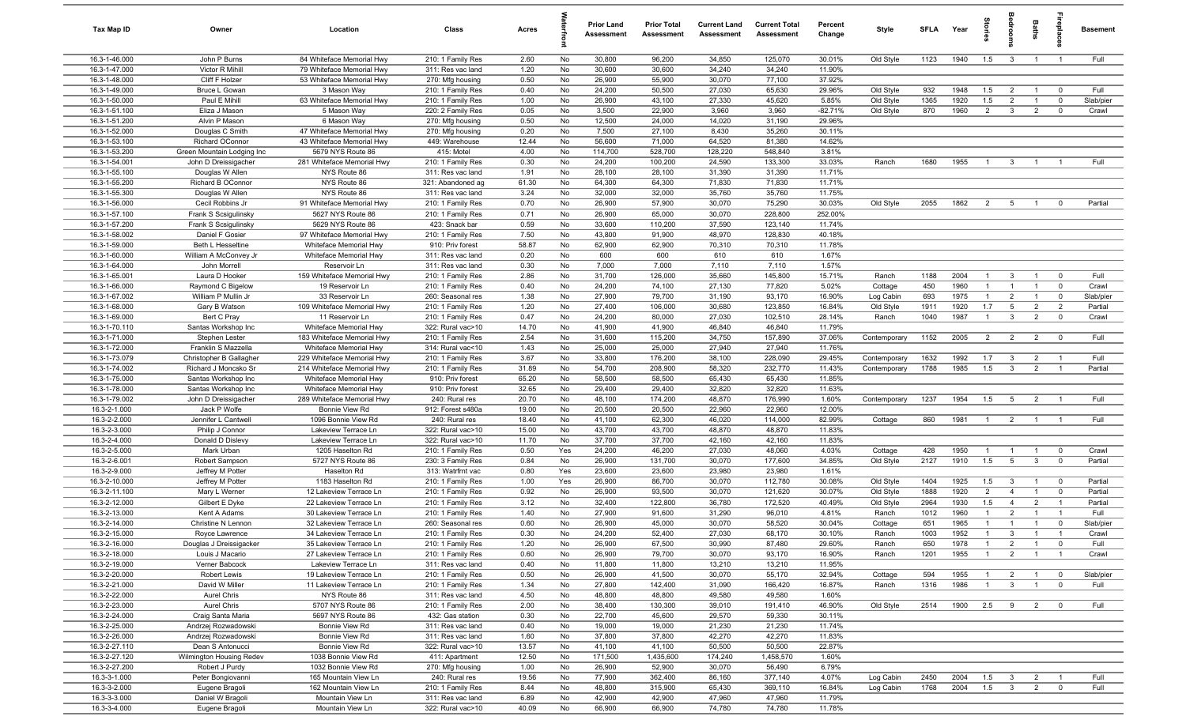| Tax Map ID | Owner | Location | Class | Acres | Waterfront | Prior Land Assessment | Prior Total Assessment | Current Land Assessment | Current Total Assessment | Percent Change | Style | SFLA | Year | Stories | Bedrooms | Baths | Fireplaces | Basement |
|---|---|---|---|---|---|---|---|---|---|---|---|---|---|---|---|---|---|---|
| 16.3-1-46.000 | John P Burns | 84 Whiteface Memorial Hwy | 210: 1 Family Res | 2.60 | No | 30,800 | 96,200 | 34,850 | 125,070 | 30.01% | Old Style | 1123 | 1940 | 1.5 | 3 | 1 | 1 | Full |
| 16.3-1-47.000 | Victor R Mihill | 79 Whiteface Memorial Hwy | 311: Res vac land | 1.20 | No | 30,600 | 30,600 | 34,240 | 34,240 | 11.90% | | | | | | | | |
| 16.3-1-48.000 | Cliff F Holzer | 53 Whiteface Memorial Hwy | 270: Mfg housing | 0.50 | No | 26,900 | 55,900 | 30,070 | 77,100 | 37.92% | | | | | | | | |
| 16.3-1-49.000 | Bruce L Gowan | 3 Mason Way | 210: 1 Family Res | 0.40 | No | 24,200 | 50,500 | 27,030 | 65,630 | 29.96% | Old Style | 932 | 1948 | 1.5 | 2 | 1 | 0 | Full |
| 16.3-1-50.000 | Paul E Mihill | 63 Whiteface Memorial Hwy | 210: 1 Family Res | 1.00 | No | 26,900 | 43,100 | 27,330 | 45,620 | 5.85% | Old Style | 1365 | 1920 | 1.5 | 2 | 1 | 0 | Slab/pier |
| 16.3-1-51.100 | Eliza J Mason | 5 Mason Way | 220: 2 Family Res | 0.05 | No | 3,500 | 22,900 | 3,960 | 3,960 | -82.71% | Old Style | 870 | 1960 | 2 | 3 | 2 | 0 | Crawl |
| 16.3-1-51.200 | Alvin P Mason | 6 Mason Way | 270: Mfg housing | 0.50 | No | 12,500 | 24,000 | 14,020 | 31,190 | 29.96% | | | | | | | | |
| 16.3-1-52.000 | Douglas C Smith | 47 Whiteface Memorial Hwy | 270: Mfg housing | 0.20 | No | 7,500 | 27,100 | 8,430 | 35,260 | 30.11% | | | | | | | | |
| 16.3-1-53.100 | Richard OConnor | 43 Whiteface Memorial Hwy | 449: Warehouse | 12.44 | No | 56,600 | 71,000 | 64,520 | 81,380 | 14.62% | | | | | | | | |
| 16.3-1-53.200 | Green Mountain Lodging Inc | 5679 NYS Route 86 | 415: Motel | 4.00 | No | 114,700 | 528,700 | 128,220 | 548,840 | 3.81% | | | | | | | | |
| 16.3-1-54.001 | John D Dreissigacher | 281 Whiteface Memorial Hwy | 210: 1 Family Res | 0.30 | No | 24,200 | 100,200 | 24,590 | 133,300 | 33.03% | Ranch | 1680 | 1955 | 1 | 3 | 1 | 1 | Full |
| 16.3-1-55.100 | Douglas W Allen | NYS Route 86 | 311: Res vac land | 1.91 | No | 28,100 | 28,100 | 31,390 | 31,390 | 11.71% | | | | | | | | |
| 16.3-1-55.200 | Richard B OConnor | NYS Route 86 | 321: Abandoned ag | 61.30 | No | 64,300 | 64,300 | 71,830 | 71,830 | 11.71% | | | | | | | | |
| 16.3-1-55.300 | Douglas W Allen | NYS Route 86 | 311: Res vac land | 3.24 | No | 32,000 | 32,000 | 35,760 | 35,760 | 11.75% | | | | | | | | |
| 16.3-1-56.000 | Cecil Robbins Jr | 91 Whiteface Memorial Hwy | 210: 1 Family Res | 0.70 | No | 26,900 | 57,900 | 30,070 | 75,290 | 30.03% | Old Style | 2055 | 1862 | 2 | 5 | 1 | 0 | Partial |
| 16.3-1-57.100 | Frank S Scsigulinsky | 5627 NYS Route 86 | 210: 1 Family Res | 0.71 | No | 26,900 | 65,000 | 30,070 | 228,800 | 252.00% | | | | | | | | |
| 16.3-1-57.200 | Frank S Scsigulinsky | 5629 NYS Route 86 | 423: Snack bar | 0.59 | No | 33,600 | 110,200 | 37,590 | 123,140 | 11.74% | | | | | | | | |
| 16.3-1-58.002 | Daniel F Gosier | 97 Whiteface Memorial Hwy | 210: 1 Family Res | 7.50 | No | 43,800 | 91,900 | 48,970 | 128,830 | 40.18% | | | | | | | | |
| 16.3-1-59.000 | Beth L Hesseltine | Whiteface Memorial Hwy | 910: Priv forest | 58.87 | No | 62,900 | 62,900 | 70,310 | 70,310 | 11.78% | | | | | | | | |
| 16.3-1-60.000 | William A McConvey Jr | Whiteface Memorial Hwy | 311: Res vac land | 0.20 | No | 600 | 600 | 610 | 610 | 1.67% | | | | | | | | |
| 16.3-1-64.000 | John Morrell | Reservoir Ln | 311: Res vac land | 0.30 | No | 7,000 | 7,000 | 7,110 | 7,110 | 1.57% | | | | | | | | |
| 16.3-1-65.001 | Laura D Hooker | 159 Whiteface Memorial Hwy | 210: 1 Family Res | 2.86 | No | 31,700 | 126,000 | 35,660 | 145,800 | 15.71% | Ranch | 1188 | 2004 | 1 | 3 | 1 | 0 | Full |
| 16.3-1-66.000 | Raymond C Bigelow | 19 Reservoir Ln | 210: 1 Family Res | 0.40 | No | 24,200 | 74,100 | 27,130 | 77,820 | 5.02% | Cottage | 450 | 1960 | 1 | 1 | 1 | 0 | Crawl |
| 16.3-1-67.002 | William P Mullin Jr | 33 Reservoir Ln | 260: Seasonal res | 1.38 | No | 27,900 | 79,700 | 31,190 | 93,170 | 16.90% | Log Cabin | 693 | 1975 | 1 | 2 | 1 | 0 | Slab/pier |
| 16.3-1-68.000 | Gary B Watson | 109 Whiteface Memorial Hwy | 210: 1 Family Res | 1.20 | No | 27,400 | 106,000 | 30,680 | 123,850 | 16.84% | Old Style | 1911 | 1920 | 1.7 | 5 | 2 | 2 | Partial |
| 16.3-1-69.000 | Bert C Pray | 11 Reservoir Ln | 210: 1 Family Res | 0.47 | No | 24,200 | 80,000 | 27,030 | 102,510 | 28.14% | Ranch | 1040 | 1987 | 1 | 3 | 2 | 0 | Crawl |
| 16.3-1-70.110 | Santas Workshop Inc | Whiteface Memorial Hwy | 322: Rural vac>10 | 14.70 | No | 41,900 | 41,900 | 46,840 | 46,840 | 11.79% | | | | | | | | |
| 16.3-1-71.000 | Stephen Lester | 183 Whiteface Memorial Hwy | 210: 1 Family Res | 2.54 | No | 31,600 | 115,200 | 34,750 | 157,890 | 37.06% | Contemporary | 1152 | 2005 | 2 | 2 | 2 | 0 | Full |
| 16.3-1-72.000 | Franklin S Mazzella | Whiteface Memorial Hwy | 314: Rural vac<10 | 1.43 | No | 25,000 | 25,000 | 27,940 | 27,940 | 11.76% | | | | | | | | |
| 16.3-1-73.079 | Christopher B Gallagher | 229 Whiteface Memorial Hwy | 210: 1 Family Res | 3.67 | No | 33,800 | 176,200 | 38,100 | 228,090 | 29.45% | Contemporary | 1632 | 1992 | 1.7 | 3 | 2 | 1 | Full |
| 16.3-1-74.002 | Richard J Moncsko Sr | 214 Whiteface Memorial Hwy | 210: 1 Family Res | 31.89 | No | 54,700 | 208,900 | 58,320 | 232,770 | 11.43% | Contemporary | 1788 | 1985 | 1.5 | 3 | 2 | 1 | Partial |
| 16.3-1-75.000 | Santas Workshop Inc | Whiteface Memorial Hwy | 910: Priv forest | 65.20 | No | 58,500 | 58,500 | 65,430 | 65,430 | 11.85% | | | | | | | | |
| 16.3-1-78.000 | Santas Workshop Inc | Whiteface Memorial Hwy | 910: Priv forest | 32.65 | No | 29,400 | 29,400 | 32,820 | 32,820 | 11.63% | | | | | | | | |
| 16.3-1-79.002 | John D Dreissigacher | 289 Whiteface Memorial Hwy | 240: Rural res | 20.70 | No | 48,100 | 174,200 | 48,870 | 176,990 | 1.60% | Contemporary | 1237 | 1954 | 1.5 | 5 | 2 | 1 | Full |
| 16.3-2-1.000 | Jack P Wolfe | Bonnie View Rd | 912: Forest s480a | 19.00 | No | 20,500 | 20,500 | 22,960 | 22,960 | 12.00% | | | | | | | | |
| 16.3-2-2.000 | Jennifer L Cantwell | 1096 Bonnie View Rd | 240: Rural res | 18.40 | No | 41,100 | 62,300 | 46,020 | 114,000 | 82.99% | Cottage | 860 | 1981 | 1 | 2 | 1 | 1 | Full |
| 16.3-2-3.000 | Philip J Connor | Lakeview Terrace Ln | 322: Rural vac>10 | 15.00 | No | 43,700 | 43,700 | 48,870 | 48,870 | 11.83% | | | | | | | | |
| 16.3-2-4.000 | Donald D Dislevy | Lakeview Terrace Ln | 322: Rural vac>10 | 11.70 | No | 37,700 | 37,700 | 42,160 | 42,160 | 11.83% | | | | | | | | |
| 16.3-2-5.000 | Mark Urban | 1205 Haselton Rd | 210: 1 Family Res | 0.50 | Yes | 24,200 | 46,200 | 27,030 | 48,060 | 4.03% | Cottage | 428 | 1950 | 1 | 1 | 1 | 0 | Crawl |
| 16.3-2-6.001 | Robert Sampson | 5727 NYS Route 86 | 230: 3 Family Res | 0.84 | No | 26,900 | 131,700 | 30,070 | 177,600 | 34.85% | Old Style | 2127 | 1910 | 1.5 | 5 | 3 | 0 | Partial |
| 16.3-2-9.000 | Jeffrey M Potter | Haselton Rd | 313: Watrfrnt vac | 0.80 | Yes | 23,600 | 23,600 | 23,980 | 23,980 | 1.61% | | | | | | | | |
| 16.3-2-10.000 | Jeffrey M Potter | 1183 Haselton Rd | 210: 1 Family Res | 1.00 | Yes | 26,900 | 86,700 | 30,070 | 112,780 | 30.08% | Old Style | 1404 | 1925 | 1.5 | 3 | 1 | 0 | Partial |
| 16.3-2-11.100 | Mary L Werner | 12 Lakeview Terrace Ln | 210: 1 Family Res | 0.92 | No | 26,900 | 93,500 | 30,070 | 121,620 | 30.07% | Old Style | 1888 | 1920 | 2 | 4 | 1 | 0 | Partial |
| 16.3-2-12.000 | Gilbert E Dyke | 22 Lakeview Terrace Ln | 210: 1 Family Res | 3.12 | No | 32,400 | 122,800 | 36,780 | 172,520 | 40.49% | Old Style | 2964 | 1930 | 1.5 | 4 | 2 | 1 | Partial |
| 16.3-2-13.000 | Kent A Adams | 30 Lakeview Terrace Ln | 210: 1 Family Res | 1.40 | No | 27,900 | 91,600 | 31,290 | 96,010 | 4.81% | Ranch | 1012 | 1960 | 1 | 2 | 1 | 1 | Full |
| 16.3-2-14.000 | Christine N Lennon | 32 Lakeview Terrace Ln | 260: Seasonal res | 0.60 | No | 26,900 | 45,000 | 30,070 | 58,520 | 30.04% | Cottage | 651 | 1965 | 1 | 1 | 1 | 0 | Slab/pier |
| 16.3-2-15.000 | Royce Lawrence | 34 Lakeview Terrace Ln | 210: 1 Family Res | 0.30 | No | 24,200 | 52,400 | 27,030 | 68,170 | 30.10% | Ranch | 1003 | 1952 | 1 | 3 | 1 | 1 | Crawl |
| 16.3-2-16.000 | Douglas J Dreissigacker | 35 Lakeview Terrace Ln | 210: 1 Family Res | 1.20 | No | 26,900 | 67,500 | 30,990 | 87,480 | 29.60% | Ranch | 650 | 1978 | 1 | 2 | 1 | 0 | Full |
| 16.3-2-18.000 | Louis J Macario | 27 Lakeview Terrace Ln | 210: 1 Family Res | 0.60 | No | 26,900 | 79,700 | 30,070 | 93,170 | 16.90% | Ranch | 1201 | 1955 | 1 | 2 | 1 | 1 | Crawl |
| 16.3-2-19.000 | Verner Babcock | Lakeview Terrace Ln | 311: Res vac land | 0.40 | No | 11,800 | 11,800 | 13,210 | 13,210 | 11.95% | | | | | | | | |
| 16.3-2-20.000 | Robert Lewis | 19 Lakeview Terrace Ln | 210: 1 Family Res | 0.50 | No | 26,900 | 41,500 | 30,070 | 55,170 | 32.94% | Cottage | 594 | 1955 | 1 | 2 | 1 | 0 | Slab/pier |
| 16.3-2-21.000 | David W Miller | 11 Lakeview Terrace Ln | 210: 1 Family Res | 1.34 | No | 27,800 | 142,400 | 31,090 | 166,420 | 16.87% | Ranch | 1316 | 1986 | 1 | 3 | 1 | 0 | Full |
| 16.3-2-22.000 | Aurel Chris | NYS Route 86 | 311: Res vac land | 4.50 | No | 48,800 | 48,800 | 49,580 | 49,580 | 1.60% | | | | | | | | |
| 16.3-2-23.000 | Aurel Chris | 5707 NYS Route 86 | 210: 1 Family Res | 2.00 | No | 38,400 | 130,300 | 39,010 | 191,410 | 46.90% | Old Style | 2514 | 1900 | 2.5 | 9 | 2 | 0 | Full |
| 16.3-2-24.000 | Craig Santa Maria | 5697 NYS Route 86 | 432: Gas station | 0.30 | No | 22,700 | 45,600 | 29,570 | 59,330 | 30.11% | | | | | | | | |
| 16.3-2-25.000 | Andrzej Rozwadowski | Bonnie View Rd | 311: Res vac land | 0.40 | No | 19,000 | 19,000 | 21,230 | 21,230 | 11.74% | | | | | | | | |
| 16.3-2-26.000 | Andrzej Rozwadowski | Bonnie View Rd | 311: Res vac land | 1.60 | No | 37,800 | 37,800 | 42,270 | 42,270 | 11.83% | | | | | | | | |
| 16.3-2-27.110 | Dean S Antonucci | Bonnie View Rd | 322: Rural vac>10 | 13.57 | No | 41,100 | 41,100 | 50,500 | 50,500 | 22.87% | | | | | | | | |
| 16.3-2-27.120 | Wilmington Housing Redev | 1038 Bonnie View Rd | 411: Apartment | 12.50 | No | 171,500 | 1,435,600 | 174,240 | 1,458,570 | 1.60% | | | | | | | | |
| 16.3-2-27.200 | Robert J Purdy | 1032 Bonnie View Rd | 270: Mfg housing | 1.00 | No | 26,900 | 52,900 | 30,070 | 56,490 | 6.79% | | | | | | | | |
| 16.3-3-1.000 | Peter Bongiovanni | 165 Mountain View Ln | 240: Rural res | 19.56 | No | 77,900 | 362,400 | 86,160 | 377,140 | 4.07% | Log Cabin | 2450 | 2004 | 1.5 | 3 | 2 | 1 | Full |
| 16.3-3-2.000 | Eugene Bragoli | 162 Mountain View Ln | 210: 1 Family Res | 8.44 | No | 48,800 | 315,900 | 65,430 | 369,110 | 16.84% | Log Cabin | 1768 | 2004 | 1.5 | 3 | 2 | 0 | Full |
| 16.3-3-3.000 | Daniel W Bragoli | Mountain View Ln | 311: Res vac land | 6.89 | No | 42,900 | 42,900 | 47,960 | 47,960 | 11.79% | | | | | | | | |
| 16.3-3-4.000 | Eugene Bragoli | Mountain View Ln | 322: Rural vac>10 | 40.09 | No | 66,900 | 66,900 | 74,780 | 74,780 | 11.78% | | | | | | | | |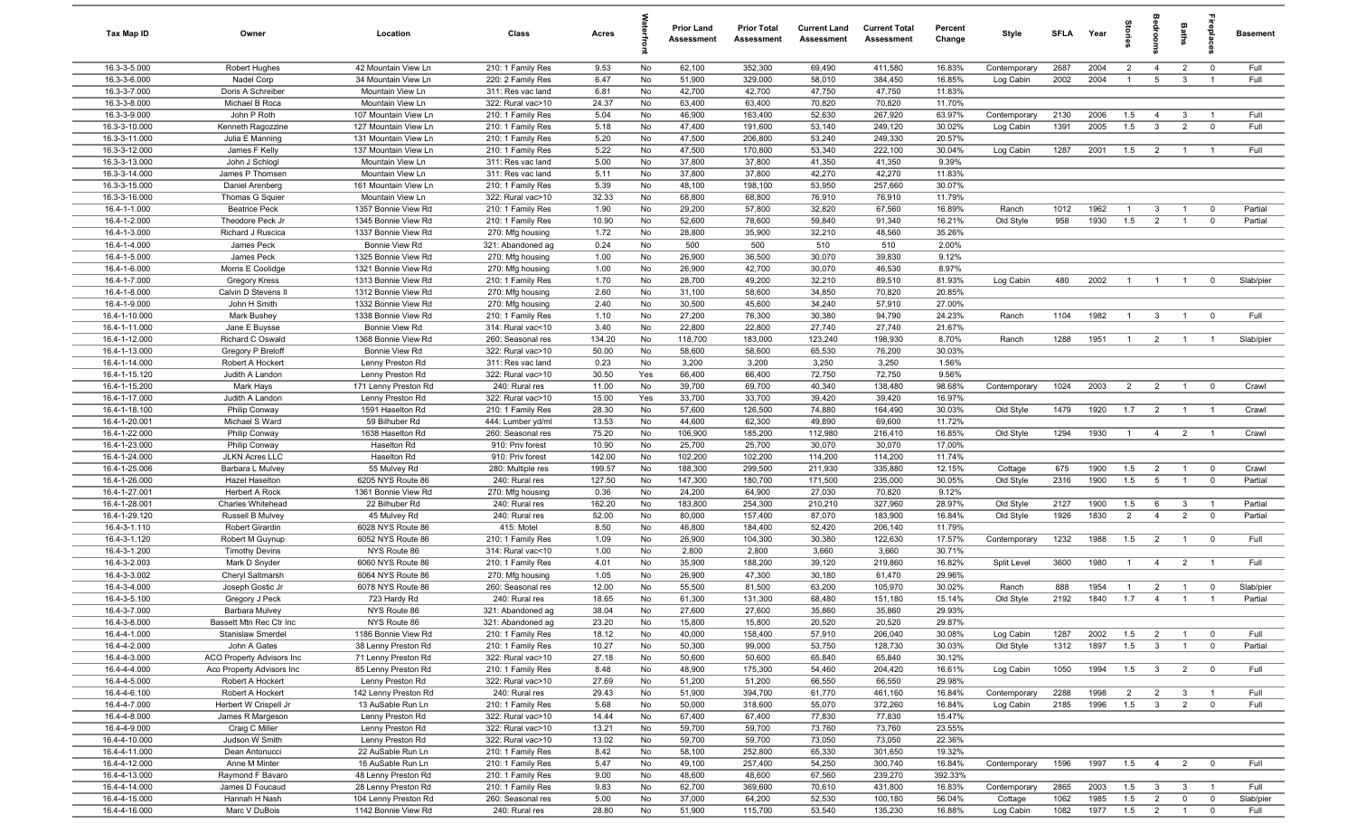| Tax Map ID | Owner | Location | Class | Acres | Waterfront | Prior Land Assessment | Prior Total Assessment | Current Land Assessment | Current Total Assessment | Percent Change | Style | SFLA | Year | Stories | Bedrooms | Baths | Fireplaces | Basement |
|---|---|---|---|---|---|---|---|---|---|---|---|---|---|---|---|---|---|---|
| 16.3-3-5.000 | Robert Hughes | 42 Mountain View Ln | 210: 1 Family Res | 9.53 | No | 62,100 | 352,300 | 69,490 | 411,580 | 16.83% | Contemporary | 2687 | 2004 | 2 | 4 | 2 | 0 | Full |
| 16.3-3-6.000 | Nadel Corp | 34 Mountain View Ln | 220: 2 Family Res | 6.47 | No | 51,900 | 329,000 | 58,010 | 384,450 | 16.85% | Log Cabin | 2002 | 2004 | 1 | 5 | 3 | 1 | Full |
| 16.3-3-7.000 | Doris A Schreiber | Mountain View Ln | 311: Res vac land | 6.81 | No | 42,700 | 42,700 | 47,750 | 47,750 | 11.83% | | | | | | | | |
| 16.3-3-8.000 | Michael B Roca | Mountain View Ln | 322: Rural vac>10 | 24.37 | No | 63,400 | 63,400 | 70,820 | 70,820 | 11.70% | | | | | | | | |
| 16.3-3-9.000 | John P Roth | 107 Mountain View Ln | 210: 1 Family Res | 5.04 | No | 46,900 | 163,400 | 52,630 | 267,920 | 63.97% | Contemporary | 2130 | 2006 | 1.5 | 4 | 3 | 1 | Full |
| 16.3-3-10.000 | Kenneth Ragozzine | 127 Mountain View Ln | 210: 1 Family Res | 5.18 | No | 47,400 | 191,600 | 53,140 | 249,120 | 30.02% | Log Cabin | 1391 | 2005 | 1.5 | 3 | 2 | 0 | Full |
| 16.3-3-11.000 | Julia E Manning | 131 Mountain View Ln | 210: 1 Family Res | 5.20 | No | 47,500 | 206,800 | 53,240 | 249,330 | 20.57% | | | | | | | | |
| 16.3-3-12.000 | James F Kelly | 137 Mountain View Ln | 210: 1 Family Res | 5.22 | No | 47,500 | 170,800 | 53,340 | 222,100 | 30.04% | Log Cabin | 1287 | 2001 | 1.5 | 2 | 1 | 1 | Full |
| 16.3-3-13.000 | John J Schlogl | Mountain View Ln | 311: Res vac land | 5.00 | No | 37,800 | 37,800 | 41,350 | 41,350 | 9.39% | | | | | | | | |
| 16.3-3-14.000 | James P Thomsen | Mountain View Ln | 311: Res vac land | 5.11 | No | 37,800 | 37,800 | 42,270 | 42,270 | 11.83% | | | | | | | | |
| 16.3-3-15.000 | Daniel Arenberg | 161 Mountain View Ln | 210: 1 Family Res | 5.39 | No | 48,100 | 198,100 | 53,950 | 257,660 | 30.07% | | | | | | | | |
| 16.3-3-16.000 | Thomas G Squier | Mountain View Ln | 322: Rural vac>10 | 32.33 | No | 68,800 | 68,800 | 76,910 | 76,910 | 11.79% | | | | | | | | |
| 16.4-1-1.000 | Beatrice Peck | 1357 Bonnie View Rd | 210: 1 Family Res | 1.90 | No | 29,200 | 57,800 | 32,820 | 67,560 | 16.89% | Ranch | 1012 | 1962 | 1 | 3 | 1 | 0 | Partial |
| 16.4-1-2.000 | Theodore Peck Jr | 1345 Bonnie View Rd | 210: 1 Family Res | 10.90 | No | 52,600 | 78,600 | 59,840 | 91,340 | 16.21% | Old Style | 958 | 1930 | 1.5 | 2 | 1 | 0 | Partial |
| 16.4-1-3.000 | Richard J Ruscica | 1337 Bonnie View Rd | 270: Mfg housing | 1.72 | No | 28,800 | 35,900 | 32,210 | 48,560 | 35.26% | | | | | | | | |
| 16.4-1-4.000 | James Peck | Bonnie View Rd | 321: Abandoned ag | 0.24 | No | 500 | 500 | 510 | 510 | 2.00% | | | | | | | | |
| 16.4-1-5.000 | James Peck | 1325 Bonnie View Rd | 270: Mfg housing | 1.00 | No | 26,900 | 36,500 | 30,070 | 39,830 | 9.12% | | | | | | | | |
| 16.4-1-6.000 | Morris E Coolidge | 1321 Bonnie View Rd | 270: Mfg housing | 1.00 | No | 26,900 | 42,700 | 30,070 | 46,530 | 8.97% | | | | | | | | |
| 16.4-1-7.000 | Gregory Kress | 1313 Bonnie View Rd | 210: 1 Family Res | 1.70 | No | 28,700 | 49,200 | 32,210 | 89,510 | 81.93% | Log Cabin | 480 | 2002 | 1 | 1 | 1 | 0 | Slab/pier |
| 16.4-1-8.000 | Calvin D Stevens II | 1312 Bonnie View Rd | 270: Mfg housing | 2.60 | No | 31,100 | 58,600 | 34,850 | 70,820 | 20.85% | | | | | | | | |
| 16.4-1-9.000 | John H Smith | 1332 Bonnie View Rd | 270: Mfg housing | 2.40 | No | 30,500 | 45,600 | 34,240 | 57,910 | 27.00% | | | | | | | | |
| 16.4-1-10.000 | Mark Bushey | 1338 Bonnie View Rd | 210: 1 Family Res | 1.10 | No | 27,200 | 76,300 | 30,380 | 94,790 | 24.23% | Ranch | 1104 | 1982 | 1 | 3 | 1 | 0 | Full |
| 16.4-1-11.000 | Jane E Buysse | Bonnie View Rd | 314: Rural vac<10 | 3.40 | No | 22,800 | 22,800 | 27,740 | 27,740 | 21.67% | | | | | | | | |
| 16.4-1-12.000 | Richard C Oswald | 1368 Bonnie View Rd | 260: Seasonal res | 134.20 | No | 118,700 | 183,000 | 123,240 | 198,930 | 8.70% | Ranch | 1288 | 1951 | 1 | 2 | 1 | 1 | Slab/pier |
| 16.4-1-13.000 | Gregory P Breloff | Bonnie View Rd | 322: Rural vac>10 | 50.00 | No | 58,600 | 58,600 | 65,530 | 76,200 | 30.03% | | | | | | | | |
| 16.4-1-14.000 | Robert A Hockert | Lenny Preston Rd | 311: Res vac land | 0.23 | No | 3,200 | 3,200 | 3,250 | 3,250 | 1.56% | | | | | | | | |
| 16.4-1-15.120 | Judith A Landon | Lenny Preston Rd | 322: Rural vac>10 | 30.50 | Yes | 66,400 | 66,400 | 72,750 | 72,750 | 9.56% | | | | | | | | |
| 16.4-1-15.200 | Mark Hays | 171 Lenny Preston Rd | 240: Rural res | 11.00 | No | 39,700 | 69,700 | 40,340 | 138,480 | 98.68% | Contemporary | 1024 | 2003 | 2 | 2 | 1 | 0 | Crawl |
| 16.4-1-17.000 | Judith A Landon | Lenny Preston Rd | 322: Rural vac>10 | 15.00 | Yes | 33,700 | 33,700 | 39,420 | 39,420 | 16.97% | | | | | | | | |
| 16.4-1-18.100 | Philip Conway | 1591 Haselton Rd | 210: 1 Family Res | 28.30 | No | 57,600 | 126,500 | 74,880 | 164,490 | 30.03% | Old Style | 1479 | 1920 | 1.7 | 2 | 1 | 1 | Crawl |
| 16.4-1-20.001 | Michael S Ward | 59 Bilhuber Rd | 444: Lumber yd/ml | 13.53 | No | 44,600 | 62,300 | 49,890 | 69,600 | 11.72% | | | | | | | | |
| 16.4-1-22.000 | Philip Conway | 1638 Haselton Rd | 260: Seasonal res | 75.20 | No | 106,900 | 185,200 | 112,980 | 216,410 | 16.85% | Old Style | 1294 | 1930 | 1 | 4 | 2 | 1 | Crawl |
| 16.4-1-23.000 | Philip Conway | Haselton Rd | 910: Priv forest | 10.90 | No | 25,700 | 25,700 | 30,070 | 30,070 | 17.00% | | | | | | | | |
| 16.4-1-24.000 | JLKN Acres LLC | Haselton Rd | 910: Priv forest | 142.00 | No | 102,200 | 102,200 | 114,200 | 114,200 | 11.74% | | | | | | | | |
| 16.4-1-25.006 | Barbara L Mulvey | 55 Mulvey Rd | 280: Multiple res | 199.57 | No | 188,300 | 299,500 | 211,930 | 335,880 | 12.15% | Cottage | 675 | 1900 | 1.5 | 2 | 1 | 0 | Crawl |
| 16.4-1-26.000 | Hazel Haselton | 6205 NYS Route 86 | 240: Rural res | 127.50 | No | 147,300 | 180,700 | 171,500 | 235,000 | 30.05% | Old Style | 2316 | 1900 | 1.5 | 5 | 1 | 0 | Partial |
| 16.4-1-27.001 | Herbert A Rock | 1361 Bonnie View Rd | 270: Mfg housing | 0.36 | No | 24,200 | 64,900 | 27,030 | 70,820 | 9.12% | | | | | | | | |
| 16.4-1-28.001 | Charles Whitehead | 22 Bilhuber Rd | 240: Rural res | 162.20 | No | 183,800 | 254,300 | 210,210 | 327,960 | 28.97% | Old Style | 2127 | 1900 | 1.5 | 6 | 3 | 1 | Partial |
| 16.4-1-29.120 | Russell B Mulvey | 45 Mulvey Rd | 240: Rural res | 52.00 | No | 80,000 | 157,400 | 87,070 | 183,900 | 16.84% | Old Style | 1926 | 1830 | 2 | 4 | 2 | 0 | Partial |
| 16.4-3-1.110 | Robert Girardin | 6028 NYS Route 86 | 415: Motel | 8.50 | No | 46,800 | 184,400 | 52,420 | 206,140 | 11.79% | | | | | | | | |
| 16.4-3-1.120 | Robert M Guynup | 6052 NYS Route 86 | 210: 1 Family Res | 1.09 | No | 26,900 | 104,300 | 30,380 | 122,630 | 17.57% | Contemporary | 1232 | 1988 | 1.5 | 2 | 1 | 0 | Full |
| 16.4-3-1.200 | Timothy Devins | NYS Route 86 | 314: Rural vac<10 | 1.00 | No | 2,800 | 2,800 | 3,660 | 3,660 | 30.71% | | | | | | | | |
| 16.4-3-2.003 | Mark D Snyder | 6060 NYS Route 86 | 210: 1 Family Res | 4.01 | No | 35,900 | 188,200 | 39,120 | 219,860 | 16.82% | Split Level | 3600 | 1980 | 1 | 4 | 2 | 1 | Full |
| 16.4-3-3.002 | Cheryl Saltmarsh | 6064 NYS Route 86 | 270: Mfg housing | 1.05 | No | 26,900 | 47,300 | 30,180 | 61,470 | 29.96% | | | | | | | | |
| 16.4-3-4.000 | Joseph Gostic Jr | 6078 NYS Route 86 | 260: Seasonal res | 12.00 | No | 55,500 | 81,500 | 63,200 | 105,970 | 30.02% | Ranch | 888 | 1954 | 1 | 2 | 1 | 0 | Slab/pier |
| 16.4-3-5.100 | Gregory J Peck | 723 Hardy Rd | 240: Rural res | 18.65 | No | 61,300 | 131,300 | 68,480 | 151,180 | 15.14% | Old Style | 2192 | 1840 | 1.7 | 4 | 1 | 1 | Partial |
| 16.4-3-7.000 | Barbara Mulvey | NYS Route 86 | 321: Abandoned ag | 38.04 | No | 27,600 | 27,600 | 35,860 | 35,860 | 29.93% | | | | | | | | |
| 16.4-3-8.000 | Bassett Mtn Rec Ctr Inc | NYS Route 86 | 321: Abandoned ag | 23.20 | No | 15,800 | 15,800 | 20,520 | 20,520 | 29.87% | | | | | | | | |
| 16.4-4-1.000 | Stanislaw Smerdel | 1186 Bonnie View Rd | 210: 1 Family Res | 18.12 | No | 40,000 | 158,400 | 57,910 | 206,040 | 30.08% | Log Cabin | 1287 | 2002 | 1.5 | 2 | 1 | 0 | Full |
| 16.4-4-2.000 | John A Gates | 38 Lenny Preston Rd | 210: 1 Family Res | 10.27 | No | 50,300 | 99,000 | 53,750 | 128,730 | 30.03% | Old Style | 1312 | 1897 | 1.5 | 3 | 1 | 0 | Partial |
| 16.4-4-3.000 | ACO Property Advisors Inc | 71 Lenny Preston Rd | 322: Rural vac>10 | 27.18 | No | 50,600 | 50,600 | 65,840 | 65,840 | 30.12% | | | | | | | | |
| 16.4-4-4.000 | Aco Property Advisors Inc | 85 Lenny Preston Rd | 210: 1 Family Res | 8.48 | No | 48,900 | 175,300 | 54,460 | 204,420 | 16.61% | Log Cabin | 1050 | 1994 | 1.5 | 3 | 2 | 0 | Full |
| 16.4-4-5.000 | Robert A Hockert | Lenny Preston Rd | 322: Rural vac>10 | 27.69 | No | 51,200 | 51,200 | 66,550 | 66,550 | 29.98% | | | | | | | | |
| 16.4-4-6.100 | Robert A Hockert | 142 Lenny Preston Rd | 240: Rural res | 29.43 | No | 51,900 | 394,700 | 61,770 | 461,160 | 16.84% | Contemporary | 2288 | 1998 | 2 | 2 | 3 | 1 | Full |
| 16.4-4-7.000 | Herbert W Crispell Jr | 13 AuSable Run Ln | 210: 1 Family Res | 5.68 | No | 50,000 | 318,600 | 55,070 | 372,260 | 16.84% | Log Cabin | 2185 | 1996 | 1.5 | 3 | 2 | 0 | Full |
| 16.4-4-8.000 | James R Margeson | Lenny Preston Rd | 322: Rural vac>10 | 14.44 | No | 67,400 | 67,400 | 77,830 | 77,830 | 15.47% | | | | | | | | |
| 16.4-4-9.000 | Craig C Miller | Lenny Preston Rd | 322: Rural vac>10 | 13.21 | No | 59,700 | 59,700 | 73,760 | 73,760 | 23.55% | | | | | | | | |
| 16.4-4-10.000 | Judson W Smith | Lenny Preston Rd | 322: Rural vac>10 | 13.02 | No | 59,700 | 59,700 | 73,050 | 73,050 | 22.36% | | | | | | | | |
| 16.4-4-11.000 | Dean Antonucci | 22 AuSable Run Ln | 210: 1 Family Res | 8.42 | No | 58,100 | 252,800 | 65,330 | 301,650 | 19.32% | | | | | | | | |
| 16.4-4-12.000 | Anne M Minter | 16 AuSable Run Ln | 210: 1 Family Res | 5.47 | No | 49,100 | 257,400 | 54,250 | 300,740 | 16.84% | Contemporary | 1596 | 1997 | 1.5 | 4 | 2 | 0 | Full |
| 16.4-4-13.000 | Raymond F Bavaro | 48 Lenny Preston Rd | 210: 1 Family Res | 9.00 | No | 48,600 | 48,600 | 67,560 | 239,270 | 392.33% | | | | | | | | |
| 16.4-4-14.000 | James D Foucaud | 28 Lenny Preston Rd | 210: 1 Family Res | 9.83 | No | 62,700 | 369,600 | 70,610 | 431,800 | 16.83% | Contemporary | 2865 | 2003 | 1.5 | 3 | 3 | 1 | Full |
| 16.4-4-15.000 | Hannah H Nash | 104 Lenny Preston Rd | 260: Seasonal res | 5.00 | No | 37,000 | 64,200 | 52,530 | 100,180 | 56.04% | Cottage | 1062 | 1985 | 1.5 | 2 | 0 | 0 | Slab/pier |
| 16.4-4-16.000 | Marc V DuBois | 1142 Bonnie View Rd | 240: Rural res | 28.80 | No | 51,900 | 115,700 | 53,540 | 135,230 | 16.88% | Log Cabin | 1082 | 1977 | 1.5 | 2 | 1 | 0 | Full |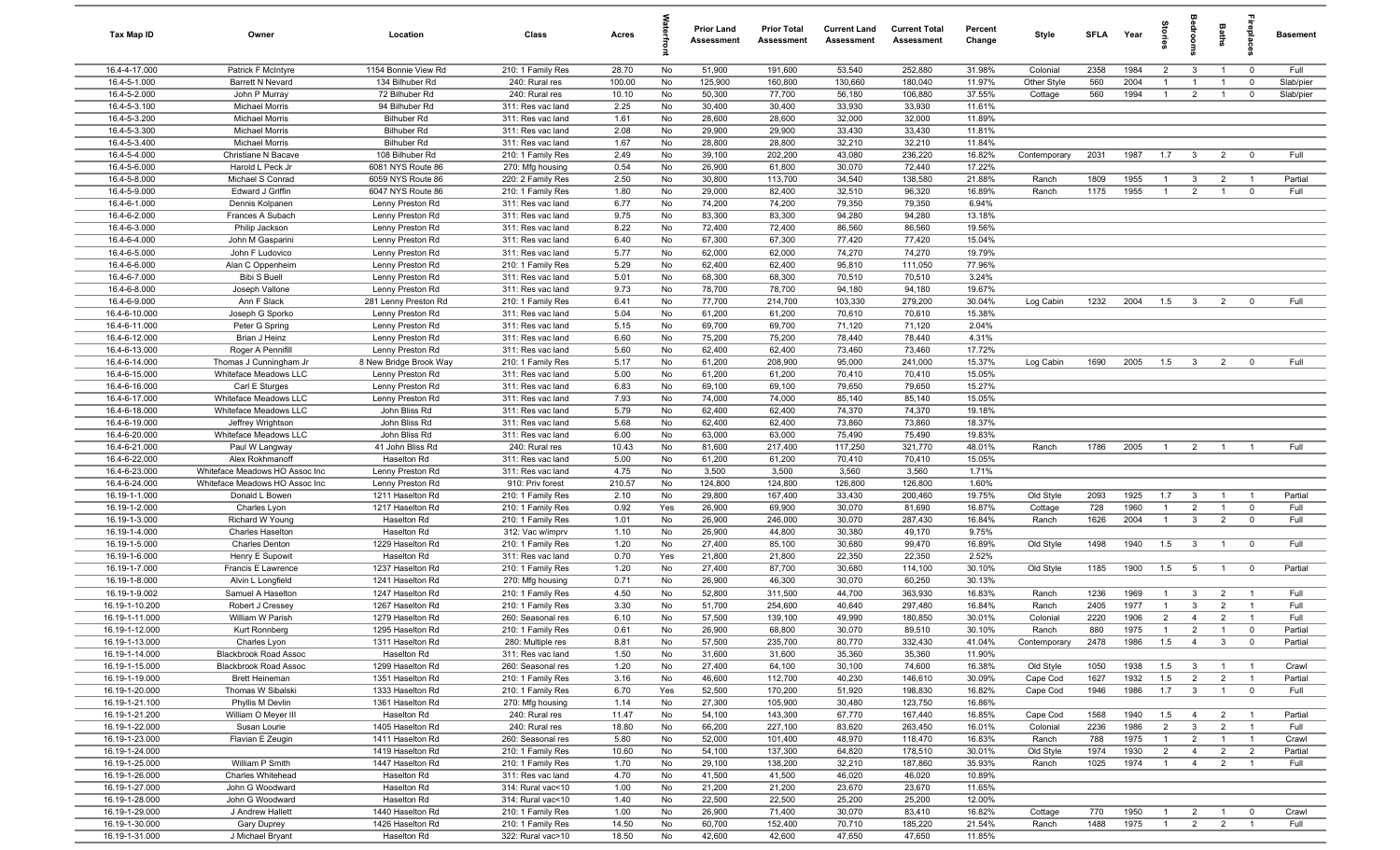| Tax Map ID | Owner | Location | Class | Acres | Waterfront | Prior Land Assessment | Prior Total Assessment | Current Land Assessment | Current Total Assessment | Percent Change | Style | SFLA | Year | Stories | Bedrooms | Baths | Fireplaces | Basement |
|---|---|---|---|---|---|---|---|---|---|---|---|---|---|---|---|---|---|---|
| 16.4-4-17.000 | Patrick F McIntyre | 1154 Bonnie View Rd | 210: 1 Family Res | 28.70 | No | 51,900 | 191,600 | 53,540 | 252,880 | 31.98% | Colonial | 2358 | 1984 | 2 | 3 | 1 | 0 | Full |
| 16.4-5-1.000 | Barrett N Nevard | 134 Bilhuber Rd | 240: Rural res | 100.00 | No | 125,900 | 160,800 | 130,660 | 180,040 | 11.97% | Other Style | 560 | 2004 | 1 | 1 | 1 | 0 | Slab/pier |
| 16.4-5-2.000 | John P Murray | 72 Bilhuber Rd | 240: Rural res | 10.10 | No | 50,300 | 77,700 | 56,180 | 106,880 | 37.55% | Cottage | 560 | 1994 | 1 | 2 | 1 | 0 | Slab/pier |
| 16.4-5-3.100 | Michael Morris | 94 Bilhuber Rd | 311: Res vac land | 2.25 | No | 30,400 | 30,400 | 33,930 | 33,930 | 11.61% | | | | | | | | |
| 16.4-5-3.200 | Michael Morris | Bilhuber Rd | 311: Res vac land | 1.61 | No | 28,600 | 28,600 | 32,000 | 32,000 | 11.89% | | | | | | | | |
| 16.4-5-3.300 | Michael Morris | Bilhuber Rd | 311: Res vac land | 2.08 | No | 29,900 | 29,900 | 33,430 | 33,430 | 11.81% | | | | | | | | |
| 16.4-5-3.400 | Michael Morris | Bilhuber Rd | 311: Res vac land | 1.67 | No | 28,800 | 28,800 | 32,210 | 32,210 | 11.84% | | | | | | | | |
| 16.4-5-4.000 | Christiane N Bacave | 108 Bilhuber Rd | 210: 1 Family Res | 2.49 | No | 39,100 | 202,200 | 43,080 | 236,220 | 16.82% | Contemporary | 2031 | 1987 | 1.7 | 3 | 2 | 0 | Full |
| 16.4-5-6.000 | Harold L Peck Jr | 6081 NYS Route 86 | 270: Mfg housing | 0.54 | No | 26,900 | 61,800 | 30,070 | 72,440 | 17.22% | | | | | | | | |
| 16.4-5-8.000 | Michael S Conrad | 6059 NYS Route 86 | 220: 2 Family Res | 2.50 | No | 30,800 | 113,700 | 34,540 | 138,580 | 21.88% | Ranch | 1809 | 1955 | 1 | 3 | 2 | 1 | Partial |
| 16.4-5-9.000 | Edward J Griffin | 6047 NYS Route 86 | 210: 1 Family Res | 1.80 | No | 29,000 | 82,400 | 32,510 | 96,320 | 16.89% | Ranch | 1175 | 1955 | 1 | 2 | 1 | 0 | Full |
| 16.4-6-1.000 | Dennis Kolpanen | Lenny Preston Rd | 311: Res vac land | 6.77 | No | 74,200 | 74,200 | 79,350 | 79,350 | 6.94% | | | | | | | | |
| 16.4-6-2.000 | Frances A Subach | Lenny Preston Rd | 311: Res vac land | 9.75 | No | 83,300 | 83,300 | 94,280 | 94,280 | 13.18% | | | | | | | | |
| 16.4-6-3.000 | Philip Jackson | Lenny Preston Rd | 311: Res vac land | 8.22 | No | 72,400 | 72,400 | 86,560 | 86,560 | 19.56% | | | | | | | | |
| 16.4-6-4.000 | John M Gasparini | Lenny Preston Rd | 311: Res vac land | 6.40 | No | 67,300 | 67,300 | 77,420 | 77,420 | 15.04% | | | | | | | | |
| 16.4-6-5.000 | John F Ludovico | Lenny Preston Rd | 311: Res vac land | 5.77 | No | 62,000 | 62,000 | 74,270 | 74,270 | 19.79% | | | | | | | | |
| 16.4-6-6.000 | Alan C Oppenheim | Lenny Preston Rd | 210: 1 Family Res | 5.29 | No | 62,400 | 62,400 | 95,810 | 111,050 | 77.96% | | | | | | | | |
| 16.4-6-7.000 | Bibi S Buell | Lenny Preston Rd | 311: Res vac land | 5.01 | No | 68,300 | 68,300 | 70,510 | 70,510 | 3.24% | | | | | | | | |
| 16.4-6-8.000 | Joseph Vallone | Lenny Preston Rd | 311: Res vac land | 9.73 | No | 78,700 | 78,700 | 94,180 | 94,180 | 19.67% | | | | | | | | |
| 16.4-6-9.000 | Ann F Slack | 281 Lenny Preston Rd | 210: 1 Family Res | 6.41 | No | 77,700 | 214,700 | 103,330 | 279,200 | 30.04% | Log Cabin | 1232 | 2004 | 1.5 | 3 | 2 | 0 | Full |
| 16.4-6-10.000 | Joseph G Sporko | Lenny Preston Rd | 311: Res vac land | 5.04 | No | 61,200 | 61,200 | 70,610 | 70,610 | 15.38% | | | | | | | | |
| 16.4-6-11.000 | Peter G Spring | Lenny Preston Rd | 311: Res vac land | 5.15 | No | 69,700 | 69,700 | 71,120 | 71,120 | 2.04% | | | | | | | | |
| 16.4-6-12.000 | Brian J Heinz | Lenny Preston Rd | 311: Res vac land | 6.60 | No | 75,200 | 75,200 | 78,440 | 78,440 | 4.31% | | | | | | | | |
| 16.4-6-13.000 | Roger A Pennifill | Lenny Preston Rd | 311: Res vac land | 5.60 | No | 62,400 | 62,400 | 73,460 | 73,460 | 17.72% | | | | | | | | |
| 16.4-6-14.000 | Thomas J Cunningham Jr | 8 New Bridge Brook Way | 210: 1 Family Res | 5.17 | No | 61,200 | 208,900 | 95,000 | 241,000 | 15.37% | Log Cabin | 1690 | 2005 | 1.5 | 3 | 2 | 0 | Full |
| 16.4-6-15.000 | Whiteface Meadows LLC | Lenny Preston Rd | 311: Res vac land | 5.00 | No | 61,200 | 61,200 | 70,410 | 70,410 | 15.05% | | | | | | | | |
| 16.4-6-16.000 | Carl E Sturges | Lenny Preston Rd | 311: Res vac land | 6.83 | No | 69,100 | 69,100 | 79,650 | 79,650 | 15.27% | | | | | | | | |
| 16.4-6-17.000 | Whiteface Meadows LLC | Lenny Preston Rd | 311: Res vac land | 7.93 | No | 74,000 | 74,000 | 85,140 | 85,140 | 15.05% | | | | | | | | |
| 16.4-6-18.000 | Whiteface Meadows LLC | John Bliss Rd | 311: Res vac land | 5.79 | No | 62,400 | 62,400 | 74,370 | 74,370 | 19.18% | | | | | | | | |
| 16.4-6-19.000 | Jeffrey Wrightson | John Bliss Rd | 311: Res vac land | 5.68 | No | 62,400 | 62,400 | 73,860 | 73,860 | 18.37% | | | | | | | | |
| 16.4-6-20.000 | Whiteface Meadows LLC | John Bliss Rd | 311: Res vac land | 6.00 | No | 63,000 | 63,000 | 75,490 | 75,490 | 19.83% | | | | | | | | |
| 16.4-6-21.000 | Paul W Langway | 41 John Bliss Rd | 240: Rural res | 10.43 | No | 81,600 | 217,400 | 117,250 | 321,770 | 48.01% | Ranch | 1786 | 2005 | 1 | 2 | 1 | 1 | Full |
| 16.4-6-22.000 | Alex Rokhmanoff | Haselton Rd | 311: Res vac land | 5.00 | No | 61,200 | 61,200 | 70,410 | 70,410 | 15.05% | | | | | | | | |
| 16.4-6-23.000 | Whiteface Meadows HO Assoc Inc | Lenny Preston Rd | 311: Res vac land | 4.75 | No | 3,500 | 3,500 | 3,560 | 3,560 | 1.71% | | | | | | | | |
| 16.4-6-24.000 | Whiteface Meadows HO Assoc Inc | Lenny Preston Rd | 910: Priv forest | 210.57 | No | 124,800 | 124,800 | 126,800 | 126,800 | 1.60% | | | | | | | | |
| 16.19-1-1.000 | Donald L Bowen | 1211 Haselton Rd | 210: 1 Family Res | 2.10 | No | 29,800 | 167,400 | 33,430 | 200,460 | 19.75% | Old Style | 2093 | 1925 | 1.7 | 3 | 1 | 1 | Partial |
| 16.19-1-2.000 | Charles Lyon | 1217 Haselton Rd | 210: 1 Family Res | 0.92 | Yes | 26,900 | 69,900 | 30,070 | 81,690 | 16.87% | Cottage | 728 | 1960 | 1 | 2 | 1 | 0 | Full |
| 16.19-1-3.000 | Richard W Young | Haselton Rd | 210: 1 Family Res | 1.01 | No | 26,900 | 246,000 | 30,070 | 287,430 | 16.84% | Ranch | 1626 | 2004 | 1 | 3 | 2 | 0 | Full |
| 16.19-1-4.000 | Charles Haselton | Haselton Rd | 312: Vac w/imprv | 1.10 | No | 26,900 | 44,800 | 30,380 | 49,170 | 9.75% | | | | | | | | |
| 16.19-1-5.000 | Charles Denton | 1229 Haselton Rd | 210: 1 Family Res | 1.20 | No | 27,400 | 85,100 | 30,680 | 99,470 | 16.89% | Old Style | 1498 | 1940 | 1.5 | 3 | 1 | 0 | Full |
| 16.19-1-6.000 | Henry E Supowit | Haselton Rd | 311: Res vac land | 0.70 | Yes | 21,800 | 21,800 | 22,350 | 22,350 | 2.52% | | | | | | | | |
| 16.19-1-7.000 | Francis E Lawrence | 1237 Haselton Rd | 210: 1 Family Res | 1.20 | No | 27,400 | 87,700 | 30,680 | 114,100 | 30.10% | Old Style | 1185 | 1900 | 1.5 | 5 | 1 | 0 | Partial |
| 16.19-1-8.000 | Alvin L Longfield | 1241 Haselton Rd | 270: Mfg housing | 0.71 | No | 26,900 | 46,300 | 30,070 | 60,250 | 30.13% | | | | | | | | |
| 16.19-1-9.002 | Samuel A Haselton | 1247 Haselton Rd | 210: 1 Family Res | 4.50 | No | 52,800 | 311,500 | 44,700 | 363,930 | 16.83% | Ranch | 1236 | 1969 | 1 | 3 | 2 | 1 | Full |
| 16.19-1-10.200 | Robert J Cressey | 1267 Haselton Rd | 210: 1 Family Res | 3.30 | No | 51,700 | 254,600 | 40,640 | 297,480 | 16.84% | Ranch | 2405 | 1977 | 1 | 3 | 2 | 1 | Full |
| 16.19-1-11.000 | William W Parish | 1279 Haselton Rd | 260: Seasonal res | 6.10 | No | 57,500 | 139,100 | 49,990 | 180,850 | 30.01% | Colonial | 2220 | 1906 | 2 | 4 | 2 | 1 | Full |
| 16.19-1-12.000 | Kurt Ronnberg | 1295 Haselton Rd | 210: 1 Family Res | 0.61 | No | 26,900 | 68,800 | 30,070 | 89,510 | 30.10% | Ranch | 880 | 1975 | 1 | 2 | 1 | 0 | Partial |
| 16.19-1-13.000 | Charles Lyon | 1311 Haselton Rd | 280: Multiple res | 8.81 | No | 57,500 | 235,700 | 80,770 | 332,430 | 41.04% | Contemporary | 2478 | 1986 | 1.5 | 4 | 3 | 0 | Partial |
| 16.19-1-14.000 | Blackbrook Road Assoc | Haselton Rd | 311: Res vac land | 1.50 | No | 31,600 | 31,600 | 35,360 | 35,360 | 11.90% | | | | | | | | |
| 16.19-1-15.000 | Blackbrook Road Assoc | 1299 Haselton Rd | 260: Seasonal res | 1.20 | No | 27,400 | 64,100 | 30,100 | 74,600 | 16.38% | Old Style | 1050 | 1938 | 1.5 | 3 | 1 | 1 | Crawl |
| 16.19-1-19.000 | Brett Heineman | 1351 Haselton Rd | 210: 1 Family Res | 3.16 | No | 46,600 | 112,700 | 40,230 | 146,610 | 30.09% | Cape Cod | 1627 | 1932 | 1.5 | 2 | 2 | 1 | Partial |
| 16.19-1-20.000 | Thomas W Sibalski | 1333 Haselton Rd | 210: 1 Family Res | 6.70 | Yes | 52,500 | 170,200 | 51,920 | 198,830 | 16.82% | Cape Cod | 1946 | 1986 | 1.7 | 3 | 1 | 0 | Full |
| 16.19-1-21.100 | Phyllis M Devlin | 1361 Haselton Rd | 270: Mfg housing | 1.14 | No | 27,300 | 105,900 | 30,480 | 123,750 | 16.86% | | | | | | | | |
| 16.19-1-21.200 | William O Meyer III | Haselton Rd | 240: Rural res | 11.47 | No | 54,100 | 143,300 | 67,770 | 167,440 | 16.85% | Cape Cod | 1568 | 1940 | 1.5 | 4 | 2 | 1 | Partial |
| 16.19-1-22.000 | Susan Lourie | 1405 Haselton Rd | 240: Rural res | 18.80 | No | 66,200 | 227,100 | 83,620 | 263,450 | 16.01% | Colonial | 2236 | 1986 | 2 | 3 | 2 | 1 | Full |
| 16.19-1-23.000 | Flavian E Zeugin | 1411 Haselton Rd | 260: Seasonal res | 5.80 | No | 52,000 | 101,400 | 48,970 | 118,470 | 16.83% | Ranch | 788 | 1975 | 1 | 2 | 1 | 1 | Crawl |
| 16.19-1-24.000 | | 1419 Haselton Rd | 210: 1 Family Res | 10.60 | No | 54,100 | 137,300 | 64,820 | 178,510 | 30.01% | Old Style | 1974 | 1930 | 2 | 4 | 2 | 2 | Partial |
| 16.19-1-25.000 | William P Smith | 1447 Haselton Rd | 210: 1 Family Res | 1.70 | No | 29,100 | 138,200 | 32,210 | 187,860 | 35.93% | Ranch | 1025 | 1974 | 1 | 4 | 2 | 1 | Full |
| 16.19-1-26.000 | Charles Whitehead | Haselton Rd | 311: Res vac land | 4.70 | No | 41,500 | 41,500 | 46,020 | 46,020 | 10.89% | | | | | | | | |
| 16.19-1-27.000 | John G Woodward | Haselton Rd | 314: Rural vac<10 | 1.00 | No | 21,200 | 21,200 | 23,670 | 23,670 | 11.65% | | | | | | | | |
| 16.19-1-28.000 | John G Woodward | Haselton Rd | 314: Rural vac<10 | 1.40 | No | 22,500 | 22,500 | 25,200 | 25,200 | 12.00% | | | | | | | | |
| 16.19-1-29.000 | J Andrew Hallett | 1440 Haselton Rd | 210: 1 Family Res | 1.00 | No | 26,900 | 71,400 | 30,070 | 83,410 | 16.82% | Cottage | 770 | 1950 | 1 | 2 | 1 | 0 | Crawl |
| 16.19-1-30.000 | Gary Duprey | 1426 Haselton Rd | 210: 1 Family Res | 14.50 | No | 60,700 | 152,400 | 70,710 | 185,220 | 21.54% | Ranch | 1488 | 1975 | 1 | 2 | 2 | 1 | Full |
| 16.19-1-31.000 | J Michael Bryant | Haselton Rd | 322: Rural vac>10 | 18.50 | No | 42,600 | 42,600 | 47,650 | 47,650 | 11.85% | | | | | | | | |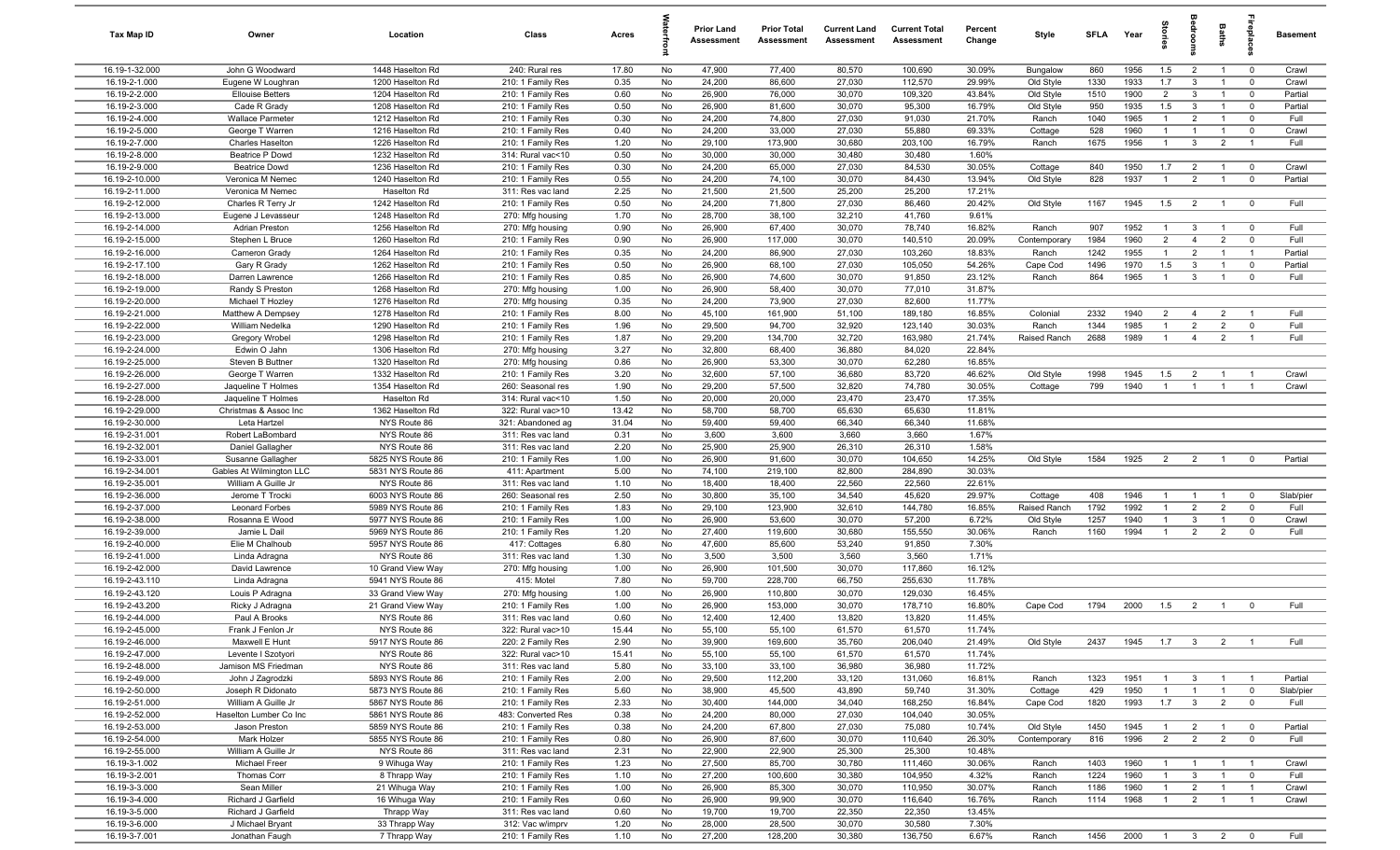| Tax Map ID | Owner | Location | Class | Acres | Waterfront | Prior Land Assessment | Prior Total Assessment | Current Land Assessment | Current Total Assessment | Percent Change | Style | SFLA | Year | Stories | Bedrooms | Baths | Fireplaces | Basement |
|---|---|---|---|---|---|---|---|---|---|---|---|---|---|---|---|---|---|---|
| 16.19-1-32.000 | John G Woodward | 1448 Haselton Rd | 240: Rural res | 17.80 | No | 47,900 | 77,400 | 80,570 | 100,690 | 30.09% | Bungalow | 860 | 1956 | 1.5 | 2 | 1 | 0 | Crawl |
| 16.19-2-1.000 | Eugene W Loughran | 1200 Haselton Rd | 210: 1 Family Res | 0.35 | No | 24,200 | 86,600 | 27,030 | 112,570 | 29.99% | Old Style | 1330 | 1933 | 1.7 | 3 | 1 | 0 | Crawl |
| 16.19-2-2.000 | Ellouise Betters | 1204 Haselton Rd | 210: 1 Family Res | 0.60 | No | 26,900 | 76,000 | 30,070 | 109,320 | 43.84% | Old Style | 1510 | 1900 | 2 | 3 | 1 | 0 | Partial |
| 16.19-2-3.000 | Cade R Grady | 1208 Haselton Rd | 210: 1 Family Res | 0.50 | No | 26,900 | 81,600 | 30,070 | 95,300 | 16.79% | Old Style | 950 | 1935 | 1.5 | 3 | 1 | 0 | Partial |
| 16.19-2-4.000 | Wallace Parmeter | 1212 Haselton Rd | 210: 1 Family Res | 0.30 | No | 24,200 | 74,800 | 27,030 | 91,030 | 21.70% | Ranch | 1040 | 1965 | 1 | 2 | 1 | 0 | Full |
| 16.19-2-5.000 | George T Warren | 1216 Haselton Rd | 210: 1 Family Res | 0.40 | No | 24,200 | 33,000 | 27,030 | 55,880 | 69.33% | Cottage | 528 | 1960 | 1 | 1 | 1 | 0 | Crawl |
| 16.19-2-7.000 | Charles Haselton | 1226 Haselton Rd | 210: 1 Family Res | 1.20 | No | 29,100 | 173,900 | 30,680 | 203,100 | 16.79% | Ranch | 1675 | 1956 | 1 | 3 | 2 | 1 | Full |
| 16.19-2-8.000 | Beatrice P Dowd | 1232 Haselton Rd | 314: Rural vac<10 | 0.50 | No | 30,000 | 30,000 | 30,480 | 30,480 | 1.60% | | | | | | | | |
| 16.19-2-9.000 | Beatrice Dowd | 1236 Haselton Rd | 210: 1 Family Res | 0.30 | No | 24,200 | 65,000 | 27,030 | 84,530 | 30.05% | Cottage | 840 | 1950 | 1.7 | 2 | 1 | 0 | Crawl |
| 16.19-2-10.000 | Veronica M Nemec | 1240 Haselton Rd | 210: 1 Family Res | 0.55 | No | 24,200 | 74,100 | 30,070 | 84,430 | 13.94% | Old Style | 828 | 1937 | 1 | 2 | 1 | 0 | Partial |
| 16.19-2-11.000 | Veronica M Nemec | Haselton Rd | 311: Res vac land | 2.25 | No | 21,500 | 21,500 | 25,200 | 25,200 | 17.21% | | | | | | | | |
| 16.19-2-12.000 | Charles R Terry Jr | 1242 Haselton Rd | 210: 1 Family Res | 0.50 | No | 24,200 | 71,800 | 27,030 | 86,460 | 20.42% | Old Style | 1167 | 1945 | 1.5 | 2 | 1 | 0 | Full |
| 16.19-2-13.000 | Eugene J Levasseur | 1248 Haselton Rd | 270: Mfg housing | 1.70 | No | 28,700 | 38,100 | 32,210 | 41,760 | 9.61% | | | | | | | | |
| 16.19-2-14.000 | Adrian Preston | 1256 Haselton Rd | 270: Mfg housing | 0.90 | No | 26,900 | 67,400 | 30,070 | 78,740 | 16.82% | Ranch | 907 | 1952 | 1 | 3 | 1 | 0 | Full |
| 16.19-2-15.000 | Stephen L Bruce | 1260 Haselton Rd | 210: 1 Family Res | 0.90 | No | 26,900 | 117,000 | 30,070 | 140,510 | 20.09% | Contemporary | 1984 | 1960 | 2 | 4 | 2 | 0 | Full |
| 16.19-2-16.000 | Cameron Grady | 1264 Haselton Rd | 210: 1 Family Res | 0.35 | No | 24,200 | 86,900 | 27,030 | 103,260 | 18.83% | Ranch | 1242 | 1955 | 1 | 2 | 1 | 1 | Partial |
| 16.19-2-17.100 | Gary R Grady | 1262 Haselton Rd | 210: 1 Family Res | 0.50 | No | 26,900 | 68,100 | 27,030 | 105,050 | 54.26% | Cape Cod | 1496 | 1970 | 1.5 | 3 | 1 | 0 | Partial |
| 16.19-2-18.000 | Darren Lawrence | 1266 Haselton Rd | 210: 1 Family Res | 0.85 | No | 26,900 | 74,600 | 30,070 | 91,850 | 23.12% | Ranch | 864 | 1965 | 1 | 3 | 1 | 0 | Full |
| 16.19-2-19.000 | Randy S Preston | 1268 Haselton Rd | 270: Mfg housing | 1.00 | No | 26,900 | 58,400 | 30,070 | 77,010 | 31.87% | | | | | | | | |
| 16.19-2-20.000 | Michael T Hozley | 1276 Haselton Rd | 270: Mfg housing | 0.35 | No | 24,200 | 73,900 | 27,030 | 82,600 | 11.77% | | | | | | | | |
| 16.19-2-21.000 | Matthew A Dempsey | 1278 Haselton Rd | 210: 1 Family Res | 8.00 | No | 45,100 | 161,900 | 51,100 | 189,180 | 16.85% | Colonial | 2332 | 1940 | 2 | 4 | 2 | 1 | Full |
| 16.19-2-22.000 | William Nedelka | 1290 Haselton Rd | 210: 1 Family Res | 1.96 | No | 29,500 | 94,700 | 32,920 | 123,140 | 30.03% | Ranch | 1344 | 1985 | 1 | 2 | 2 | 0 | Full |
| 16.19-2-23.000 | Gregory Wrobel | 1298 Haselton Rd | 210: 1 Family Res | 1.87 | No | 29,200 | 134,700 | 32,720 | 163,980 | 21.74% | Raised Ranch | 2688 | 1989 | 1 | 4 | 2 | 1 | Full |
| 16.19-2-24.000 | Edwin O Jahn | 1306 Haselton Rd | 270: Mfg housing | 3.27 | No | 32,800 | 68,400 | 36,880 | 84,020 | 22.84% | | | | | | | | |
| 16.19-2-25.000 | Steven B Buttner | 1320 Haselton Rd | 270: Mfg housing | 0.86 | No | 26,900 | 53,300 | 30,070 | 62,280 | 16.85% | | | | | | | | |
| 16.19-2-26.000 | George T Warren | 1332 Haselton Rd | 210: 1 Family Res | 3.20 | No | 32,600 | 57,100 | 36,680 | 83,720 | 46.62% | Old Style | 1998 | 1945 | 1.5 | 2 | 1 | 1 | Crawl |
| 16.19-2-27.000 | Jaqueline T Holmes | 1354 Haselton Rd | 260: Seasonal res | 1.90 | No | 29,200 | 57,500 | 32,820 | 74,780 | 30.05% | Cottage | 799 | 1940 | 1 | 1 | 1 | 1 | Crawl |
| 16.19-2-28.000 | Jaqueline T Holmes | Haselton Rd | 314: Rural vac<10 | 1.50 | No | 20,000 | 20,000 | 23,470 | 23,470 | 17.35% | | | | | | | | |
| 16.19-2-29.000 | Christmas & Assoc Inc | 1362 Haselton Rd | 322: Rural vac>10 | 13.42 | No | 58,700 | 58,700 | 65,630 | 65,630 | 11.81% | | | | | | | | |
| 16.19-2-30.000 | Leta Hartzel | NYS Route 86 | 321: Abandoned ag | 10.80 | No | 59,400 | 59,400 | 66,340 | 66,340 | 11.68% | | | | | | | | |
| 16.19-2-31.001 | Robert LaBombard | NYS Route 86 | 311: Res vac land | 0.31 | No | 3,600 | 3,600 | 3,660 | 3,660 | 1.67% | | | | | | | | |
| 16.19-2-32.001 | Daniel Gallagher | NYS Route 86 | 311: Res vac land | 2.20 | No | 25,900 | 25,900 | 26,310 | 26,310 | 1.58% | | | | | | | | |
| 16.19-2-33.001 | Susanne Gallagher | 5825 NYS Route 86 | 210: 1 Family Res | 1.00 | No | 26,900 | 91,600 | 30,070 | 104,650 | 14.25% | Old Style | 1584 | 1925 | 2 | 2 | 1 | 0 | Partial |
| 16.19-2-34.001 | Gables At Wilmington LLC | 5831 NYS Route 86 | 411: Apartment | 5.00 | No | 74,100 | 219,100 | 82,800 | 284,890 | 30.03% | | | | | | | | |
| 16.19-2-35.001 | William A Guille Jr | NYS Route 86 | 311: Res vac land | 1.10 | No | 18,400 | 18,400 | 22,560 | 22,560 | 22.61% | | | | | | | | |
| 16.19-2-36.000 | Jerome T Trocki | 6003 NYS Route 86 | 260: Seasonal res | 2.50 | No | 30,800 | 35,100 | 34,540 | 45,620 | 29.97% | Cottage | 408 | 1946 | 1 | 1 | 1 | 0 | Slab/pier |
| 16.19-2-37.000 | Leonard Forbes | 5989 NYS Route 86 | 210: 1 Family Res | 1.83 | No | 29,100 | 123,900 | 32,610 | 144,780 | 16.85% | Raised Ranch | 1792 | 1992 | 1 | 2 | 2 | 0 | Full |
| 16.19-2-38.000 | Rosanna E Wood | 5977 NYS Route 86 | 210: 1 Family Res | 1.00 | No | 26,900 | 53,600 | 30,070 | 57,200 | 6.72% | Old Style | 1257 | 1940 | 1 | 3 | 1 | 0 | Crawl |
| 16.19-2-39.000 | Jamie L Dail | 5969 NYS Route 86 | 210: 1 Family Res | 1.20 | No | 27,400 | 119,600 | 30,680 | 155,550 | 30.06% | Ranch | 1160 | 1994 | 1 | 2 | 2 | 0 | Full |
| 16.19-2-40.000 | Elie M Chalhoub | 5957 NYS Route 86 | 417: Cottages | 6.80 | No | 47,600 | 85,600 | 53,240 | 91,850 | 7.30% | | | | | | | | |
| 16.19-2-41.000 | Linda Adragna | NYS Route 86 | 311: Res vac land | 1.30 | No | 3,500 | 3,500 | 3,560 | 3,560 | 1.71% | | | | | | | | |
| 16.19-2-42.000 | David Lawrence | 10 Grand View Way | 270: Mfg housing | 1.00 | No | 26,900 | 101,500 | 30,070 | 117,860 | 16.12% | | | | | | | | |
| 16.19-2-43.110 | Linda Adragna | 5941 NYS Route 86 | 415: Motel | 7.80 | No | 59,700 | 228,700 | 66,750 | 255,630 | 11.78% | | | | | | | | |
| 16.19-2-43.120 | Louis P Adragna | 33 Grand View Way | 270: Mfg housing | 1.00 | No | 26,900 | 110,800 | 30,070 | 129,030 | 16.45% | | | | | | | | |
| 16.19-2-43.200 | Ricky J Adragna | 21 Grand View Way | 210: 1 Family Res | 1.00 | No | 26,900 | 153,000 | 30,070 | 178,710 | 16.80% | Cape Cod | 1794 | 2000 | 1.5 | 2 | 1 | 0 | Full |
| 16.19-2-44.000 | Paul A Brooks | NYS Route 86 | 311: Res vac land | 0.60 | No | 12,400 | 12,400 | 13,820 | 13,820 | 11.45% | | | | | | | | |
| 16.19-2-45.000 | Frank J Fenlon Jr | NYS Route 86 | 322: Rural vac>10 | 15.44 | No | 55,100 | 55,100 | 61,570 | 61,570 | 11.74% | | | | | | | | |
| 16.19-2-46.000 | Maxwell E Hunt | 5917 NYS Route 86 | 220: 2 Family Res | 2.90 | No | 39,900 | 169,600 | 35,760 | 206,040 | 21.49% | Old Style | 2437 | 1945 | 1.7 | 3 | 2 | 1 | Full |
| 16.19-2-47.000 | Levente I Szotyori | NYS Route 86 | 322: Rural vac>10 | 15.41 | No | 55,100 | 55,100 | 61,570 | 61,570 | 11.74% | | | | | | | | |
| 16.19-2-48.000 | Jamison MS Friedman | NYS Route 86 | 311: Res vac land | 5.80 | No | 33,100 | 33,100 | 36,980 | 36,980 | 11.72% | | | | | | | | |
| 16.19-2-49.000 | John J Zagrodzki | 5893 NYS Route 86 | 210: 1 Family Res | 2.00 | No | 29,500 | 112,200 | 33,120 | 131,060 | 16.81% | Ranch | 1323 | 1951 | 1 | 3 | 1 | 1 | Partial |
| 16.19-2-50.000 | Joseph R Didonato | 5873 NYS Route 86 | 210: 1 Family Res | 5.60 | No | 38,900 | 45,500 | 43,890 | 59,740 | 31.30% | Cottage | 429 | 1950 | 1 | 1 | 1 | 0 | Slab/pier |
| 16.19-2-51.000 | William A Guille Jr | 5867 NYS Route 86 | 210: 1 Family Res | 2.33 | No | 30,400 | 144,000 | 34,040 | 168,250 | 16.84% | Cape Cod | 1820 | 1993 | 1.7 | 3 | 2 | 0 | Full |
| 16.19-2-52.000 | Haselton Lumber Co Inc | 5861 NYS Route 86 | 483: Converted Res | 0.38 | No | 24,200 | 80,000 | 27,030 | 104,040 | 30.05% | | | | | | | | |
| 16.19-2-53.000 | Jason Preston | 5859 NYS Route 86 | 210: 1 Family Res | 0.38 | No | 24,200 | 67,800 | 27,030 | 75,080 | 10.74% | Old Style | 1450 | 1945 | 1 | 2 | 1 | 0 | Partial |
| 16.19-2-54.000 | Mark Holzer | 5855 NYS Route 86 | 210: 1 Family Res | 0.80 | No | 26,900 | 87,600 | 30,070 | 110,640 | 26.30% | Contemporary | 816 | 1996 | 2 | 2 | 2 | 0 | Full |
| 16.19-2-55.000 | William A Guille Jr | NYS Route 86 | 311: Res vac land | 2.31 | No | 22,900 | 22,900 | 25,300 | 25,300 | 10.48% | | | | | | | | |
| 16.19-3-1.002 | Michael Freer | 9 Wihuga Way | 210: 1 Family Res | 1.23 | No | 27,500 | 85,700 | 30,780 | 111,460 | 30.06% | Ranch | 1403 | 1960 | 1 | 1 | 1 | 1 | Crawl |
| 16.19-3-2.001 | Thomas Corr | 8 Thrapp Way | 210: 1 Family Res | 1.10 | No | 27,200 | 100,600 | 30,380 | 104,950 | 4.32% | Ranch | 1224 | 1960 | 1 | 3 | 1 | 0 | Full |
| 16.19-3-3.000 | Sean Miller | 21 Wihuga Way | 210: 1 Family Res | 1.00 | No | 26,900 | 85,300 | 30,070 | 110,950 | 30.07% | Ranch | 1186 | 1960 | 1 | 2 | 1 | 1 | Crawl |
| 16.19-3-4.000 | Richard J Garfield | 16 Wihuga Way | 210: 1 Family Res | 0.60 | No | 26,900 | 99,900 | 30,070 | 116,640 | 16.76% | Ranch | 1114 | 1968 | 1 | 2 | 1 | 1 | Crawl |
| 16.19-3-5.000 | Richard J Garfield | Thrapp Way | 311: Res vac land | 0.60 | No | 19,700 | 19,700 | 22,350 | 22,350 | 13.45% | | | | | | | | |
| 16.19-3-6.000 | J Michael Bryant | 33 Thrapp Way | 312: Vac w/imprv | 1.20 | No | 28,000 | 28,500 | 30,070 | 30,580 | 7.30% | | | | | | | | |
| 16.19-3-7.001 | Jonathan Faugh | 7 Thrapp Way | 210: 1 Family Res | 1.10 | No | 27,200 | 128,200 | 30,380 | 136,750 | 6.67% | Ranch | 1456 | 2000 | 1 | 3 | 2 | 0 | Full |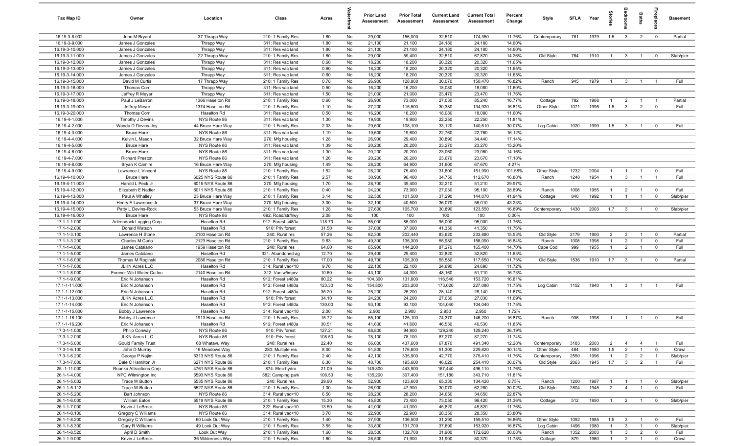| Tax Map ID | Owner | Location | Class | Acres | Waterfront | Prior Land Assessment | Prior Total Assessment | Current Land Assessment | Current Total Assessment | Percent Change | Style | SFLA | Year | Stories | Bedrooms | Baths | Fireplaces | Basement |
|---|---|---|---|---|---|---|---|---|---|---|---|---|---|---|---|---|---|---|
| 16.19-3-8.002 | John M Bryant | 37 Thrapp Way | 210: 1 Family Res | 1.80 | No | 29,000 | 156,000 | 32,510 | 174,350 | 11.76% | Contemporary | 781 | 1979 | 1.5 | 3 | 2 | 0 | Partial |
| 16.19-3-9.000 | James J Gonzales | Thrapp Way | 311: Res vac land | 1.80 | No | 21,100 | 21,100 | 24,180 | 24,180 | 14.60% | | | | | | | | |
| 16.19-3-10.000 | James J Gonzales | Thrapp Way | 311: Res vac land | 1.80 | No | 21,100 | 21,100 | 24,180 | 24,180 | 14.60% | | | | | | | | |
| 16.19-3-11.000 | James J Gonzales | 22 Thrapp Way | 210: 1 Family Res | 1.80 | No | 29,000 | 59,400 | 32,510 | 67,870 | 14.26% | Old Style | 764 | 1910 | 1 | 3 | 1 | 0 | Slab/pier |
| 16.19-3-12.000 | James J Gonzales | Thrapp Way | 311: Res vac land | 0.60 | No | 18,200 | 18,200 | 20,320 | 20,320 | 11.65% | | | | | | | | |
| 16.19-3-13.000 | James J Gonzales | Thrapp Way | 311: Res vac land | 0.60 | No | 18,200 | 18,200 | 20,320 | 20,320 | 11.65% | | | | | | | | |
| 16.19-3-14.000 | James J Gonzales | Thrapp Way | 311: Res vac land | 0.60 | No | 18,200 | 18,200 | 20,320 | 20,320 | 11.65% | | | | | | | | |
| 16.19-3-15.000 | David M Curtis | 17 Thrapp Way | 210: 1 Family Res | 0.78 | No | 26,900 | 128,800 | 30,070 | 150,470 | 16.82% | Ranch | 945 | 1979 | 1 | 3 | 1 | 1 | Full |
| 16.19-3-16.000 | Thomas Corr | Thrapp Way | 311: Res vac land | 0.50 | No | 16,200 | 16,200 | 18,080 | 18,080 | 11.60% | | | | | | | | |
| 16.19-3-17.000 | Jeffrey R Meyer | Thrapp Way | 311: Res vac land | 1.50 | No | 21,000 | 21,000 | 23,470 | 23,470 | 11.76% | | | | | | | | |
| 16.19-3-18.000 | Paul J LeBarron | 1366 Haselton Rd | 210: 1 Family Res | 0.60 | No | 26,900 | 73,000 | 27,030 | 85,240 | 16.77% | Cottage | 792 | 1968 | 1 | 2 | 1 | 1 | Partial |
| 16.19-3-19.000 | Jeffrey Meyer | 1374 Haselton Rd | 210: 1 Family Res | 1.10 | No | 27,200 | 115,500 | 30,380 | 134,920 | 16.81% | Other Style | 1071 | 1995 | 1.5 | 3 | 2 | 0 | Full |
| 16.19-3-20.000 | Thomas Corr | Haselton Rd | 311: Res vac land | 0.50 | No | 16,200 | 16,200 | 18,080 | 18,080 | 11.60% | | | | | | | | |
| 16.19-4-1.000 | Timothy J Devins | NYS Route 86 | 311: Res vac land | 1.30 | No | 19,900 | 19,900 | 22,250 | 22,250 | 11.81% | | | | | | | | |
| 16.19-4-2.000 | Wanda D Devins-Joy | 44 Bruce Hare Way | 210: 1 Family Res | 2.03 | No | 29,600 | 108,100 | 33,120 | 140,610 | 30.07% | Log Cabin | 1020 | 1999 | 1.5 | 3 | 1 | 0 | Full |
| 16.19-4-3.000 | Bruce Hare | NYS Route 86 | 311: Res vac land | 1.19 | No | 19,600 | 19,600 | 22,760 | 22,760 | 16.12% | | | | | | | | |
| 16.19-4-4.000 | Kelvin L Mason | 32 Bruce Hare Way | 270: Mfg housing | 1.28 | No | 26,900 | 29,400 | 30,890 | 34,440 | 17.14% | | | | | | | | |
| 16.19-4-5.000 | Bruce Hare | NYS Route 86 | 311: Res vac land | 1.39 | No | 20,200 | 20,200 | 23,270 | 23,270 | 15.20% | | | | | | | | |
| 16.19-4-6.000 | Bruce Hare | NYS Route 86 | 311: Res vac land | 1.30 | No | 20,200 | 20,200 | 23,060 | 23,060 | 14.16% | | | | | | | | |
| 16.19-4-7.000 | Richard Preston | NYS Route 86 | 311: Res vac land | 1.26 | No | 20,200 | 20,200 | 23,670 | 23,670 | 17.18% | | | | | | | | |
| 16.19-4-8.000 | Bryan K Camire | 16 Bruce Hare Way | 270: Mfg housing | 1.49 | No | 28,200 | 64,900 | 31,600 | 67,670 | 4.27% | | | | | | | | |
| 16.19-4-9.000 | Lawrence L Vincent | NYS Route 86 | 210: 1 Family Res | 1.52 | No | 28,200 | 75,400 | 31,600 | 151,990 | 101.58% | Other Style | 1232 | 2004 | 1 | 1 | 1 | 0 | Full |
| 16.19-4-10.000 | Bruce Hare | 6025 NYS Route 86 | 210: 1 Family Res | 2.57 | No | 30,900 | 96,400 | 34,750 | 112,670 | 16.88% | Ranch | 1248 | 1954 | 1 | 3 | 1 | 1 | Full |
| 16.19-4-11.000 | Harold L Peck Jr | 6015 NYS Route 86 | 270: Mfg housing | 1.70 | No | 28,700 | 39,400 | 32,210 | 51,210 | 29.97% | | | | | | | | |
| 16.19-4-12.000 | Elizabeth E Nadler | 6011 NYS Route 86 | 210: 1 Family Res | 0.40 | No | 24,200 | 73,900 | 27,030 | 95,100 | 28.69% | Ranch | 1008 | 1955 | 1 | 2 | 1 | 0 | Full |
| 16.19-4-13.000 | Paul A Whalley | 25 Bruce Hare Way | 210: 1 Family Res | 3.14 | No | 32,500 | 101,500 | 37,290 | 144,070 | 41.94% | Cottage | 840 | 1992 | 1 | 1 | 1 | 0 | Slab/pier |
| 16.19-4-14.000 | Henry E Lawrence Jr | 37 Bruce Hare Way | 270: Mfg housing | 3.00 | No | 32,100 | 40,500 | 36,070 | 58,010 | 43.23% | | | | | | | | |
| 16.19-4-15.000 | Patty L Devins-Rock | 53 Bruce Hare Way | 210: 1 Family Res | 1.28 | No | 27,600 | 105,700 | 30,890 | 123,550 | 16.89% | Contemporary | 1430 | 2003 | 1.7 | 3 | 1 | 0 | Slab/pier |
| 16.19-4-16.000 | Bruce Hare | NYS Route 86 | 692: Road/str/hwy | 2.08 | No | 100 | 100 | 100 | 100 | 0.00% | | | | | | | | |
| 17.1-1-1.000 | Adirondack Logging Corp | Haselton Rd | 912: Forest s480a | 118.70 | No | 85,000 | 85,000 | 95,000 | 95,000 | 11.76% | | | | | | | | |
| 17.1-1-2.000 | Donald Watson | Haselton Rd | 910: Priv forest | 31.50 | No | 37,000 | 37,000 | 41,350 | 41,350 | 11.76% | | | | | | | | |
| 17.1-1-3.100 | Lawrence H Stone | 2103 Haselton Rd | 240: Rural res | 57.26 | No | 82,300 | 202,440 | 83,620 | 233,880 | 15.53% | Old Style | 2179 | 1900 | 2 | 3 | 1 | 0 | Partial |
| 17.1-1-3.200 | Charles M Carlo | 2123 Haselton Rd | 210: 1 Family Res | 9.63 | No | 49,300 | 135,300 | 55,980 | 158,090 | 16.84% | Ranch | 1008 | 1998 | 1 | 2 | 1 | 0 | Full |
| 17.1-1-4.000 | James Catalano | 1959 Haselton Rd | 240: Rural res | 64.60 | No | 85,900 | 144,200 | 87,270 | 165,400 | 14.70% | Cape Cod | 999 | 1955 | 1 | 2 | 1 | 0 | Full |
| 17.1-1-5.000 | James Catalano | Haselton Rd | 321: Abandoned ag | 12.70 | No | 29,400 | 29,400 | 32,820 | 32,820 | 11.63% | | | | | | | | |
| 17.1-1-6.000 | Thomas M Roginski | 2086 Haselton Rd | 210: 1 Family Res | 17.00 | No | 49,700 | 105,300 | 55,580 | 117,650 | 11.73% | Old Style | 1536 | 1910 | 1.7 | 3 | 1 | 0 | Partial |
| 17.1-1-7.000 | JLKN Acres LLC | Haselton Rd | 314: Rural vac<10 | 9.70 | No | 22,100 | 22,100 | 24,690 | 24,690 | 11.72% | | | | | | | | |
| 17.1-1-8.000 | Forever Wild Water Co Inc | 2140 Haselton Rd | 312: Vac w/imprv | 10.60 | No | 43,100 | 44,300 | 48,160 | 51,710 | 16.73% | | | | | | | | |
| 17.1-1-9.000 | Eric N Johanson | Haselton Rd | 912: Forest s480a | 80.22 | No | 104,300 | 131,600 | 116,540 | 153,720 | 16.81% | | | | | | | | |
| 17.1-1-11.000 | Eric N Johanson | Haselton Rd | 912: Forest s480a | 123.30 | No | 154,800 | 203,200 | 173,020 | 227,080 | 11.75% | Log Cabin | 1152 | 1940 | 1 | 3 | 1 | 1 | Full |
| 17.1-1-12.000 | Eric N Johanson | Haselton Rd | 912: Forest s480a | 35.20 | No | 25,200 | 25,200 | 28,140 | 28,140 | 11.67% | | | | | | | | |
| 17.1-1-13.000 | JLKN Acres LLC | Haselton Rd | 910: Priv forest | 34.10 | No | 24,200 | 24,200 | 27,030 | 27,030 | 11.69% | | | | | | | | |
| 17.1-1-14.000 | Eric N Johanson | Haselton Rd | 912: Forest s480a | 130.00 | No | 93,100 | 93,100 | 104,040 | 104,040 | 11.75% | | | | | | | | |
| 17.1-1-15.000 | Bobby J Lawrence | Haselton Rd | 314: Rural vac<10 | 2.00 | No | 2,900 | 2,900 | 2,950 | 2,950 | 1.72% | | | | | | | | |
| 17.1-1-16.100 | Bobby J Lawrence | 1913 Haselton Rd | 210: 1 Family Res | 15.72 | No | 65,100 | 125,100 | 74,370 | 146,200 | 16.87% | Ranch | 936 | 1998 | 1 | 1 | 1 | 0 | Full |
| 17.1-1-16.200 | Eric N Johanson | Haselton Rd | 912: Forest s480a | 30.51 | No | 41,600 | 41,600 | 46,530 | 46,530 | 11.85% | | | | | | | | |
| 17.3-1-1.000 | Philip Conway | NYS Route 86 | 910: Priv forest | 127.21 | No | 88,800 | 94,900 | 129,240 | 129,240 | 36.19% | | | | | | | | |
| 17.3-1-2.000 | JLKN Acres LLC | NYS Route 86 | 910: Priv forest | 108.50 | No | 78,100 | 78,100 | 87,270 | 87,270 | 11.74% | | | | | | | | |
| 17.3-1-5.000 | Gould Family Trust | 68 Whatavu Way | 240: Rural res | 22.40 | No | 66,000 | 437,600 | 67,870 | 491,340 | 12.28% | Contemporary | 3183 | 2003 | 2 | 4 | 4 | 1 | Full |
| 17.3-1-6.100 | John D Murray | 16 Meadows Way | 280: Multiple res | 8.00 | No | 51,800 | 176,600 | 51,300 | 229,820 | 30.14% | Other Style | 484 | 1980 | 1.5 | 2 | 1 | 0 | Crawl |
| 17.3-1-6.200 | George P Najim | 6313 NYS Route 86 | 210: 1 Family Res | 2.40 | No | 42,100 | 335,900 | 42,770 | 375,410 | 11.76% | Contemporary | 2550 | 1996 | 1 | 2 | 2 | 1 | Slab/pier |
| 17.3-1-7.000 | Dale C Hamilton Jr | 6271 NYS Route 86 | 210: 1 Family Res | 6.30 | No | 40,700 | 195,600 | 46,020 | 254,410 | 30.07% | Old Style | 2063 | 1945 | 1.7 | 3 | 2 | 1 | Full |
| 25.-1-11.000 | Roanka Attractions Corp | 4761 NYS Route 86 | 874: Elec-hydro | 21.09 | No | 149,800 | 443,900 | 167,440 | 496,110 | 11.76% | | | | | | | | |
| 26.1-1-4.000 | NPC Wilmington Inc | 5593 NYS Route 86 | 582: Camping park | 106.50 | No | 135,200 | 307,400 | 151,180 | 343,710 | 11.81% | | | | | | | | |
| 26.1-1-5.002 | Trace W Button | 5535 NYS Route 86 | 240: Rural res | 29.90 | No | 52,900 | 123,600 | 65,330 | 134,420 | 8.75% | Ranch | 1200 | 1987 | 1 | 1 | 1 | 0 | Slab/pier |
| 26.1-1-5.112 | Trace W Button | 5527 NYS Route 86 | 210: 1 Family Res | 1.00 | No | 26,900 | 47,900 | 30,070 | 62,280 | 30.02% | Old Style | 2804 | 1945 | 2 | 4 | 1 | 0 | Full |
| 26.1-1-5.200 | Bart Johnson | NYS Route 86 | 314: Rural vac<10 | 6.50 | No | 28,200 | 28,200 | 34,650 | 34,650 | 22.87% | | | | | | | | |
| 26.1-1-6.000 | William Eaton | 5519 NYS Route 86 | 210: 1 Family Res | 15.30 | No | 45,800 | 73,400 | 73,050 | 96,420 | 31.36% | Cottage | 512 | 1950 | 1 | 2 | 1 | 0 | Slab/pier |
| 26.1-1-7.000 | Kevin J LeBreck | NYS Route 86 | 322: Rural vac>10 | 13.50 | No | 41,000 | 41,000 | 45,820 | 45,820 | 11.76% | | | | | | | | |
| 26.1-1-8.100 | Gregory C Williams | NYS Route 86 | 314: Rural vac<10 | 3.70 | No | 22,900 | 22,900 | 28,350 | 28,350 | 23.80% | | | | | | | | |
| 26.1-1-8.200 | Gregory C Williams | 60 Look Out Way | 210: 1 Family Res | 1.40 | No | 27,900 | 136,500 | 31,290 | 159,510 | 16.86% | Other Style | 1092 | 1985 | 1.5 | 3 | 1 | 0 | Full |
| 26.1-1-8.300 | Gary R Williams | 49 Look Out Way | 210: 1 Family Res | 3.55 | No | 33,800 | 131,700 | 37,690 | 153,920 | 16.87% | Log Cabin | 1496 | 1980 | 1 | 3 | 1 | 0 | Slab/pier |
| 26.1-1-8.520 | April D Smith | Look Out Way | 210: 1 Family Res | 1.60 | No | 28,500 | 132,700 | 31,900 | 172,620 | 30.08% | Ranch | 1352 | 2003 | 1 | 3 | 2 | 0 | Full |
| 26.1-1-9.000 | Kevin J LeBreck | 36 Wilderness Way | 210: 1 Family Res | 1.60 | No | 28,500 | 71,900 | 31,900 | 80,370 | 11.78% | Cottage | 879 | 1960 | 1 | 2 | 1 | 0 | Crawl |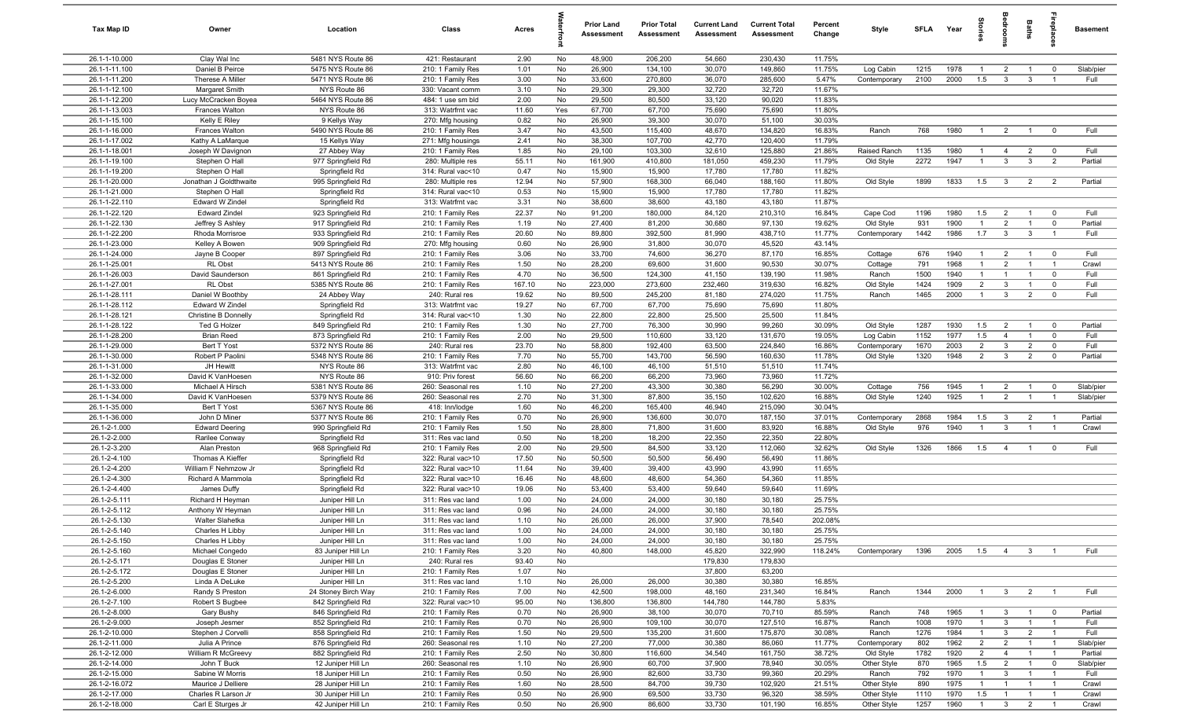| Tax Map ID | Owner | Location | Class | Acres | Waterfront | Prior Land Assessment | Prior Total Assessment | Current Land Assessment | Current Total Assessment | Percent Change | Style | SFLA | Year | Stories | Bedrooms | Baths | Fireplaces | Basement |
|---|---|---|---|---|---|---|---|---|---|---|---|---|---|---|---|---|---|---|
| 26.1-1-10.000 | Clay Wal Inc | 5481 NYS Route 86 | 421: Restaurant | 2.90 | No | 48,900 | 206,200 | 54,660 | 230,430 | 11.75% | | | | | | | | |
| 26.1-1-11.100 | Daniel B Peirce | 5475 NYS Route 86 | 210: 1 Family Res | 1.01 | No | 26,900 | 134,100 | 30,070 | 149,860 | 11.75% | Log Cabin | 1215 | 1978 | 1 | 2 | 1 | 0 | Slab/pier |
| 26.1-1-11.200 | Therese A Miller | 5471 NYS Route 86 | 210: 1 Family Res | 3.00 | No | 33,600 | 270,800 | 36,070 | 285,600 | 5.47% | Contemporary | 2100 | 2000 | 1.5 | 3 | 3 | 1 | Full |
| 26.1-1-12.100 | Margaret Smith | NYS Route 86 | 330: Vacant comm | 3.10 | No | 29,300 | 29,300 | 32,720 | 32,720 | 11.67% | | | | | | | | |
| 26.1-1-12.200 | Lucy McCracken Boyea | 5464 NYS Route 86 | 484: 1 use sm bld | 2.00 | No | 29,500 | 80,500 | 33,120 | 90,020 | 11.83% | | | | | | | | |
| 26.1-1-13.003 | Frances Walton | NYS Route 86 | 313: Watrfrnt vac | 11.60 | Yes | 67,700 | 67,700 | 75,690 | 75,690 | 11.80% | | | | | | | | |
| 26.1-1-15.100 | Kelly E Riley | 9 Kellys Way | 270: Mfg housing | 0.82 | No | 26,900 | 39,300 | 30,070 | 51,100 | 30.03% | | | | | | | | |
| 26.1-1-16.000 | Frances Walton | 5490 NYS Route 86 | 210: 1 Family Res | 3.47 | No | 43,500 | 115,400 | 48,670 | 134,820 | 16.83% | Ranch | 768 | 1980 | 1 | 2 | 1 | 0 | Full |
| 26.1-1-17.002 | Kathy A LaMarque | 15 Kellys Way | 271: Mfg housings | 2.41 | No | 38,300 | 107,700 | 42,770 | 120,400 | 11.79% | | | | | | | | |
| 26.1-1-18.001 | Joseph W Davignon | 27 Abbey Way | 210: 1 Family Res | 1.85 | No | 29,100 | 103,300 | 32,610 | 125,880 | 21.86% | Raised Ranch | 1135 | 1980 | 1 | 4 | 2 | 0 | Full |
| 26.1-1-19.100 | Stephen O Hall | 977 Springfield Rd | 280: Multiple res | 55.11 | No | 161,900 | 410,800 | 181,050 | 459,230 | 11.79% | Old Style | 2272 | 1947 | 1 | 3 | 3 | 2 | Partial |
| 26.1-1-19.200 | Stephen O Hall | Springfield Rd | 314: Rural vac<10 | 0.47 | No | 15,900 | 15,900 | 17,780 | 17,780 | 11.82% | | | | | | | | |
| 26.1-1-20.000 | Jonathan J Goldthwaite | 995 Springfield Rd | 280: Multiple res | 12.94 | No | 57,900 | 168,300 | 66,040 | 188,160 | 11.80% | Old Style | 1899 | 1833 | 1.5 | 3 | 2 | 2 | Partial |
| 26.1-1-21.000 | Stephen O Hall | Springfield Rd | 314: Rural vac<10 | 0.53 | No | 15,900 | 15,900 | 17,780 | 17,780 | 11.82% | | | | | | | | |
| 26.1-1-22.110 | Edward W Zindel | Springfield Rd | 313: Watrfrnt vac | 3.31 | No | 38,600 | 38,600 | 43,180 | 43,180 | 11.87% | | | | | | | | |
| 26.1-1-22.120 | Edward Zindel | 923 Springfield Rd | 210: 1 Family Res | 22.37 | No | 91,200 | 180,000 | 84,120 | 210,310 | 16.84% | Cape Cod | 1196 | 1980 | 1.5 | 2 | 1 | 0 | Full |
| 26.1-1-22.130 | Jeffrey S Ashley | 917 Springfield Rd | 210: 1 Family Res | 1.19 | No | 27,400 | 81,200 | 30,680 | 97,130 | 19.62% | Old Style | 931 | 1900 | 1 | 2 | 1 | 0 | Partial |
| 26.1-1-22.200 | Rhoda Morrisroe | 933 Springfield Rd | 210: 1 Family Res | 20.60 | No | 89,800 | 392,500 | 81,990 | 438,710 | 11.77% | Contemporary | 1442 | 1986 | 1.7 | 3 | 3 | 1 | Full |
| 26.1-1-23.000 | Kelley A Bowen | 909 Springfield Rd | 270: Mfg housing | 0.60 | No | 26,900 | 31,800 | 30,070 | 45,520 | 43.14% | | | | | | | | |
| 26.1-1-24.000 | Jayne B Cooper | 897 Springfield Rd | 210: 1 Family Res | 3.06 | No | 33,700 | 74,600 | 36,270 | 87,170 | 16.85% | Cottage | 676 | 1940 | 1 | 2 | 1 | 0 | Full |
| 26.1-1-25.001 | RL Obst | 5413 NYS Route 86 | 210: 1 Family Res | 1.50 | No | 28,200 | 69,600 | 31,600 | 90,530 | 30.07% | Cottage | 791 | 1968 | 1 | 2 | 1 | 1 | Crawl |
| 26.1-1-26.003 | David Saunderson | 861 Springfield Rd | 210: 1 Family Res | 4.70 | No | 36,500 | 124,300 | 41,150 | 139,190 | 11.98% | Ranch | 1500 | 1940 | 1 | 1 | 1 | 0 | Full |
| 26.1-1-27.001 | RL Obst | 5385 NYS Route 86 | 210: 1 Family Res | 167.10 | No | 223,000 | 273,600 | 232,460 | 319,630 | 16.82% | Old Style | 1424 | 1909 | 2 | 3 | 1 | 0 | Full |
| 26.1-1-28.111 | Daniel W Boothby | 24 Abbey Way | 240: Rural res | 19.62 | No | 89,500 | 245,200 | 81,180 | 274,020 | 11.75% | Ranch | 1465 | 2000 | 1 | 3 | 2 | 0 | Full |
| 26.1-1-28.112 | Edward W Zindel | Springfield Rd | 313: Watrfrnt vac | 19.27 | No | 67,700 | 67,700 | 75,690 | 75,690 | 11.80% | | | | | | | | |
| 26.1-1-28.121 | Christine B Donnelly | Springfield Rd | 314: Rural vac<10 | 1.30 | No | 22,800 | 22,800 | 25,500 | 25,500 | 11.84% | | | | | | | | |
| 26.1-1-28.122 | Ted G Holzer | 849 Springfield Rd | 210: 1 Family Res | 1.30 | No | 27,700 | 76,300 | 30,990 | 99,260 | 30.09% | Old Style | 1287 | 1930 | 1.5 | 2 | 1 | 0 | Partial |
| 26.1-1-28.200 | Brian Reed | 873 Springfield Rd | 210: 1 Family Res | 2.00 | No | 29,500 | 110,600 | 33,120 | 131,670 | 19.05% | Log Cabin | 1152 | 1977 | 1.5 | 4 | 1 | 0 | Full |
| 26.1-1-29.000 | Bert T Yost | 5372 NYS Route 86 | 240: Rural res | 23.70 | No | 58,800 | 192,400 | 63,500 | 224,840 | 16.86% | Contemporary | 1670 | 2003 | 2 | 3 | 2 | 0 | Full |
| 26.1-1-30.000 | Robert P Paolini | 5348 NYS Route 86 | 210: 1 Family Res | 7.70 | No | 55,700 | 143,700 | 56,590 | 160,630 | 11.78% | Old Style | 1320 | 1948 | 2 | 3 | 2 | 0 | Partial |
| 26.1-1-31.000 | JH Hewitt | NYS Route 86 | 313: Watrfrnt vac | 2.80 | No | 46,100 | 46,100 | 51,510 | 51,510 | 11.74% | | | | | | | | |
| 26.1-1-32.000 | David K VanHoesen | NYS Route 86 | 910: Priv forest | 56.60 | No | 66,200 | 66,200 | 73,960 | 73,960 | 11.72% | | | | | | | | |
| 26.1-1-33.000 | Michael A Hirsch | 5381 NYS Route 86 | 260: Seasonal res | 1.10 | No | 27,200 | 43,300 | 30,380 | 56,290 | 30.00% | Cottage | 756 | 1945 | 1 | 2 | 1 | 0 | Slab/pier |
| 26.1-1-34.000 | David K VanHoesen | 5379 NYS Route 86 | 260: Seasonal res | 2.70 | No | 31,300 | 87,800 | 35,150 | 102,620 | 16.88% | Old Style | 1240 | 1925 | 1 | 2 | 1 | 1 | Slab/pier |
| 26.1-1-35.000 | Bert T Yost | 5367 NYS Route 86 | 418: Inn/lodge | 1.60 | No | 46,200 | 165,400 | 46,940 | 215,090 | 30.04% | | | | | | | | |
| 26.1-1-36.000 | John D Miner | 5377 NYS Route 86 | 210: 1 Family Res | 0.70 | No | 26,900 | 136,600 | 30,070 | 187,150 | 37.01% | Contemporary | 2868 | 1984 | 1.5 | 3 | 2 | 1 | Partial |
| 26.1-2-1.000 | Edward Deering | 990 Springfield Rd | 210: 1 Family Res | 1.50 | No | 28,800 | 71,800 | 31,600 | 83,920 | 16.88% | Old Style | 976 | 1940 | 1 | 3 | 1 | 1 | Crawl |
| 26.1-2-2.000 | Rarilee Conway | Springfield Rd | 311: Res vac land | 0.50 | No | 18,200 | 18,200 | 22,350 | 22,350 | 22.80% | | | | | | | | |
| 26.1-2-3.200 | Alan Preston | 968 Springfield Rd | 210: 1 Family Res | 2.00 | No | 29,500 | 84,500 | 33,120 | 112,060 | 32.62% | Old Style | 1326 | 1866 | 1.5 | 4 | 1 | 0 | Full |
| 26.1-2-4.100 | Thomas A Kieffer | Springfield Rd | 322: Rural vac>10 | 17.50 | No | 50,500 | 50,500 | 56,490 | 56,490 | 11.86% | | | | | | | | |
| 26.1-2-4.200 | William F Nehmzow Jr | Springfield Rd | 322: Rural vac>10 | 11.64 | No | 39,400 | 39,400 | 43,990 | 43,990 | 11.65% | | | | | | | | |
| 26.1-2-4.300 | Richard A Mammola | Springfield Rd | 322: Rural vac>10 | 16.46 | No | 48,600 | 48,600 | 54,360 | 54,360 | 11.85% | | | | | | | | |
| 26.1-2-4.400 | James Duffy | Springfield Rd | 322: Rural vac>10 | 19.06 | No | 53,400 | 53,400 | 59,640 | 59,640 | 11.69% | | | | | | | | |
| 26.1-2-5.111 | Richard H Heyman | Juniper Hill Ln | 311: Res vac land | 1.00 | No | 24,000 | 24,000 | 30,180 | 30,180 | 25.75% | | | | | | | | |
| 26.1-2-5.112 | Anthony W Heyman | Juniper Hill Ln | 311: Res vac land | 0.96 | No | 24,000 | 24,000 | 30,180 | 30,180 | 25.75% | | | | | | | | |
| 26.1-2-5.130 | Walter Slahetka | Juniper Hill Ln | 311: Res vac land | 1.10 | No | 26,000 | 26,000 | 37,900 | 78,540 | 202.08% | | | | | | | | |
| 26.1-2-5.140 | Charles H Libby | Juniper Hill Ln | 311: Res vac land | 1.00 | No | 24,000 | 24,000 | 30,180 | 30,180 | 25.75% | | | | | | | | |
| 26.1-2-5.150 | Charles H Libby | Juniper Hill Ln | 311: Res vac land | 1.00 | No | 24,000 | 24,000 | 30,180 | 30,180 | 25.75% | | | | | | | | |
| 26.1-2-5.160 | Michael Congedo | 83 Juniper Hill Ln | 210: 1 Family Res | 3.20 | No | 40,800 | 148,000 | 45,820 | 322,990 | 118.24% | Contemporary | 1396 | 2005 | 1.5 | 4 | 3 | 1 | Full |
| 26.1-2-5.171 | Douglas E Stoner | Juniper Hill Ln | 240: Rural res | 93.40 | No | | | 179,830 | 179,830 | | | | | | | | | |
| 26.1-2-5.172 | Douglas E Stoner | Juniper Hill Ln | 210: 1 Family Res | 1.07 | No | | | 37,800 | 63,200 | | | | | | | | | |
| 26.1-2-5.200 | Linda A DeLuke | Juniper Hill Ln | 311: Res vac land | 1.10 | No | 26,000 | 26,000 | 30,380 | 30,380 | 16.85% | | | | | | | | |
| 26.1-2-6.000 | Randy S Preston | 24 Stoney Birch Way | 210: 1 Family Res | 7.00 | No | 42,500 | 198,000 | 48,160 | 231,340 | 16.84% | Ranch | 1344 | 2000 | 1 | 3 | 2 | 1 | Full |
| 26.1-2-7.100 | Robert S Bugbee | 842 Springfield Rd | 322: Rural vac>10 | 95.00 | No | 136,800 | 136,800 | 144,780 | 144,780 | 5.83% | | | | | | | | |
| 26.1-2-8.000 | Gary Bushy | 846 Springfield Rd | 210: 1 Family Res | 0.70 | No | 26,900 | 38,100 | 30,070 | 70,710 | 85.59% | Ranch | 748 | 1965 | 1 | 3 | 1 | 0 | Partial |
| 26.1-2-9.000 | Joseph Jesmer | 852 Springfield Rd | 210: 1 Family Res | 0.70 | No | 26,900 | 109,100 | 30,070 | 127,510 | 16.87% | Ranch | 1008 | 1970 | 1 | 3 | 1 | 1 | Full |
| 26.1-2-10.000 | Stephen J Corvelli | 858 Springfield Rd | 210: 1 Family Res | 1.50 | No | 29,500 | 135,200 | 31,600 | 175,870 | 30.08% | Ranch | 1276 | 1984 | 1 | 3 | 2 | 1 | Full |
| 26.1-2-11.000 | Julia A Prince | 876 Springfield Rd | 260: Seasonal res | 1.10 | No | 27,200 | 77,000 | 30,380 | 86,060 | 11.77% | Contemporary | 802 | 1962 | 2 | 2 | 1 | 1 | Slab/pier |
| 26.1-2-12.000 | William R McGreevy | 882 Springfield Rd | 210: 1 Family Res | 2.50 | No | 30,800 | 116,600 | 34,540 | 161,750 | 38.72% | Old Style | 1782 | 1920 | 2 | 4 | 1 | 1 | Partial |
| 26.1-2-14.000 | John T Buck | 12 Juniper Hill Ln | 260: Seasonal res | 1.10 | No | 26,900 | 60,700 | 37,900 | 78,940 | 30.05% | Other Style | 870 | 1965 | 1.5 | 2 | 1 | 0 | Slab/pier |
| 26.1-2-15.000 | Sabine W Morris | 18 Juniper Hill Ln | 210: 1 Family Res | 0.50 | No | 26,900 | 82,600 | 33,730 | 99,360 | 20.29% | Ranch | 792 | 1970 | 1 | 3 | 1 | 1 | Full |
| 26.1-2-16.072 | Maurice J Delliere | 28 Juniper Hill Ln | 210: 1 Family Res | 1.60 | No | 28,500 | 84,700 | 39,730 | 102,920 | 21.51% | Other Style | 890 | 1975 | 1 | 1 | 1 | 1 | Crawl |
| 26.1-2-17.000 | Charles R Larson Jr | 30 Juniper Hill Ln | 210: 1 Family Res | 0.50 | No | 26,900 | 69,500 | 33,730 | 96,320 | 38.59% | Other Style | 1110 | 1970 | 1.5 | 1 | 1 | 1 | Crawl |
| 26.1-2-18.000 | Carl E Sturges Jr | 42 Juniper Hill Ln | 210: 1 Family Res | 0.50 | No | 26,900 | 86,600 | 33,730 | 101,190 | 16.85% | Other Style | 1257 | 1960 | 1 | 3 | 2 | 1 | Crawl |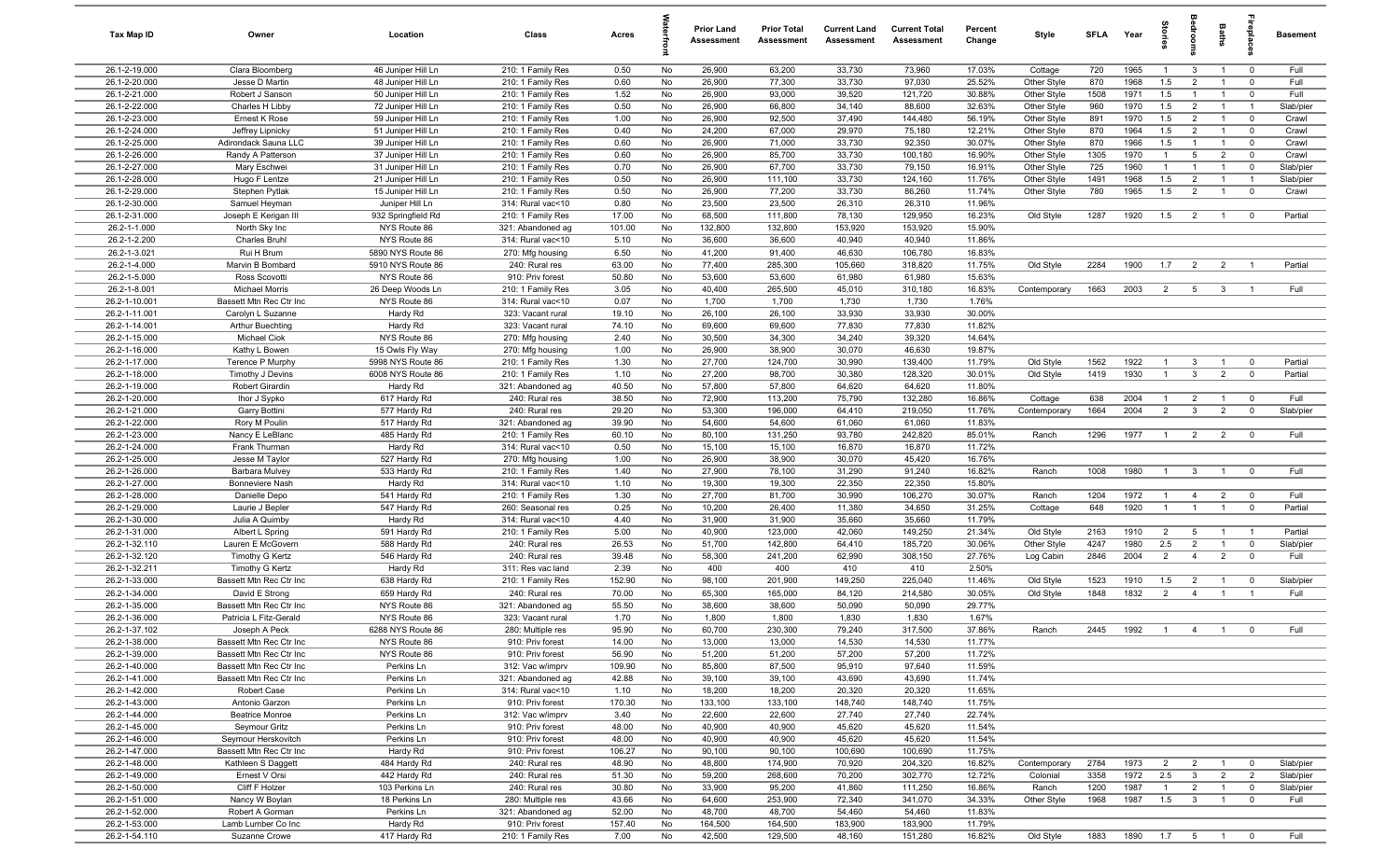| Tax Map ID | Owner | Location | Class | Acres | Waterfront | Prior Land Assessment | Prior Total Assessment | Current Land Assessment | Current Total Assessment | Percent Change | Style | SFLA | Year | Stories | Bedrooms | Baths | Fireplaces | Basement |
|---|---|---|---|---|---|---|---|---|---|---|---|---|---|---|---|---|---|---|
| 26.1-2-19.000 | Clara Bloomberg | 46 Juniper Hill Ln | 210: 1 Family Res | 0.50 | No | 26,900 | 63,200 | 33,730 | 73,960 | 17.03% | Cottage | 720 | 1965 | 1 | 3 | 1 | 0 | Full |
| 26.1-2-20.000 | Jesse D Martin | 48 Juniper Hill Ln | 210: 1 Family Res | 0.60 | No | 26,900 | 77,300 | 33,730 | 97,030 | 25.52% | Other Style | 870 | 1968 | 1.5 | 2 | 1 | 0 | Full |
| 26.1-2-21.000 | Robert J Sanson | 50 Juniper Hill Ln | 210: 1 Family Res | 1.52 | No | 26,900 | 93,000 | 39,520 | 121,720 | 30.88% | Other Style | 1508 | 1971 | 1.5 | 1 | 1 | 0 | Full |
| 26.1-2-22.000 | Charles H Libby | 72 Juniper Hill Ln | 210: 1 Family Res | 0.50 | No | 26,900 | 66,800 | 34,140 | 88,600 | 32.63% | Other Style | 960 | 1970 | 1.5 | 2 | 1 | 1 | Slab/pier |
| 26.1-2-23.000 | Ernest K Rose | 59 Juniper Hill Ln | 210: 1 Family Res | 1.00 | No | 26,900 | 92,500 | 37,490 | 144,480 | 56.19% | Other Style | 891 | 1970 | 1.5 | 2 | 1 | 0 | Crawl |
| 26.1-2-24.000 | Jeffrey Lipnicky | 51 Juniper Hill Ln | 210: 1 Family Res | 0.40 | No | 24,200 | 67,000 | 29,970 | 75,180 | 12.21% | Other Style | 870 | 1964 | 1.5 | 2 | 1 | 0 | Crawl |
| 26.1-2-25.000 | Adirondack Sauna LLC | 39 Juniper Hill Ln | 210: 1 Family Res | 0.60 | No | 26,900 | 71,000 | 33,730 | 92,350 | 30.07% | Other Style | 870 | 1966 | 1.5 | 1 | 1 | 0 | Crawl |
| 26.1-2-26.000 | Randy A Patterson | 37 Juniper Hill Ln | 210: 1 Family Res | 0.60 | No | 26,900 | 85,700 | 33,730 | 100,180 | 16.90% | Other Style | 1305 | 1970 | 1 | 5 | 2 | 0 | Crawl |
| 26.1-2-27.000 | Mary Eschwei | 31 Juniper Hill Ln | 210: 1 Family Res | 0.70 | No | 26,900 | 67,700 | 33,730 | 79,150 | 16.91% | Other Style | 725 | 1960 | 1 | 1 | 1 | 0 | Slab/pier |
| 26.1-2-28.000 | Hugo F Lentze | 21 Juniper Hill Ln | 210: 1 Family Res | 0.50 | No | 26,900 | 111,100 | 33,730 | 124,160 | 11.76% | Other Style | 1491 | 1968 | 1.5 | 2 | 1 | 1 | Slab/pier |
| 26.1-2-29.000 | Stephen Pytlak | 15 Juniper Hill Ln | 210: 1 Family Res | 0.50 | No | 26,900 | 77,200 | 33,730 | 86,260 | 11.74% | Other Style | 780 | 1965 | 1.5 | 2 | 1 | 0 | Crawl |
| 26.1-2-30.000 | Samuel Heyman | Juniper Hill Ln | 314: Rural vac<10 | 0.80 | No | 23,500 | 23,500 | 26,310 | 26,310 | 11.96% | | | | | | | | |
| 26.1-2-31.000 | Joseph E Kerigan III | 932 Springfield Rd | 210: 1 Family Res | 17.00 | No | 68,500 | 111,800 | 78,130 | 129,950 | 16.23% | Old Style | 1287 | 1920 | 1.5 | 2 | 1 | 0 | Partial |
| 26.2-1-1.000 | North Sky Inc | NYS Route 86 | 321: Abandoned ag | 101.00 | No | 132,800 | 132,800 | 153,920 | 153,920 | 15.90% | | | | | | | | |
| 26.2-1-2.200 | Charles Bruhl | NYS Route 86 | 314: Rural vac<10 | 5.10 | No | 36,600 | 36,600 | 40,940 | 40,940 | 11.86% | | | | | | | | |
| 26.2-1-3.021 | Rui H Brum | 5890 NYS Route 86 | 270: Mfg housing | 6.50 | No | 41,200 | 91,400 | 46,630 | 106,780 | 16.83% | | | | | | | | |
| 26.2-1-4.000 | Marvin B Bombard | 5910 NYS Route 86 | 240: Rural res | 63.00 | No | 77,400 | 285,300 | 105,660 | 318,820 | 11.75% | Old Style | 2284 | 1900 | 1.7 | 2 | 2 | 1 | Partial |
| 26.2-1-5.000 | Ross Scovotti | NYS Route 86 | 910: Priv forest | 50.80 | No | 53,600 | 53,600 | 61,980 | 61,980 | 15.63% | | | | | | | | |
| 26.2-1-8.001 | Michael Morris | 26 Deep Woods Ln | 210: 1 Family Res | 3.05 | No | 40,400 | 265,500 | 45,010 | 310,180 | 16.83% | Contemporary | 1663 | 2003 | 2 | 5 | 3 | 1 | Full |
| 26.2-1-10.001 | Bassett Mtn Rec Ctr Inc | NYS Route 86 | 314: Rural vac<10 | 0.07 | No | 1,700 | 1,700 | 1,730 | 1,730 | 1.76% | | | | | | | | |
| 26.2-1-11.001 | Carolyn L Suzanne | Hardy Rd | 323: Vacant rural | 19.10 | No | 26,100 | 26,100 | 33,930 | 33,930 | 30.00% | | | | | | | | |
| 26.2-1-14.001 | Arthur Buechting | Hardy Rd | 323: Vacant rural | 74.10 | No | 69,600 | 69,600 | 77,830 | 77,830 | 11.82% | | | | | | | | |
| 26.2-1-15.000 | Michael Ciok | NYS Route 86 | 270: Mfg housing | 2.40 | No | 30,500 | 34,300 | 34,240 | 39,320 | 14.64% | | | | | | | | |
| 26.2-1-16.000 | Kathy L Bowen | 15 Owls Fly Way | 270: Mfg housing | 1.00 | No | 26,900 | 38,900 | 30,070 | 46,630 | 19.87% | | | | | | | | |
| 26.2-1-17.000 | Terence P Murphy | 5998 NYS Route 86 | 210: 1 Family Res | 1.30 | No | 27,700 | 124,700 | 30,990 | 139,400 | 11.79% | Old Style | 1562 | 1922 | 1 | 3 | 1 | 0 | Partial |
| 26.2-1-18.000 | Timothy J Devins | 6008 NYS Route 86 | 210: 1 Family Res | 1.10 | No | 27,200 | 98,700 | 30,380 | 128,320 | 30.01% | Old Style | 1419 | 1930 | 1 | 3 | 2 | 0 | Partial |
| 26.2-1-19.000 | Robert Girardin | Hardy Rd | 321: Abandoned ag | 40.50 | No | 57,800 | 57,800 | 64,620 | 64,620 | 11.80% | | | | | | | | |
| 26.2-1-20.000 | Ihor J Sypko | 617 Hardy Rd | 240: Rural res | 38.50 | No | 72,900 | 113,200 | 75,790 | 132,280 | 16.86% | Cottage | 638 | 2004 | 1 | 2 | 1 | 0 | Full |
| 26.2-1-21.000 | Garry Bottini | 577 Hardy Rd | 240: Rural res | 29.20 | No | 53,300 | 196,000 | 64,410 | 219,050 | 11.76% | Contemporary | 1664 | 2004 | 2 | 3 | 2 | 0 | Slab/pier |
| 26.2-1-22.000 | Rory M Poulin | 517 Hardy Rd | 321: Abandoned ag | 39.90 | No | 54,600 | 54,600 | 61,060 | 61,060 | 11.83% | | | | | | | | |
| 26.2-1-23.000 | Nancy E LeBlanc | 485 Hardy Rd | 210: 1 Family Res | 60.10 | No | 80,100 | 131,250 | 93,780 | 242,820 | 85.01% | Ranch | 1296 | 1977 | 1 | 2 | 2 | 0 | Full |
| 26.2-1-24.000 | Frank Thurman | Hardy Rd | 314: Rural vac<10 | 0.50 | No | 15,100 | 15,100 | 16,870 | 16,870 | 11.72% | | | | | | | | |
| 26.2-1-25.000 | Jesse M Taylor | 527 Hardy Rd | 270: Mfg housing | 1.00 | No | 26,900 | 38,900 | 30,070 | 45,420 | 16.76% | | | | | | | | |
| 26.2-1-26.000 | Barbara Mulvey | 533 Hardy Rd | 210: 1 Family Res | 1.40 | No | 27,900 | 78,100 | 31,290 | 91,240 | 16.82% | Ranch | 1008 | 1980 | 1 | 3 | 1 | 0 | Full |
| 26.2-1-27.000 | Bonneviere Nash | Hardy Rd | 314: Rural vac<10 | 1.10 | No | 19,300 | 19,300 | 22,350 | 22,350 | 15.80% | | | | | | | | |
| 26.2-1-28.000 | Danielle Depo | 541 Hardy Rd | 210: 1 Family Res | 1.30 | No | 27,700 | 81,700 | 30,990 | 106,270 | 30.07% | Ranch | 1204 | 1972 | 1 | 4 | 2 | 0 | Full |
| 26.2-1-29.000 | Laurie J Bepler | 547 Hardy Rd | 260: Seasonal res | 0.25 | No | 10,200 | 26,400 | 11,380 | 34,650 | 31.25% | Cottage | 648 | 1920 | 1 | 1 | 1 | 0 | Partial |
| 26.2-1-30.000 | Julia A Quimby | Hardy Rd | 314: Rural vac<10 | 4.40 | No | 31,900 | 31,900 | 35,660 | 35,660 | 11.79% | | | | | | | | |
| 26.2-1-31.000 | Albert L Spring | 591 Hardy Rd | 210: 1 Family Res | 5.00 | No | 40,900 | 123,000 | 42,060 | 149,250 | 21.34% | Old Style | 2163 | 1910 | 2 | 5 | 1 | 1 | Partial |
| 26.2-1-32.110 | Lauren E McGovern | 588 Hardy Rd | 240: Rural res | 26.53 | No | 51,700 | 142,800 | 64,410 | 185,720 | 30.06% | Other Style | 4247 | 1980 | 2.5 | 2 | 1 | 0 | Slab/pier |
| 26.2-1-32.120 | Timothy G Kertz | 546 Hardy Rd | 240: Rural res | 39.48 | No | 58,300 | 241,200 | 62,990 | 308,150 | 27.76% | Log Cabin | 2846 | 2004 | 2 | 4 | 2 | 0 | Full |
| 26.2-1-32.211 | Timothy G Kertz | Hardy Rd | 311: Res vac land | 2.39 | No | 400 | 400 | 410 | 410 | 2.50% | | | | | | | | |
| 26.2-1-33.000 | Bassett Mtn Rec Ctr Inc | 638 Hardy Rd | 210: 1 Family Res | 152.90 | No | 98,100 | 201,900 | 149,250 | 225,040 | 11.46% | Old Style | 1523 | 1910 | 1.5 | 2 | 1 | 0 | Slab/pier |
| 26.2-1-34.000 | David E Strong | 659 Hardy Rd | 240: Rural res | 70.00 | No | 65,300 | 165,000 | 84,120 | 214,580 | 30.05% | Old Style | 1848 | 1832 | 2 | 4 | 1 | 1 | Full |
| 26.2-1-35.000 | Bassett Mtn Rec Ctr Inc | NYS Route 86 | 321: Abandoned ag | 55.50 | No | 38,600 | 38,600 | 50,090 | 50,090 | 29.77% | | | | | | | | |
| 26.2-1-36.000 | Patricia L Fitz-Gerald | NYS Route 86 | 323: Vacant rural | 1.70 | No | 1,800 | 1,800 | 1,830 | 1,830 | 1.67% | | | | | | | | |
| 26.2-1-37.102 | Joseph A Peck | 6288 NYS Route 86 | 280: Multiple res | 95.90 | No | 60,700 | 230,300 | 79,240 | 317,500 | 37.86% | Ranch | 2445 | 1992 | 1 | 4 | 1 | 0 | Full |
| 26.2-1-38.000 | Bassett Mtn Rec Ctr Inc | NYS Route 86 | 910: Priv forest | 14.00 | No | 13,000 | 13,000 | 14,530 | 14,530 | 11.77% | | | | | | | | |
| 26.2-1-39.000 | Bassett Mtn Rec Ctr Inc | NYS Route 86 | 910: Priv forest | 56.90 | No | 51,200 | 51,200 | 57,200 | 57,200 | 11.72% | | | | | | | | |
| 26.2-1-40.000 | Bassett Mtn Rec Ctr Inc | Perkins Ln | 312: Vac w/imprv | 109.90 | No | 85,800 | 87,500 | 95,910 | 97,640 | 11.59% | | | | | | | | |
| 26.2-1-41.000 | Bassett Mtn Rec Ctr Inc | Perkins Ln | 321: Abandoned ag | 42.88 | No | 39,100 | 39,100 | 43,690 | 43,690 | 11.74% | | | | | | | | |
| 26.2-1-42.000 | Robert Case | Perkins Ln | 314: Rural vac<10 | 1.10 | No | 18,200 | 18,200 | 20,320 | 20,320 | 11.65% | | | | | | | | |
| 26.2-1-43.000 | Antonio Garzon | Perkins Ln | 910: Priv forest | 170.30 | No | 133,100 | 133,100 | 148,740 | 148,740 | 11.75% | | | | | | | | |
| 26.2-1-44.000 | Beatrice Monroe | Perkins Ln | 312: Vac w/imprv | 3.40 | No | 22,600 | 22,600 | 27,740 | 27,740 | 22.74% | | | | | | | | |
| 26.2-1-45.000 | Seymour Gritz | Perkins Ln | 910: Priv forest | 48.00 | No | 40,900 | 40,900 | 45,620 | 45,620 | 11.54% | | | | | | | | |
| 26.2-1-46.000 | Seymour Herskovitch | Perkins Ln | 910: Priv forest | 48.00 | No | 40,900 | 40,900 | 45,620 | 45,620 | 11.54% | | | | | | | | |
| 26.2-1-47.000 | Bassett Mtn Rec Ctr Inc | Hardy Rd | 910: Priv forest | 106.27 | No | 90,100 | 90,100 | 100,690 | 100,690 | 11.75% | | | | | | | | |
| 26.2-1-48.000 | Kathleen S Daggett | 484 Hardy Rd | 240: Rural res | 48.90 | No | 48,800 | 174,900 | 70,920 | 204,320 | 16.82% | Contemporary | 2784 | 1973 | 2 | 2 | 1 | 0 | Slab/pier |
| 26.2-1-49.000 | Ernest V Orsi | 442 Hardy Rd | 240: Rural res | 51.30 | No | 59,200 | 268,600 | 70,200 | 302,770 | 12.72% | Colonial | 3358 | 1972 | 2.5 | 3 | 2 | 2 | Slab/pier |
| 26.2-1-50.000 | Cliff F Holzer | 103 Perkins Ln | 240: Rural res | 30.80 | No | 33,900 | 95,200 | 41,860 | 111,250 | 16.86% | Ranch | 1200 | 1987 | 1 | 2 | 1 | 0 | Slab/pier |
| 26.2-1-51.000 | Nancy W Boylan | 18 Perkins Ln | 280: Multiple res | 43.66 | No | 64,600 | 253,900 | 72,340 | 341,070 | 34.33% | Other Style | 1968 | 1987 | 1.5 | 3 | 1 | 0 | Full |
| 26.2-1-52.000 | Robert A Gorman | Perkins Ln | 321: Abandoned ag | 52.00 | No | 48,700 | 48,700 | 54,460 | 54,460 | 11.83% | | | | | | | | |
| 26.2-1-53.000 | Lamb Lumber Co Inc | Hardy Rd | 910: Priv forest | 157.40 | No | 164,500 | 164,500 | 183,900 | 183,900 | 11.79% | | | | | | | | |
| 26.2-1-54.110 | Suzanne Crowe | 417 Hardy Rd | 210: 1 Family Res | 7.00 | No | 42,500 | 129,500 | 48,160 | 151,280 | 16.82% | Old Style | 1883 | 1890 | 1.7 | 5 | 1 | 0 | Full |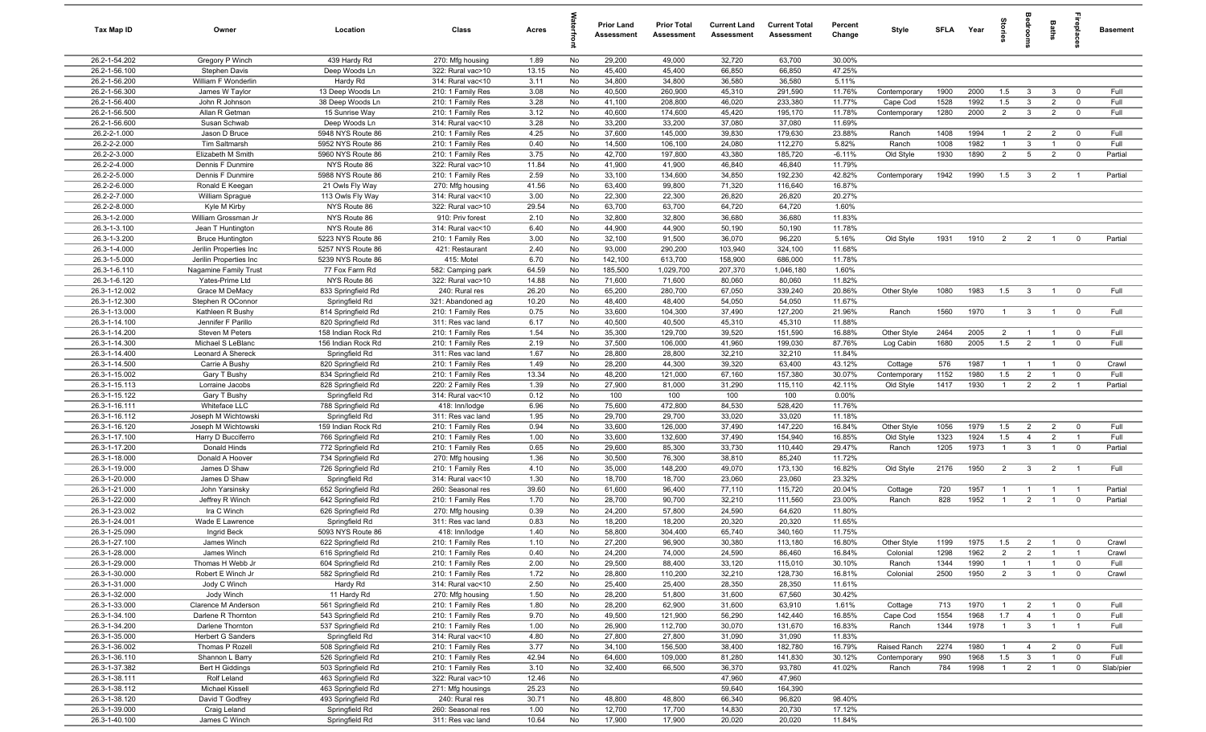| Tax Map ID | Owner | Location | Class | Acres | Waterfront | Prior Land Assessment | Prior Total Assessment | Current Land Assessment | Current Total Assessment | Percent Change | Style | SFLA | Year | Stories | Bedrooms | Baths | Fireplaces | Basement |
|---|---|---|---|---|---|---|---|---|---|---|---|---|---|---|---|---|---|---|
| 26.2-1-54.202 | Gregory P Winch | 439 Hardy Rd | 270: Mfg housing | 1.89 | No | 29,200 | 49,000 | 32,720 | 63,700 | 30.00% | | | | | | | | |
| 26.2-1-56.100 | Stephen Davis | Deep Woods Ln | 322: Rural vac>10 | 13.15 | No | 45,400 | 45,400 | 66,850 | 66,850 | 47.25% | | | | | | | | |
| 26.2-1-56.200 | William F Wonderlin | Hardy Rd | 314: Rural vac<10 | 3.11 | No | 34,800 | 34,800 | 36,580 | 36,580 | 5.11% | | | | | | | | |
| 26.2-1-56.300 | James W Taylor | 13 Deep Woods Ln | 210: 1 Family Res | 3.08 | No | 40,500 | 260,900 | 45,310 | 291,590 | 11.76% | Contemporary | 1900 | 2000 | 1.5 | 3 | 3 | 0 | Full |
| 26.2-1-56.400 | John R Johnson | 38 Deep Woods Ln | 210: 1 Family Res | 3.28 | No | 41,100 | 208,800 | 46,020 | 233,380 | 11.77% | Cape Cod | 1528 | 1992 | 1.5 | 3 | 2 | 0 | Full |
| 26.2-1-56.500 | Allan R Getman | 15 Sunrise Way | 210: 1 Family Res | 3.12 | No | 40,600 | 174,600 | 45,420 | 195,170 | 11.78% | Contemporary | 1280 | 2000 | 2 | 3 | 2 | 0 | Full |
| 26.2-1-56.600 | Susan Schwab | Deep Woods Ln | 314: Rural vac<10 | 3.28 | No | 33,200 | 33,200 | 37,080 | 37,080 | 11.69% | | | | | | | | |
| 26.2-2-1.000 | Jason D Bruce | 5948 NYS Route 86 | 210: 1 Family Res | 4.25 | No | 37,600 | 145,000 | 39,830 | 179,630 | 23.88% | Ranch | 1408 | 1994 | 1 | 2 | 2 | 0 | Full |
| 26.2-2-2.000 | Tim Saltmarsh | 5952 NYS Route 86 | 210: 1 Family Res | 0.40 | No | 14,500 | 106,100 | 24,080 | 112,270 | 5.82% | Ranch | 1008 | 1982 | 1 | 3 | 1 | 0 | Full |
| 26.2-2-3.000 | Elizabeth M Smith | 5960 NYS Route 86 | 210: 1 Family Res | 3.75 | No | 42,700 | 197,800 | 43,380 | 185,720 | -6.11% | Old Style | 1930 | 1890 | 2 | 5 | 2 | 0 | Partial |
| 26.2-2-4.000 | Dennis F Dunmire | NYS Route 86 | 322: Rural vac>10 | 11.84 | No | 41,900 | 41,900 | 46,840 | 46,840 | 11.79% | | | | | | | | |
| 26.2-2-5.000 | Dennis F Dunmire | 5988 NYS Route 86 | 210: 1 Family Res | 2.59 | No | 33,100 | 134,600 | 34,850 | 192,230 | 42.82% | Contemporary | 1942 | 1990 | 1.5 | 3 | 2 | 1 | Partial |
| 26.2-2-6.000 | Ronald E Keegan | 21 Owls Fly Way | 270: Mfg housing | 41.56 | No | 63,400 | 99,800 | 71,320 | 116,640 | 16.87% | | | | | | | | |
| 26.2-2-7.000 | William Sprague | 113 Owls Fly Way | 314: Rural vac<10 | 3.00 | No | 22,300 | 22,300 | 26,820 | 26,820 | 20.27% | | | | | | | | |
| 26.2-2-8.000 | Kyle M Kirby | NYS Route 86 | 322: Rural vac>10 | 29.54 | No | 63,700 | 63,700 | 64,720 | 64,720 | 1.60% | | | | | | | | |
| 26.3-1-2.000 | William Grossman Jr | NYS Route 86 | 910: Priv forest | 2.10 | No | 32,800 | 32,800 | 36,680 | 36,680 | 11.83% | | | | | | | | |
| 26.3-1-3.100 | Jean T Huntington | NYS Route 86 | 314: Rural vac<10 | 6.40 | No | 44,900 | 44,900 | 50,190 | 50,190 | 11.78% | | | | | | | | |
| 26.3-1-3.200 | Bruce Huntington | 5223 NYS Route 86 | 210: 1 Family Res | 3.00 | No | 32,100 | 91,500 | 36,070 | 96,220 | 5.16% | Old Style | 1931 | 1910 | 2 | 2 | 1 | 0 | Partial |
| 26.3-1-4.000 | Jerilin Properties Inc | 5257 NYS Route 86 | 421: Restaurant | 2.40 | No | 93,000 | 290,200 | 103,940 | 324,100 | 11.68% | | | | | | | | |
| 26.3-1-5.000 | Jerilin Properties Inc | 5239 NYS Route 86 | 415: Motel | 6.70 | No | 142,100 | 613,700 | 158,900 | 686,000 | 11.78% | | | | | | | | |
| 26.3-1-6.110 | Nagamine Family Trust | 77 Fox Farm Rd | 582: Camping park | 64.59 | No | 185,500 | 1,029,700 | 207,370 | 1,046,180 | 1.60% | | | | | | | | |
| 26.3-1-6.120 | Yates-Prime Ltd | NYS Route 86 | 322: Rural vac>10 | 14.88 | No | 71,600 | 71,600 | 80,060 | 80,060 | 11.82% | | | | | | | | |
| 26.3-1-12.002 | Grace M DeMacy | 833 Springfield Rd | 240: Rural res | 26.20 | No | 65,200 | 280,700 | 67,050 | 339,240 | 20.86% | Other Style | 1080 | 1983 | 1.5 | 3 | 1 | 0 | Full |
| 26.3-1-12.300 | Stephen R OConnor | Springfield Rd | 321: Abandoned ag | 10.20 | No | 48,400 | 48,400 | 54,050 | 54,050 | 11.67% | | | | | | | | |
| 26.3-1-13.000 | Kathleen R Bushy | 814 Springfield Rd | 210: 1 Family Res | 0.75 | No | 33,600 | 104,300 | 37,490 | 127,200 | 21.96% | Ranch | 1560 | 1970 | 1 | 3 | 1 | 0 | Full |
| 26.3-1-14.100 | Jennifer F Parillo | 820 Springfield Rd | 311: Res vac land | 6.17 | No | 40,500 | 40,500 | 45,310 | 45,310 | 11.88% | | | | | | | | |
| 26.3-1-14.200 | Steven M Peters | 158 Indian Rock Rd | 210: 1 Family Res | 1.54 | No | 35,300 | 129,700 | 39,520 | 151,590 | 16.88% | Other Style | 2464 | 2005 | 2 | 1 | 1 | 0 | Full |
| 26.3-1-14.300 | Michael S LeBlanc | 156 Indian Rock Rd | 210: 1 Family Res | 2.19 | No | 37,500 | 106,000 | 41,960 | 199,030 | 87.76% | Log Cabin | 1680 | 2005 | 1.5 | 2 | 1 | 0 | Full |
| 26.3-1-14.400 | Leonard A Shereck | Springfield Rd | 311: Res vac land | 1.67 | No | 28,800 | 28,800 | 32,210 | 32,210 | 11.84% | | | | | | | | |
| 26.3-1-14.500 | Carrie A Bushy | 820 Springfield Rd | 210: 1 Family Res | 1.49 | No | 28,200 | 44,300 | 39,320 | 63,400 | 43.12% | Cottage | 576 | 1987 | 1 | 1 | 1 | 0 | Crawl |
| 26.3-1-15.002 | Gary T Bushy | 834 Springfield Rd | 210: 1 Family Res | 13.34 | No | 48,200 | 121,000 | 67,160 | 157,380 | 30.07% | Contemporary | 1152 | 1980 | 1.5 | 2 | 1 | 0 | Full |
| 26.3-1-15.113 | Lorraine Jacobs | 828 Springfield Rd | 220: 2 Family Res | 1.39 | No | 27,900 | 81,000 | 31,290 | 115,110 | 42.11% | Old Style | 1417 | 1930 | 1 | 2 | 2 | 1 | Partial |
| 26.3-1-15.122 | Gary T Bushy | Springfield Rd | 314: Rural vac<10 | 0.12 | No | 100 | 100 | 100 | 100 | 0.00% | | | | | | | | |
| 26.3-1-16.111 | Whiteface LLC | 788 Springfield Rd | 418: Inn/lodge | 6.96 | No | 75,600 | 472,800 | 84,530 | 528,420 | 11.76% | | | | | | | | |
| 26.3-1-16.112 | Joseph M Wichtowski | Springfield Rd | 311: Res vac land | 1.95 | No | 29,700 | 29,700 | 33,020 | 33,020 | 11.18% | | | | | | | | |
| 26.3-1-16.120 | Joseph M Wichtowski | 159 Indian Rock Rd | 210: 1 Family Res | 0.94 | No | 33,600 | 126,000 | 37,490 | 147,220 | 16.84% | Other Style | 1056 | 1979 | 1.5 | 2 | 2 | 0 | Full |
| 26.3-1-17.100 | Harry D Bucciferro | 766 Springfield Rd | 210: 1 Family Res | 1.00 | No | 33,600 | 132,600 | 37,490 | 154,940 | 16.85% | Old Style | 1323 | 1924 | 1.5 | 4 | 2 | 1 | Full |
| 26.3-1-17.200 | Donald Hinds | 772 Springfield Rd | 210: 1 Family Res | 0.65 | No | 29,600 | 85,300 | 33,730 | 110,440 | 29.47% | Ranch | 1205 | 1973 | 1 | 3 | 1 | 0 | Partial |
| 26.3-1-18.000 | Donald A Hoover | 734 Springfield Rd | 270: Mfg housing | 1.36 | No | 30,500 | 76,300 | 38,810 | 85,240 | 11.72% | | | | | | | | |
| 26.3-1-19.000 | James D Shaw | 726 Springfield Rd | 210: 1 Family Res | 4.10 | No | 35,000 | 148,200 | 49,070 | 173,130 | 16.82% | Old Style | 2176 | 1950 | 2 | 3 | 2 | 1 | Full |
| 26.3-1-20.000 | James D Shaw | Springfield Rd | 314: Rural vac<10 | 1.30 | No | 18,700 | 18,700 | 23,060 | 23,060 | 23.32% | | | | | | | | |
| 26.3-1-21.000 | John Yarsinsky | 652 Springfield Rd | 260: Seasonal res | 39.60 | No | 61,600 | 96,400 | 77,110 | 115,720 | 20.04% | Cottage | 720 | 1957 | 1 | 1 | 1 | 1 | Partial |
| 26.3-1-22.000 | Jeffrey R Winch | 642 Springfield Rd | 210: 1 Family Res | 1.70 | No | 28,700 | 90,700 | 32,210 | 111,560 | 23.00% | Ranch | 828 | 1952 | 1 | 2 | 1 | 0 | Partial |
| 26.3-1-23.002 | Ira C Winch | 626 Springfield Rd | 270: Mfg housing | 0.39 | No | 24,200 | 57,800 | 24,590 | 64,620 | 11.80% | | | | | | | | |
| 26.3-1-24.001 | Wade E Lawrence | Springfield Rd | 311: Res vac land | 0.83 | No | 18,200 | 18,200 | 20,320 | 20,320 | 11.65% | | | | | | | | |
| 26.3-1-25.090 | Ingrid Beck | 5093 NYS Route 86 | 418: Inn/lodge | 1.40 | No | 58,800 | 304,400 | 65,740 | 340,160 | 11.75% | | | | | | | | |
| 26.3-1-27.100 | James Winch | 622 Springfield Rd | 210: 1 Family Res | 1.10 | No | 27,200 | 96,900 | 30,380 | 113,180 | 16.80% | Other Style | 1199 | 1975 | 1.5 | 2 | 1 | 0 | Crawl |
| 26.3-1-28.000 | James Winch | 616 Springfield Rd | 210: 1 Family Res | 0.40 | No | 24,200 | 74,000 | 24,590 | 86,460 | 16.84% | Colonial | 1298 | 1962 | 2 | 2 | 1 | 1 | Crawl |
| 26.3-1-29.000 | Thomas H Webb Jr | 604 Springfield Rd | 210: 1 Family Res | 2.00 | No | 29,500 | 88,400 | 33,120 | 115,010 | 30.10% | Ranch | 1344 | 1990 | 1 | 1 | 1 | 0 | Full |
| 26.3-1-30.000 | Robert E Winch Jr | 582 Springfield Rd | 210: 1 Family Res | 1.72 | No | 28,800 | 110,200 | 32,210 | 128,730 | 16.81% | Colonial | 2500 | 1950 | 2 | 3 | 1 | 0 | Crawl |
| 26.3-1-31.000 | Jody C Winch | Hardy Rd | 314: Rural vac<10 | 2.50 | No | 25,400 | 25,400 | 28,350 | 28,350 | 11.61% | | | | | | | | |
| 26.3-1-32.000 | Jody Winch | 11 Hardy Rd | 270: Mfg housing | 1.50 | No | 28,200 | 51,800 | 31,600 | 67,560 | 30.42% | | | | | | | | |
| 26.3-1-33.000 | Clarence M Anderson | 561 Springfield Rd | 210: 1 Family Res | 1.80 | No | 28,200 | 62,900 | 31,600 | 63,910 | 1.61% | Cottage | 713 | 1970 | 1 | 2 | 1 | 0 | Full |
| 26.3-1-34.100 | Darlene R Thornton | 543 Springfield Rd | 210: 1 Family Res | 9.70 | No | 49,500 | 121,900 | 56,290 | 142,440 | 16.85% | Cape Cod | 1554 | 1968 | 1.7 | 4 | 1 | 0 | Full |
| 26.3-1-34.200 | Darlene Thornton | 537 Springfield Rd | 210: 1 Family Res | 1.00 | No | 26,900 | 112,700 | 30,070 | 131,670 | 16.83% | Ranch | 1344 | 1978 | 1 | 3 | 1 | 1 | Full |
| 26.3-1-35.000 | Herbert G Sanders | Springfield Rd | 314: Rural vac<10 | 4.80 | No | 27,800 | 27,800 | 31,090 | 31,090 | 11.83% | | | | | | | | |
| 26.3-1-36.002 | Thomas P Rozell | 508 Springfield Rd | 210: 1 Family Res | 3.77 | No | 34,100 | 156,500 | 38,400 | 182,780 | 16.79% | Raised Ranch | 2274 | 1980 | 1 | 4 | 2 | 0 | Full |
| 26.3-1-36.110 | Shannon L Barry | 526 Springfield Rd | 210: 1 Family Res | 42.94 | No | 64,600 | 109,000 | 81,280 | 141,830 | 30.12% | Contemporary | 990 | 1968 | 1.5 | 3 | 1 | 0 | Full |
| 26.3-1-37.382 | Bert H Giddings | 503 Springfield Rd | 210: 1 Family Res | 3.10 | No | 32,400 | 66,500 | 36,370 | 93,780 | 41.02% | Ranch | 784 | 1998 | 1 | 2 | 1 | 0 | Slab/pier |
| 26.3-1-38.111 | Rolf Leland | 463 Springfield Rd | 322: Rural vac>10 | 12.46 | No | | | 47,960 | 47,960 | | | | | | | | | |
| 26.3-1-38.112 | Michael Kissell | 463 Springfield Rd | 271: Mfg housings | 25.23 | No | | | 59,640 | 164,390 | | | | | | | | | |
| 26.3-1-38.120 | David T Godfrey | 493 Springfield Rd | 240: Rural res | 30.71 | No | 48,800 | 48,800 | 66,340 | 96,820 | 98.40% | | | | | | | | |
| 26.3-1-39.000 | Craig Leland | Springfield Rd | 260: Seasonal res | 1.00 | No | 12,700 | 17,700 | 14,830 | 20,730 | 17.12% | | | | | | | | |
| 26.3-1-40.100 | James C Winch | Springfield Rd | 311: Res vac land | 10.64 | No | 17,900 | 17,900 | 20,020 | 20,020 | 11.84% | | | | | | | | |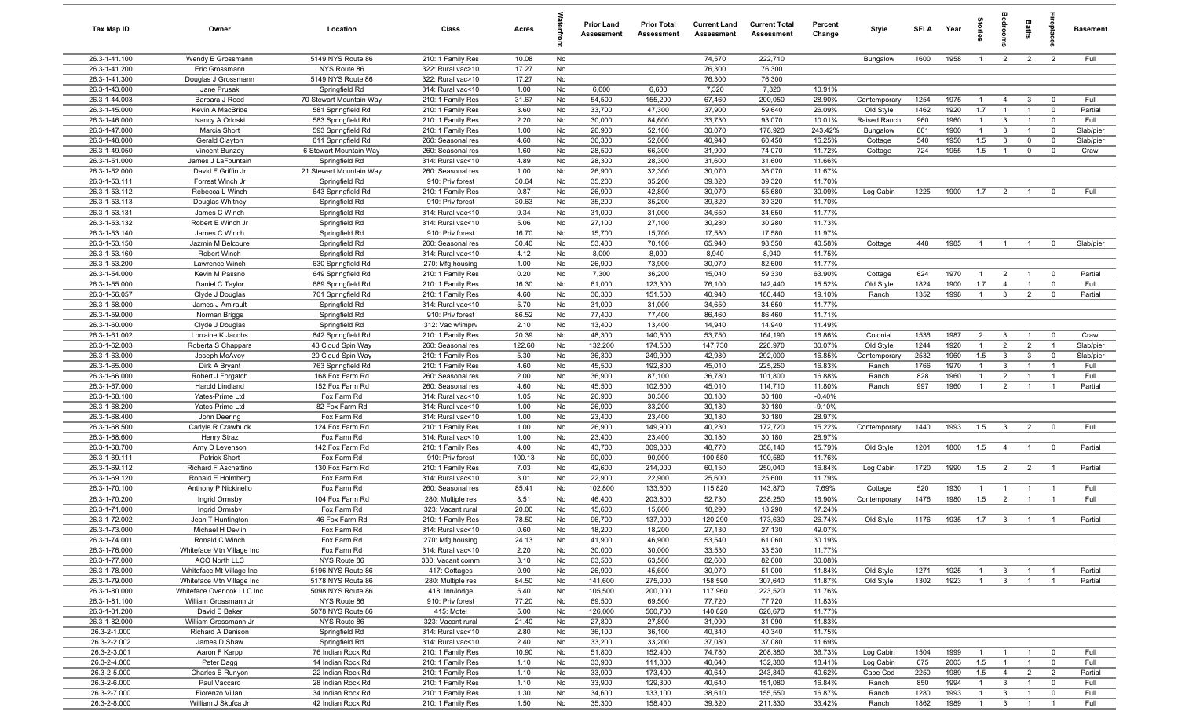| Tax Map ID | Owner | Location | Class | Acres | Waterfront | Prior Land Assessment | Prior Total Assessment | Current Land Assessment | Current Total Assessment | Percent Change | Style | SFLA | Year | Stories | Bedrooms | Baths | Fireplaces | Basement |
|---|---|---|---|---|---|---|---|---|---|---|---|---|---|---|---|---|---|---|
| 26.3-1-41.100 | Wendy E Grossmann | 5149 NYS Route 86 | 210: 1 Family Res | 10.08 | No | | | 74,570 | 222,710 | | Bungalow | 1600 | 1958 | 1 | 2 | 2 | 2 | Full |
| 26.3-1-41.200 | Eric Grossmann | NYS Route 86 | 322: Rural vac>10 | 17.27 | No | | | 76,300 | 76,300 | | | | | | | | | |
| 26.3-1-41.300 | Douglas J Grossmann | 5149 NYS Route 86 | 322: Rural vac>10 | 17.27 | No | | | 76,300 | 76,300 | | | | | | | | | |
| 26.3-1-43.000 | Jane Prusak | Springfield Rd | 314: Rural vac<10 | 1.00 | No | 6,600 | 6,600 | 7,320 | 7,320 | 10.91% | | | | | | | | |
| 26.3-1-44.003 | Barbara J Reed | 70 Stewart Mountain Way | 210: 1 Family Res | 31.67 | No | 54,500 | 155,200 | 67,460 | 200,050 | 28.90% | Contemporary | 1254 | 1975 | 1 | 4 | 3 | 0 | Full |
| 26.3-1-45.000 | Kevin A MacBride | 581 Springfield Rd | 210: 1 Family Res | 3.60 | No | 33,700 | 47,300 | 37,900 | 59,640 | 26.09% | Old Style | 1462 | 1920 | 1.7 | 1 | 1 | 0 | Partial |
| 26.3-1-46.000 | Nancy A Orloski | 583 Springfield Rd | 210: 1 Family Res | 2.20 | No | 30,000 | 84,600 | 33,730 | 93,070 | 10.01% | Raised Ranch | 960 | 1960 | 1 | 3 | 1 | 0 | Full |
| 26.3-1-47.000 | Marcia Short | 593 Springfield Rd | 210: 1 Family Res | 1.00 | No | 26,900 | 52,100 | 30,070 | 178,920 | 243.42% | Bungalow | 861 | 1900 | 1 | 3 | 1 | 0 | Slab/pier |
| 26.3-1-48.000 | Gerald Clayton | 611 Springfield Rd | 260: Seasonal res | 4.60 | No | 36,300 | 52,000 | 40,940 | 60,450 | 16.25% | Cottage | 540 | 1950 | 1.5 | 3 | 0 | 0 | Slab/pier |
| 26.3-1-49.050 | Vincent Bunzey | 6 Stewart Mountain Way | 260: Seasonal res | 1.60 | No | 28,500 | 66,300 | 31,900 | 74,070 | 11.72% | Cottage | 724 | 1955 | 1.5 | 1 | 0 | 0 | Crawl |
| 26.3-1-51.000 | James J LaFountain | Springfield Rd | 314: Rural vac<10 | 4.89 | No | 28,300 | 28,300 | 31,600 | 31,600 | 11.66% | | | | | | | | |
| 26.3-1-52.000 | David F Griffin Jr | 21 Stewart Mountain Way | 260: Seasonal res | 1.00 | No | 26,900 | 32,300 | 30,070 | 36,070 | 11.67% | | | | | | | | |
| 26.3-1-53.111 | Forrest Winch Jr | Springfield Rd | 910: Priv forest | 30.64 | No | 35,200 | 35,200 | 39,320 | 39,320 | 11.70% | | | | | | | | |
| 26.3-1-53.112 | Rebecca L Winch | 643 Springfield Rd | 210: 1 Family Res | 0.87 | No | 26,900 | 42,800 | 30,070 | 55,680 | 30.09% | Log Cabin | 1225 | 1900 | 1.7 | 2 | 1 | 0 | Full |
| 26.3-1-53.113 | Douglas Whitney | Springfield Rd | 910: Priv forest | 30.63 | No | 35,200 | 35,200 | 39,320 | 39,320 | 11.70% | | | | | | | | |
| 26.3-1-53.131 | James C Winch | Springfield Rd | 314: Rural vac<10 | 9.34 | No | 31,000 | 31,000 | 34,650 | 34,650 | 11.77% | | | | | | | | |
| 26.3-1-53.132 | Robert E Winch Jr | Springfield Rd | 314: Rural vac<10 | 5.06 | No | 27,100 | 27,100 | 30,280 | 30,280 | 11.73% | | | | | | | | |
| 26.3-1-53.140 | James C Winch | Springfield Rd | 910: Priv forest | 16.70 | No | 15,700 | 15,700 | 17,580 | 17,580 | 11.97% | | | | | | | | |
| 26.3-1-53.150 | Jazmin M Belcoure | Springfield Rd | 260: Seasonal res | 30.40 | No | 53,400 | 70,100 | 65,940 | 98,550 | 40.58% | Cottage | 448 | 1985 | 1 | 1 | 1 | 0 | Slab/pier |
| 26.3-1-53.160 | Robert Winch | Springfield Rd | 314: Rural vac<10 | 4.12 | No | 8,000 | 8,000 | 8,940 | 8,940 | 11.75% | | | | | | | | |
| 26.3-1-53.200 | Lawrence Winch | 630 Springfield Rd | 270: Mfg housing | 1.00 | No | 26,900 | 73,900 | 30,070 | 82,600 | 11.77% | | | | | | | | |
| 26.3-1-54.000 | Kevin M Passno | 649 Springfield Rd | 210: 1 Family Res | 0.20 | No | 7,300 | 36,200 | 15,040 | 59,330 | 63.90% | Cottage | 624 | 1970 | 1 | 2 | 1 | 0 | Partial |
| 26.3-1-55.000 | Daniel C Taylor | 689 Springfield Rd | 210: 1 Family Res | 16.30 | No | 61,000 | 123,300 | 76,100 | 142,440 | 15.52% | Old Style | 1824 | 1900 | 1.7 | 4 | 1 | 0 | Full |
| 26.3-1-56.057 | Clyde J Douglas | 701 Springfield Rd | 210: 1 Family Res | 4.60 | No | 36,300 | 151,500 | 40,940 | 180,440 | 19.10% | Ranch | 1352 | 1998 | 1 | 3 | 2 | 0 | Partial |
| 26.3-1-58.000 | James J Amirault | Springfield Rd | 314: Rural vac<10 | 5.70 | No | 31,000 | 31,000 | 34,650 | 34,650 | 11.77% | | | | | | | | |
| 26.3-1-59.000 | Norman Briggs | Springfield Rd | 910: Priv forest | 86.52 | No | 77,400 | 77,400 | 86,460 | 86,460 | 11.71% | | | | | | | | |
| 26.3-1-60.000 | Clyde J Douglas | Springfield Rd | 312: Vac w/imprv | 2.10 | No | 13,400 | 13,400 | 14,940 | 14,940 | 11.49% | | | | | | | | |
| 26.3-1-61.002 | Lorraine K Jacobs | 842 Springfield Rd | 210: 1 Family Res | 20.39 | No | 48,300 | 140,500 | 53,750 | 164,190 | 16.86% | Colonial | 1536 | 1987 | 2 | 3 | 1 | 0 | Crawl |
| 26.3-1-62.003 | Roberta S Chappars | 43 Cloud Spin Way | 260: Seasonal res | 122.60 | No | 132,200 | 174,500 | 147,730 | 226,970 | 30.07% | Old Style | 1244 | 1920 | 1 | 2 | 2 | 1 | Slab/pier |
| 26.3-1-63.000 | Joseph McAvoy | 20 Cloud Spin Way | 210: 1 Family Res | 5.30 | No | 36,300 | 249,900 | 42,980 | 292,000 | 16.85% | Contemporary | 2532 | 1960 | 1.5 | 3 | 3 | 0 | Slab/pier |
| 26.3-1-65.000 | Dirk A Bryant | 763 Springfield Rd | 210: 1 Family Res | 4.60 | No | 45,500 | 192,800 | 45,010 | 225,250 | 16.83% | Ranch | 1766 | 1970 | 1 | 3 | 1 | 1 | Full |
| 26.3-1-66.000 | Robert J Forgatch | 168 Fox Farm Rd | 260: Seasonal res | 2.00 | No | 36,900 | 87,100 | 36,780 | 101,800 | 16.88% | Ranch | 828 | 1960 | 1 | 2 | 1 | 1 | Full |
| 26.3-1-67.000 | Harold Lindland | 152 Fox Farm Rd | 260: Seasonal res | 4.60 | No | 45,500 | 102,600 | 45,010 | 114,710 | 11.80% | Ranch | 997 | 1960 | 1 | 2 | 1 | 1 | Partial |
| 26.3-1-68.100 | Yates-Prime Ltd | Fox Farm Rd | 314: Rural vac<10 | 1.05 | No | 26,900 | 30,300 | 30,180 | 30,180 | -0.40% | | | | | | | | |
| 26.3-1-68.200 | Yates-Prime Ltd | 82 Fox Farm Rd | 314: Rural vac<10 | 1.00 | No | 26,900 | 33,200 | 30,180 | 30,180 | -9.10% | | | | | | | | |
| 26.3-1-68.400 | John Deering | Fox Farm Rd | 314: Rural vac<10 | 1.00 | No | 23,400 | 23,400 | 30,180 | 30,180 | 28.97% | | | | | | | | |
| 26.3-1-68.500 | Carlyle R Crawbuck | 124 Fox Farm Rd | 210: 1 Family Res | 1.00 | No | 26,900 | 149,900 | 40,230 | 172,720 | 15.22% | Contemporary | 1440 | 1993 | 1.5 | 3 | 2 | 0 | Full |
| 26.3-1-68.600 | Henry Straz | Fox Farm Rd | 314: Rural vac<10 | 1.00 | No | 23,400 | 23,400 | 30,180 | 30,180 | 28.97% | | | | | | | | |
| 26.3-1-68.700 | Amy D Levenson | 142 Fox Farm Rd | 210: 1 Family Res | 4.00 | No | 43,700 | 309,300 | 48,770 | 358,140 | 15.79% | Old Style | 1201 | 1800 | 1.5 | 4 | 1 | 0 | Partial |
| 26.3-1-69.111 | Patrick Short | Fox Farm Rd | 910: Priv forest | 100.13 | No | 90,000 | 90,000 | 100,580 | 100,580 | 11.76% | | | | | | | | |
| 26.3-1-69.112 | Richard F Aschettino | 130 Fox Farm Rd | 210: 1 Family Res | 7.03 | No | 42,600 | 214,000 | 60,150 | 250,040 | 16.84% | Log Cabin | 1720 | 1990 | 1.5 | 2 | 2 | 1 | Partial |
| 26.3-1-69.120 | Ronald E Holmberg | Fox Farm Rd | 314: Rural vac<10 | 3.01 | No | 22,900 | 22,900 | 25,600 | 25,600 | 11.79% | | | | | | | | |
| 26.3-1-70.100 | Anthony P Nickinello | Fox Farm Rd | 260: Seasonal res | 85.41 | No | 102,800 | 133,600 | 115,820 | 143,870 | 7.69% | Cottage | 520 | 1930 | 1 | 1 | 1 | 1 | Full |
| 26.3-1-70.200 | Ingrid Ormsby | 104 Fox Farm Rd | 280: Multiple res | 8.51 | No | 46,400 | 203,800 | 52,730 | 238,250 | 16.90% | Contemporary | 1476 | 1980 | 1.5 | 2 | 1 | 1 | Full |
| 26.3-1-71.000 | Ingrid Ormsby | Fox Farm Rd | 323: Vacant rural | 20.00 | No | 15,600 | 15,600 | 18,290 | 18,290 | 17.24% | | | | | | | | |
| 26.3-1-72.002 | Jean T Huntington | 46 Fox Farm Rd | 210: 1 Family Res | 78.50 | No | 96,700 | 137,000 | 120,290 | 173,630 | 26.74% | Old Style | 1176 | 1935 | 1.7 | 3 | 1 | 1 | Partial |
| 26.3-1-73.000 | Michael H Devlin | Fox Farm Rd | 314: Rural vac<10 | 0.60 | No | 18,200 | 18,200 | 27,130 | 27,130 | 49.07% | | | | | | | | |
| 26.3-1-74.001 | Ronald C Winch | Fox Farm Rd | 270: Mfg housing | 24.13 | No | 41,900 | 46,900 | 53,540 | 61,060 | 30.19% | | | | | | | | |
| 26.3-1-76.000 | Whiteface Mtn Village Inc | Fox Farm Rd | 314: Rural vac<10 | 2.20 | No | 30,000 | 30,000 | 33,530 | 33,530 | 11.77% | | | | | | | | |
| 26.3-1-77.000 | ACO North LLC | NYS Route 86 | 330: Vacant comm | 3.10 | No | 63,500 | 63,500 | 82,600 | 82,600 | 30.08% | | | | | | | | |
| 26.3-1-78.000 | Whiteface Mt Village Inc | 5196 NYS Route 86 | 417: Cottages | 0.90 | No | 26,900 | 45,600 | 30,070 | 51,000 | 11.84% | Old Style | 1271 | 1925 | 1 | 3 | 1 | 1 | Partial |
| 26.3-1-79.000 | Whiteface Mtn Village Inc | 5178 NYS Route 86 | 280: Multiple res | 84.50 | No | 141,600 | 275,000 | 158,590 | 307,640 | 11.87% | Old Style | 1302 | 1923 | 1 | 3 | 1 | 1 | Partial |
| 26.3-1-80.000 | Whiteface Overlook LLC Inc | 5098 NYS Route 86 | 418: Inn/lodge | 5.40 | No | 105,500 | 200,000 | 117,960 | 223,520 | 11.76% | | | | | | | | |
| 26.3-1-81.100 | William Grossmann Jr | NYS Route 86 | 910: Priv forest | 77.20 | No | 69,500 | 69,500 | 77,720 | 77,720 | 11.83% | | | | | | | | |
| 26.3-1-81.200 | David E Baker | 5078 NYS Route 86 | 415: Motel | 5.00 | No | 126,000 | 560,700 | 140,820 | 626,670 | 11.77% | | | | | | | | |
| 26.3-1-82.000 | William Grossmann Jr | NYS Route 86 | 323: Vacant rural | 21.40 | No | 27,800 | 27,800 | 31,090 | 31,090 | 11.83% | | | | | | | | |
| 26.3-2-1.000 | Richard A Denison | Springfield Rd | 314: Rural vac<10 | 2.80 | No | 36,100 | 36,100 | 40,340 | 40,340 | 11.75% | | | | | | | | |
| 26.3-2-2.002 | James D Shaw | Springfield Rd | 314: Rural vac<10 | 2.40 | No | 33,200 | 33,200 | 37,080 | 37,080 | 11.69% | | | | | | | | |
| 26.3-2-3.001 | Aaron F Karpp | 76 Indian Rock Rd | 210: 1 Family Res | 10.90 | No | 51,800 | 152,400 | 74,780 | 208,380 | 36.73% | Log Cabin | 1504 | 1999 | 1 | 1 | 1 | 0 | Full |
| 26.3-2-4.000 | Peter Dagg | 14 Indian Rock Rd | 210: 1 Family Res | 1.10 | No | 33,900 | 111,800 | 40,640 | 132,380 | 18.41% | Log Cabin | 675 | 2003 | 1.5 | 1 | 1 | 0 | Full |
| 26.3-2-5.000 | Charles B Runyon | 22 Indian Rock Rd | 210: 1 Family Res | 1.10 | No | 33,900 | 173,400 | 40,640 | 243,840 | 40.62% | Cape Cod | 2250 | 1989 | 1.5 | 4 | 2 | 2 | Partial |
| 26.3-2-6.000 | Paul Vaccaro | 28 Indian Rock Rd | 210: 1 Family Res | 1.10 | No | 33,900 | 129,300 | 40,640 | 151,080 | 16.84% | Ranch | 850 | 1994 | 1 | 3 | 1 | 0 | Full |
| 26.3-2-7.000 | Fiorenzo Villani | 34 Indian Rock Rd | 210: 1 Family Res | 1.30 | No | 34,600 | 133,100 | 38,610 | 155,550 | 16.87% | Ranch | 1280 | 1993 | 1 | 3 | 1 | 0 | Full |
| 26.3-2-8.000 | William J Skufca Jr | 42 Indian Rock Rd | 210: 1 Family Res | 1.50 | No | 35,300 | 158,400 | 39,320 | 211,330 | 33.42% | Ranch | 1862 | 1989 | 1 | 3 | 1 | 1 | Full |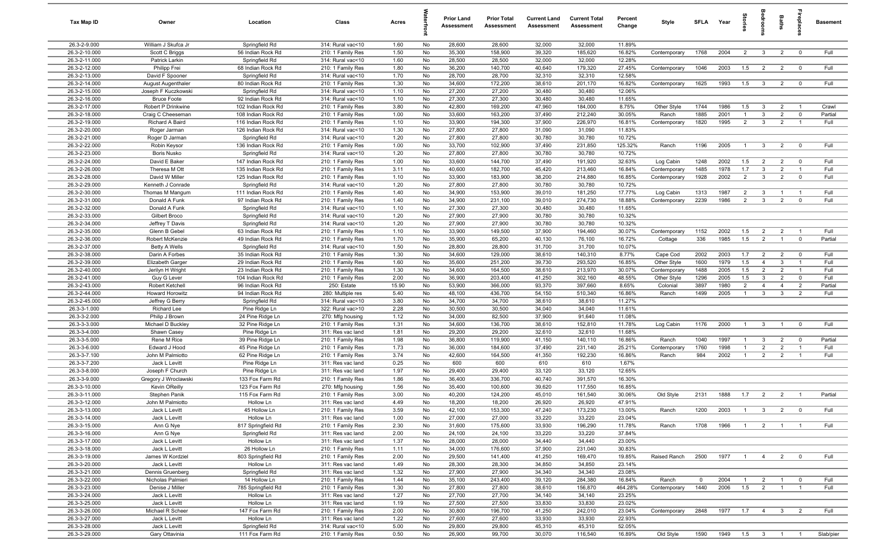| Tax Map ID | Owner | Location | Class | Acres | Waterfront | Prior Land Assessment | Prior Total Assessment | Current Land Assessment | Current Total Assessment | Percent Change | Style | SFLA | Year | Stories | Bedrooms | Baths | Fireplaces | Basement |
|---|---|---|---|---|---|---|---|---|---|---|---|---|---|---|---|---|---|---|
| 26.3-2-9.000 | William J Skufca Jr | Springfield Rd | 314: Rural vac<10 | 1.60 | No | 28,600 | 28,600 | 32,000 | 32,000 | 11.89% | | | | | | | | |
| 26.3-2-10.000 | Scott C Briggs | 56 Indian Rock Rd | 210: 1 Family Res | 1.50 | No | 35,300 | 158,900 | 39,320 | 185,620 | 16.82% | Contemporary | 1768 | 2004 | 2 | 3 | 2 | 0 | Full |
| 26.3-2-11.000 | Patrick Larkin | Springfield Rd | 314: Rural vac<10 | 1.60 | No | 28,500 | 28,500 | 32,000 | 32,000 | 12.28% | | | | | | | | |
| 26.3-2-12.000 | Philipp Frei | 68 Indian Rock Rd | 210: 1 Family Res | 1.80 | No | 36,200 | 140,700 | 40,640 | 179,320 | 27.45% | Contemporary | 1046 | 2003 | 1.5 | 2 | 2 | 0 | Full |
| 26.3-2-13.000 | David F Spooner | Springfield Rd | 314: Rural vac<10 | 1.70 | No | 28,700 | 28,700 | 32,310 | 32,310 | 12.58% | | | | | | | | |
| 26.3-2-14.000 | August Augenthaler | 80 Indian Rock Rd | 210: 1 Family Res | 1.30 | No | 34,600 | 172,200 | 38,610 | 201,170 | 16.82% | Contemporary | 1625 | 1993 | 1.5 | 3 | 2 | 0 | Full |
| 26.3-2-15.000 | Joseph F Kuczkowski | Springfield Rd | 314: Rural vac<10 | 1.10 | No | 27,200 | 27,200 | 30,480 | 30,480 | 12.06% | | | | | | | | |
| 26.3-2-16.000 | Bruce Foote | 92 Indian Rock Rd | 314: Rural vac<10 | 1.10 | No | 27,300 | 27,300 | 30,480 | 30,480 | 11.65% | | | | | | | | |
| 26.3-2-17.000 | Robert P Drinkwine | 102 Indian Rock Rd | 210: 1 Family Res | 3.80 | No | 42,800 | 169,200 | 47,960 | 184,000 | 8.75% | Other Style | 1744 | 1986 | 1.5 | 3 | 2 | 1 | Crawl |
| 26.3-2-18.000 | Craig C Cheeseman | 108 Indian Rock Rd | 210: 1 Family Res | 1.00 | No | 33,600 | 163,200 | 37,490 | 212,240 | 30.05% | Ranch | 1885 | 2001 | 1 | 3 | 2 | 0 | Partial |
| 26.3-2-19.000 | Richard A Baird | 116 Indian Rock Rd | 210: 1 Family Res | 1.10 | No | 33,900 | 194,300 | 37,900 | 226,970 | 16.81% | Contemporary | 1820 | 1995 | 2 | 3 | 2 | 1 | Full |
| 26.3-2-20.000 | Roger Jarman | 126 Indian Rock Rd | 314: Rural vac<10 | 1.30 | No | 27,800 | 27,800 | 31,090 | 31,090 | 11.83% | | | | | | | | |
| 26.3-2-21.000 | Roger D Jarman | Springfield Rd | 314: Rural vac<10 | 1.20 | No | 27,800 | 27,800 | 30,780 | 30,780 | 10.72% | | | | | | | | |
| 26.3-2-22.000 | Robin Keysor | 136 Indian Rock Rd | 210: 1 Family Res | 1.00 | No | 33,700 | 102,900 | 37,490 | 231,850 | 125.32% | Ranch | 1196 | 2005 | 1 | 3 | 2 | 0 | Full |
| 26.3-2-23.000 | Boris Nusko | Springfield Rd | 314: Rural vac<10 | 1.20 | No | 27,800 | 27,800 | 30,780 | 30,780 | 10.72% | | | | | | | | |
| 26.3-2-24.000 | David E Baker | 147 Indian Rock Rd | 210: 1 Family Res | 1.00 | No | 33,600 | 144,700 | 37,490 | 191,920 | 32.63% | Log Cabin | 1248 | 2002 | 1.5 | 2 | 2 | 0 | Full |
| 26.3-2-26.000 | Theresa M Ott | 135 Indian Rock Rd | 210: 1 Family Res | 3.11 | No | 40,600 | 182,700 | 45,420 | 213,460 | 16.84% | Contemporary | 1485 | 1978 | 1.7 | 3 | 2 | 1 | Full |
| 26.3-2-28.000 | David W Miller | 125 Indian Rock Rd | 210: 1 Family Res | 1.10 | No | 33,900 | 183,900 | 38,200 | 214,880 | 16.85% | Contemporary | 1928 | 2002 | 2 | 3 | 2 | 0 | Full |
| 26.3-2-29.000 | Kenneth J Conrade | Springfield Rd | 314: Rural vac<10 | 1.20 | No | 27,800 | 27,800 | 30,780 | 30,780 | 10.72% | | | | | | | | |
| 26.3-2-30.000 | Thomas M Mangum | 111 Indian Rock Rd | 210: 1 Family Res | 1.40 | No | 34,900 | 153,900 | 39,010 | 181,250 | 17.77% | Log Cabin | 1313 | 1987 | 2 | 3 | 1 | 1 | Full |
| 26.3-2-31.000 | Donald A Funk | 97 Indian Rock Rd | 210: 1 Family Res | 1.40 | No | 34,900 | 231,100 | 39,010 | 274,730 | 18.88% | Contemporary | 2239 | 1986 | 2 | 3 | 2 | 0 | Full |
| 26.3-2-32.000 | Donald A Funk | Springfield Rd | 314: Rural vac<10 | 1.10 | No | 27,300 | 27,300 | 30,480 | 30,480 | 11.65% | | | | | | | | |
| 26.3-2-33.000 | Gilbert Broco | Springfield Rd | 314: Rural vac<10 | 1.20 | No | 27,900 | 27,900 | 30,780 | 30,780 | 10.32% | | | | | | | | |
| 26.3-2-34.000 | Jeffrey T Davis | Springfield Rd | 314: Rural vac<10 | 1.20 | No | 27,900 | 27,900 | 30,780 | 30,780 | 10.32% | | | | | | | | |
| 26.3-2-35.000 | Glenn B Gebel | 63 Indian Rock Rd | 210: 1 Family Res | 1.10 | No | 33,900 | 149,500 | 37,900 | 194,460 | 30.07% | Contemporary | 1152 | 2002 | 1.5 | 2 | 2 | 1 | Full |
| 26.3-2-36.000 | Robert McKenzie | 49 Indian Rock Rd | 210: 1 Family Res | 1.70 | No | 35,900 | 65,200 | 40,130 | 76,100 | 16.72% | Cottage | 336 | 1985 | 1.5 | 2 | 1 | 0 | Partial |
| 26.3-2-37.000 | Betty A Wells | Springfield Rd | 314: Rural vac<10 | 1.50 | No | 28,800 | 28,800 | 31,700 | 31,700 | 10.07% | | | | | | | | |
| 26.3-2-38.000 | Darin A Forbes | 35 Indian Rock Rd | 210: 1 Family Res | 1.30 | No | 34,600 | 129,000 | 38,610 | 140,310 | 8.77% | Cape Cod | 2002 | 2003 | 1.7 | 2 | 2 | 0 | Full |
| 26.3-2-39.000 | Elizabeth Garger | 29 Indian Rock Rd | 210: 1 Family Res | 1.60 | No | 35,600 | 251,200 | 39,730 | 293,520 | 16.85% | Other Style | 1600 | 1979 | 1.5 | 4 | 3 | 1 | Full |
| 26.3-2-40.000 | Jerilyn H Wright | 23 Indian Rock Rd | 210: 1 Family Res | 1.30 | No | 34,600 | 164,500 | 38,610 | 213,970 | 30.07% | Contemporary | 1488 | 2005 | 1.5 | 2 | 2 | 1 | Full |
| 26.3-2-41.000 | Guy G Lever | 104 Indian Rock Rd | 210: 1 Family Res | 2.00 | No | 36,900 | 203,400 | 41,250 | 302,160 | 48.55% | Other Style | 1296 | 2005 | 1.5 | 3 | 2 | 0 | Full |
| 26.3-2-43.000 | Robert Ketchell | 96 Indian Rock Rd | 250: Estate | 15.90 | No | 53,900 | 366,000 | 93,370 | 397,660 | 8.65% | Colonial | 3897 | 1980 | 2 | 4 | 4 | 2 | Partial |
| 26.3-2-44.000 | Howard Horowitz | 94 Indian Rock Rd | 280: Multiple res | 5.40 | No | 48,100 | 436,700 | 54,150 | 510,340 | 16.86% | Ranch | 1499 | 2005 | 1 | 3 | 3 | 2 | Full |
| 26.3-2-45.000 | Jeffrey G Berry | Springfield Rd | 314: Rural vac<10 | 3.80 | No | 34,700 | 34,700 | 38,610 | 38,610 | 11.27% | | | | | | | | |
| 26.3-3-1.000 | Richard Lee | Pine Ridge Ln | 322: Rural vac>10 | 2.28 | No | 30,500 | 30,500 | 34,040 | 34,040 | 11.61% | | | | | | | | |
| 26.3-3-2.000 | Philip J Brown | 24 Pine Ridge Ln | 270: Mfg housing | 1.12 | No | 34,000 | 82,500 | 37,900 | 91,640 | 11.08% | | | | | | | | |
| 26.3-3-3.000 | Michael D Buckley | 32 Pine Ridge Ln | 210: 1 Family Res | 1.31 | No | 34,600 | 136,700 | 38,610 | 152,810 | 11.78% | Log Cabin | 1176 | 2000 | 1 | 3 | 1 | 0 | Full |
| 26.3-3-4.000 | Shawn Casey | Pine Ridge Ln | 311: Res vac land | 1.81 | No | 29,200 | 29,200 | 32,610 | 32,610 | 11.68% | | | | | | | | |
| 26.3-3-5.000 | Rene M Rice | 39 Pine Ridge Ln | 210: 1 Family Res | 1.98 | No | 36,800 | 119,900 | 41,150 | 140,110 | 16.86% | Ranch | 1040 | 1997 | 1 | 3 | 2 | 0 | Partial |
| 26.3-3-6.000 | Edward J Hood | 45 Pine Ridge Ln | 210: 1 Family Res | 1.73 | No | 36,000 | 184,600 | 37,490 | 231,140 | 25.21% | Contemporary | 1760 | 1998 | 1 | 2 | 2 | 1 | Full |
| 26.3-3-7.100 | John M Palmiotto | 62 Pine Ridge Ln | 210: 1 Family Res | 3.74 | No | 42,600 | 164,500 | 41,350 | 192,230 | 16.86% | Ranch | 984 | 2002 | 1 | 2 | 2 | 1 | Full |
| 26.3-3-7.200 | Jack L Levitt | Pine Ridge Ln | 311: Res vac land | 0.25 | No | 600 | 600 | 610 | 610 | 1.67% | | | | | | | | |
| 26.3-3-8.000 | Joseph F Church | Pine Ridge Ln | 311: Res vac land | 1.97 | No | 29,400 | 29,400 | 33,120 | 33,120 | 12.65% | | | | | | | | |
| 26.3-3-9.000 | Gregory J Wroclawski | 133 Fox Farm Rd | 210: 1 Family Res | 1.86 | No | 36,400 | 336,700 | 40,740 | 391,570 | 16.30% | | | | | | | | |
| 26.3-3-10.000 | Kevin OReilly | 123 Fox Farm Rd | 270: Mfg housing | 1.56 | No | 35,400 | 100,600 | 39,620 | 117,550 | 16.85% | | | | | | | | |
| 26.3-3-11.000 | Stephen Panik | 115 Fox Farm Rd | 210: 1 Family Res | 3.00 | No | 40,200 | 124,200 | 45,010 | 161,540 | 30.06% | Old Style | 2131 | 1888 | 1.7 | 2 | 2 | 1 | Partial |
| 26.3-3-12.000 | John M Palmiotto | Hollow Ln | 311: Res vac land | 4.49 | No | 18,200 | 18,200 | 26,920 | 26,920 | 47.91% | | | | | | | | |
| 26.3-3-13.000 | Jack L Levitt | 45 Hollow Ln | 210: 1 Family Res | 3.59 | No | 42,100 | 153,300 | 47,240 | 173,230 | 13.00% | Ranch | 1200 | 2003 | 1 | 3 | 2 | 0 | Full |
| 26.3-3-14.000 | Jack L Levitt | Hollow Ln | 311: Res vac land | 1.00 | No | 27,000 | 27,000 | 33,220 | 33,220 | 23.04% | | | | | | | | |
| 26.3-3-15.000 | Ann G Nye | 817 Springfield Rd | 210: 1 Family Res | 2.30 | No | 31,600 | 175,600 | 33,930 | 196,290 | 11.78% | Ranch | 1708 | 1966 | 1 | 2 | 1 | 1 | Full |
| 26.3-3-16.000 | Ann G Nye | Springfield Rd | 311: Res vac land | 2.00 | No | 24,100 | 24,100 | 33,220 | 33,220 | 37.84% | | | | | | | | |
| 26.3-3-17.000 | Jack L Levitt | Hollow Ln | 311: Res vac land | 1.37 | No | 28,000 | 28,000 | 34,440 | 34,440 | 23.00% | | | | | | | | |
| 26.3-3-18.000 | Jack L Levitt | 26 Hollow Ln | 210: 1 Family Res | 1.11 | No | 34,000 | 176,600 | 37,900 | 231,040 | 30.83% | | | | | | | | |
| 26.3-3-19.000 | James W Kordziel | 803 Springfield Rd | 210: 1 Family Res | 2.00 | No | 29,500 | 141,400 | 41,250 | 169,470 | 19.85% | Raised Ranch | 2500 | 1977 | 1 | 4 | 2 | 0 | Full |
| 26.3-3-20.000 | Jack L Levitt | Hollow Ln | 311: Res vac land | 1.49 | No | 28,300 | 28,300 | 34,850 | 34,850 | 23.14% | | | | | | | | |
| 26.3-3-21.000 | Dennis Gruenberg | Springfield Rd | 311: Res vac land | 1.32 | No | 27,900 | 27,900 | 34,340 | 34,340 | 23.08% | | | | | | | | |
| 26.3-3-22.000 | Nicholas Palmieri | 14 Hollow Ln | 210: 1 Family Res | 1.44 | No | 35,100 | 243,400 | 39,120 | 284,380 | 16.84% | Ranch | 0 | 2004 | 1 | 2 | 1 | 0 | Full |
| 26.3-3-23.000 | Denise J Miller | 785 Springfield Rd | 210: 1 Family Res | 1.30 | No | 27,800 | 27,800 | 38,610 | 156,870 | 464.28% | Contemporary | 1440 | 2006 | 1.5 | 2 | 1 | 1 | Full |
| 26.3-3-24.000 | Jack L Levitt | Hollow Ln | 311: Res vac land | 1.27 | No | 27,700 | 27,700 | 34,140 | 34,140 | 23.25% | | | | | | | | |
| 26.3-3-25.000 | Jack L Levitt | Hollow Ln | 311: Res vac land | 1.19 | No | 27,500 | 27,500 | 33,830 | 33,830 | 23.02% | | | | | | | | |
| 26.3-3-26.000 | Michael R Scheer | 147 Fox Farm Rd | 210: 1 Family Res | 2.00 | No | 30,800 | 196,700 | 41,250 | 242,010 | 23.04% | Contemporary | 2848 | 1977 | 1.7 | 4 | 3 | 2 | Full |
| 26.3-3-27.000 | Jack L Levitt | Hollow Ln | 311: Res vac land | 1.22 | No | 27,600 | 27,600 | 33,930 | 33,930 | 22.93% | | | | | | | | |
| 26.3-3-28.000 | Jack L Levitt | Springfield Rd | 314: Rural vac<10 | 5.00 | No | 29,800 | 29,800 | 45,310 | 45,310 | 52.05% | | | | | | | | |
| 26.3-3-29.000 | Gary Ottavinia | 111 Fox Farm Rd | 210: 1 Family Res | 0.50 | No | 26,900 | 99,700 | 30,070 | 116,540 | 16.89% | Old Style | 1590 | 1949 | 1.5 | 3 | 1 | 1 | Slab/pier |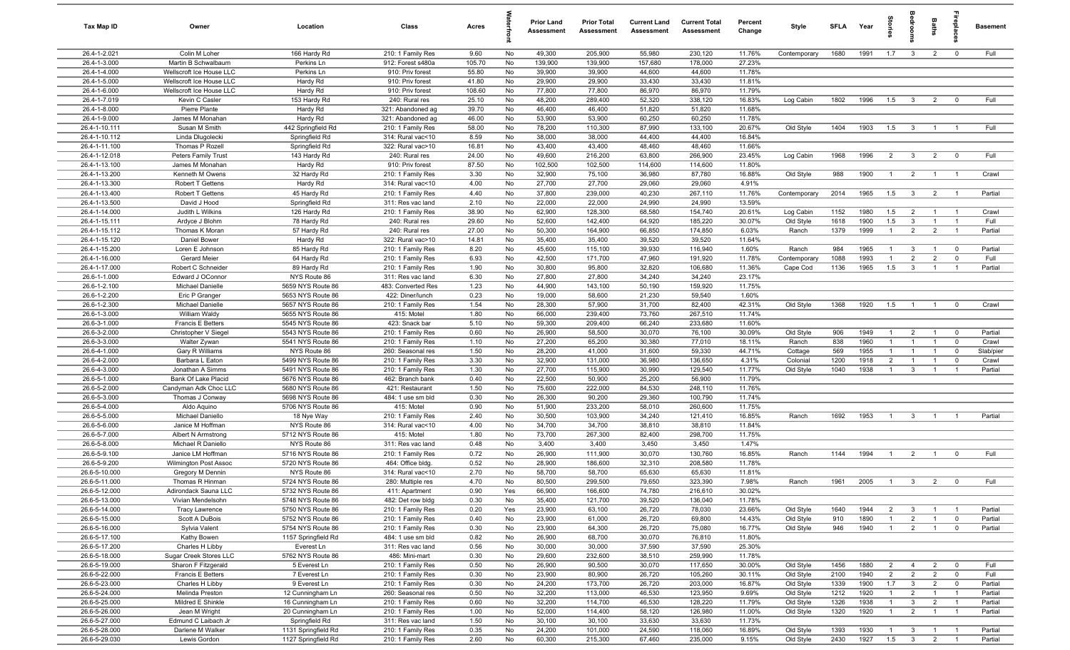| Tax Map ID | Owner | Location | Class | Acres | Waterfront | Prior Land Assessment | Prior Total Assessment | Current Land Assessment | Current Total Assessment | Percent Change | Style | SFLA | Year | Stories | Bedrooms | Baths | Fireplaces | Basement |
|---|---|---|---|---|---|---|---|---|---|---|---|---|---|---|---|---|---|---|
| 26.4-1-2.021 | Colin M Loher | 166 Hardy Rd | 210: 1 Family Res | 9.60 | No | 49,300 | 205,900 | 55,980 | 230,120 | 11.76% | Contemporary | 1680 | 1991 | 1.7 | 3 | 2 | 0 | Full |
| 26.4-1-3.000 | Martin B Schwalbaum | Perkins Ln | 912: Forest s480a | 105.70 | No | 139,900 | 139,900 | 157,680 | 178,000 | 27.23% | | | | | | | | |
| 26.4-1-4.000 | Wellscroft Ice House LLC | Perkins Ln | 910: Priv forest | 55.80 | No | 39,900 | 39,900 | 44,600 | 44,600 | 11.78% | | | | | | | | |
| 26.4-1-5.000 | Wellscroft Ice House LLC | Hardy Rd | 910: Priv forest | 41.80 | No | 29,900 | 29,900 | 33,430 | 33,430 | 11.81% | | | | | | | | |
| 26.4-1-6.000 | Wellscroft Ice House LLC | Hardy Rd | 910: Priv forest | 108.60 | No | 77,800 | 77,800 | 86,970 | 86,970 | 11.79% | | | | | | | | |
| 26.4-1-7.019 | Kevin C Casler | 153 Hardy Rd | 240: Rural res | 25.10 | No | 48,200 | 289,400 | 52,320 | 338,120 | 16.83% | Log Cabin | 1802 | 1996 | 1.5 | 3 | 2 | 0 | Full |
| 26.4-1-8.000 | Pierre Plante | Hardy Rd | 321: Abandoned ag | 39.70 | No | 46,400 | 46,400 | 51,820 | 51,820 | 11.68% | | | | | | | | |
| 26.4-1-9.000 | James M Monahan | Hardy Rd | 321: Abandoned ag | 46.00 | No | 53,900 | 53,900 | 60,250 | 60,250 | 11.78% | | | | | | | | |
| 26.4-1-10.111 | Susan M Smith | 442 Springfield Rd | 210: 1 Family Res | 58.00 | No | 78,200 | 110,300 | 87,990 | 133,100 | 20.67% | Old Style | 1404 | 1903 | 1.5 | 3 | 1 | 1 | Full |
| 26.4-1-10.112 | Linda Dlugolecki | Springfield Rd | 314: Rural vac<10 | 8.59 | No | 38,000 | 38,000 | 44,400 | 44,400 | 16.84% | | | | | | | | |
| 26.4-1-11.100 | Thomas P Rozell | Springfield Rd | 322: Rural vac>10 | 16.81 | No | 43,400 | 43,400 | 48,460 | 48,460 | 11.66% | | | | | | | | |
| 26.4-1-12.018 | Peters Family Trust | 143 Hardy Rd | 240: Rural res | 24.00 | No | 49,600 | 216,200 | 63,800 | 266,900 | 23.45% | Log Cabin | 1968 | 1996 | 2 | 3 | 2 | 0 | Full |
| 26.4-1-13.100 | James M Monahan | Hardy Rd | 910: Priv forest | 87.50 | No | 102,500 | 102,500 | 114,600 | 114,600 | 11.80% | | | | | | | | |
| 26.4-1-13.200 | Kenneth M Owens | 32 Hardy Rd | 210: 1 Family Res | 3.30 | No | 32,900 | 75,100 | 36,980 | 87,780 | 16.88% | Old Style | 988 | 1900 | 1 | 2 | 1 | 1 | Crawl |
| 26.4-1-13.300 | Robert T Gettens | Hardy Rd | 314: Rural vac<10 | 4.00 | No | 27,700 | 27,700 | 29,060 | 29,060 | 4.91% | | | | | | | | |
| 26.4-1-13.400 | Robert T Gettens | 45 Hardy Rd | 210: 1 Family Res | 4.40 | No | 37,800 | 239,000 | 40,230 | 267,110 | 11.76% | Contemporary | 2014 | 1965 | 1.5 | 3 | 2 | 1 | Partial |
| 26.4-1-13.500 | David J Hood | Springfield Rd | 311: Res vac land | 2.10 | No | 22,000 | 22,000 | 24,990 | 24,990 | 13.59% | | | | | | | | |
| 26.4-1-14.000 | Judith L Wilkins | 126 Hardy Rd | 210: 1 Family Res | 38.90 | No | 62,900 | 128,300 | 68,580 | 154,740 | 20.61% | Log Cabin | 1152 | 1980 | 1.5 | 2 | 1 | 1 | Crawl |
| 26.4-1-15.111 | Ardyce J Blohm | 78 Hardy Rd | 240: Rural res | 29.60 | No | 52,600 | 142,400 | 64,920 | 185,220 | 30.07% | Old Style | 1618 | 1900 | 1.5 | 3 | 1 | 1 | Full |
| 26.4-1-15.112 | Thomas K Moran | 57 Hardy Rd | 240: Rural res | 27.00 | No | 50,300 | 164,900 | 66,850 | 174,850 | 6.03% | Ranch | 1379 | 1999 | 1 | 2 | 2 | 1 | Partial |
| 26.4-1-15.120 | Daniel Bower | Hardy Rd | 322: Rural vac>10 | 14.81 | No | 35,400 | 35,400 | 39,520 | 39,520 | 11.64% | | | | | | | | |
| 26.4-1-15.200 | Loren E Johnson | 85 Hardy Rd | 210: 1 Family Res | 8.20 | No | 45,600 | 115,100 | 39,930 | 116,940 | 1.60% | Ranch | 984 | 1965 | 1 | 3 | 1 | 0 | Partial |
| 26.4-1-16.000 | Gerard Meier | 64 Hardy Rd | 210: 1 Family Res | 6.93 | No | 42,500 | 171,700 | 47,960 | 191,920 | 11.78% | Contemporary | 1088 | 1993 | 1 | 2 | 2 | 0 | Full |
| 26.4-1-17.000 | Robert C Schneider | 89 Hardy Rd | 210: 1 Family Res | 1.90 | No | 30,800 | 95,800 | 32,820 | 106,680 | 11.36% | Cape Cod | 1136 | 1965 | 1.5 | 3 | 1 | 1 | Partial |
| 26.6-1-1.000 | Edward J OConnor | NYS Route 86 | 311: Res vac land | 6.30 | No | 27,800 | 27,800 | 34,240 | 34,240 | 23.17% | | | | | | | | |
| 26.6-1-2.100 | Michael Danielle | 5659 NYS Route 86 | 483: Converted Res | 1.23 | No | 44,900 | 143,100 | 50,190 | 159,920 | 11.75% | | | | | | | | |
| 26.6-1-2.200 | Eric P Granger | 5653 NYS Route 86 | 422: Diner/lunch | 0.23 | No | 19,000 | 58,600 | 21,230 | 59,540 | 1.60% | | | | | | | | |
| 26.6-1-2.300 | Michael Danielle | 5657 NYS Route 86 | 210: 1 Family Res | 1.54 | No | 28,300 | 57,900 | 31,700 | 82,400 | 42.31% | Old Style | 1368 | 1920 | 1.5 | 1 | 1 | 0 | Crawl |
| 26.6-1-3.000 | William Waldy | 5655 NYS Route 86 | 415: Motel | 1.80 | No | 66,000 | 239,400 | 73,760 | 267,510 | 11.74% | | | | | | | | |
| 26.6-3-1.000 | Francis E Betters | 5545 NYS Route 86 | 423: Snack bar | 5.10 | No | 59,300 | 209,400 | 66,240 | 233,680 | 11.60% | | | | | | | | |
| 26.6-3-2.000 | Christopher V Siegel | 5543 NYS Route 86 | 210: 1 Family Res | 0.60 | No | 26,900 | 58,500 | 30,070 | 76,100 | 30.09% | Old Style | 906 | 1949 | 1 | 2 | 1 | 0 | Partial |
| 26.6-3-3.000 | Walter Zywan | 5541 NYS Route 86 | 210: 1 Family Res | 1.10 | No | 27,200 | 65,200 | 30,380 | 77,010 | 18.11% | Ranch | 838 | 1960 | 1 | 1 | 1 | 0 | Crawl |
| 26.6-4-1.000 | Gary R Williams | NYS Route 86 | 260: Seasonal res | 1.50 | No | 28,200 | 41,000 | 31,600 | 59,330 | 44.71% | Cottage | 569 | 1955 | 1 | 1 | 1 | 0 | Slab/pier |
| 26.6-4-2.000 | Barbara L Eaton | 5499 NYS Route 86 | 210: 1 Family Res | 3.30 | No | 32,900 | 131,000 | 36,980 | 136,650 | 4.31% | Colonial | 1200 | 1918 | 2 | 1 | 1 | 0 | Crawl |
| 26.6-4-3.000 | Jonathan A Simms | 5491 NYS Route 86 | 210: 1 Family Res | 1.30 | No | 27,700 | 115,900 | 30,990 | 129,540 | 11.77% | Old Style | 1040 | 1938 | 1 | 3 | 1 | 1 | Partial |
| 26.6-5-1.000 | Bank Of Lake Placid | 5676 NYS Route 86 | 462: Branch bank | 0.40 | No | 22,500 | 50,900 | 25,200 | 56,900 | 11.79% | | | | | | | | |
| 26.6-5-2.000 | Candyman Adk Choc LLC | 5680 NYS Route 86 | 421: Restaurant | 1.50 | No | 75,600 | 222,000 | 84,530 | 248,110 | 11.76% | | | | | | | | |
| 26.6-5-3.000 | Thomas J Conway | 5698 NYS Route 86 | 484: 1 use sm bld | 0.30 | No | 26,300 | 90,200 | 29,360 | 100,790 | 11.74% | | | | | | | | |
| 26.6-5-4.000 | Aldo Aquino | 5706 NYS Route 86 | 415: Motel | 0.90 | No | 51,900 | 233,200 | 58,010 | 260,600 | 11.75% | | | | | | | | |
| 26.6-5-5.000 | Michael Daniello | 18 Nye Way | 210: 1 Family Res | 2.40 | No | 30,500 | 103,900 | 34,240 | 121,410 | 16.85% | Ranch | 1692 | 1953 | 1 | 3 | 1 | 1 | Partial |
| 26.6-5-6.000 | Janice M Hoffman | NYS Route 86 | 314: Rural vac<10 | 4.00 | No | 34,700 | 34,700 | 38,810 | 38,810 | 11.84% | | | | | | | | |
| 26.6-5-7.000 | Albert N Armstrong | 5712 NYS Route 86 | 415: Motel | 1.80 | No | 73,700 | 267,300 | 82,400 | 298,700 | 11.75% | | | | | | | | |
| 26.6-5-8.000 | Michael R Daniello | NYS Route 86 | 311: Res vac land | 0.48 | No | 3,400 | 3,400 | 3,450 | 3,450 | 1.47% | | | | | | | | |
| 26.6-5-9.100 | Janice LM Hoffman | 5716 NYS Route 86 | 210: 1 Family Res | 0.72 | No | 26,900 | 111,900 | 30,070 | 130,760 | 16.85% | Ranch | 1144 | 1994 | 1 | 2 | 1 | 0 | Full |
| 26.6-5-9.200 | Wilmington Post Assoc | 5720 NYS Route 86 | 464: Office bldg. | 0.52 | No | 28,900 | 186,600 | 32,310 | 208,580 | 11.78% | | | | | | | | |
| 26.6-5-10.000 | Gregory M Dennin | NYS Route 86 | 314: Rural vac<10 | 2.70 | No | 58,700 | 58,700 | 65,630 | 65,630 | 11.81% | | | | | | | | |
| 26.6-5-11.000 | Thomas R Hinman | 5724 NYS Route 86 | 280: Multiple res | 4.70 | No | 80,500 | 299,500 | 79,650 | 323,390 | 7.98% | Ranch | 1961 | 2005 | 1 | 3 | 2 | 0 | Full |
| 26.6-5-12.000 | Adirondack Sauna LLC | 5732 NYS Route 86 | 411: Apartment | 0.90 | Yes | 66,900 | 166,600 | 74,780 | 216,610 | 30.02% | | | | | | | | |
| 26.6-5-13.000 | Vivian Mendelsohn | 5748 NYS Route 86 | 482: Det row bldg | 0.30 | No | 35,400 | 121,700 | 39,520 | 136,040 | 11.78% | | | | | | | | |
| 26.6-5-14.000 | Tracy Lawrence | 5750 NYS Route 86 | 210: 1 Family Res | 0.20 | Yes | 23,900 | 63,100 | 26,720 | 78,030 | 23.66% | Old Style | 1640 | 1944 | 2 | 3 | 1 | 1 | Partial |
| 26.6-5-15.000 | Scott A DuBois | 5752 NYS Route 86 | 210: 1 Family Res | 0.40 | No | 23,900 | 61,000 | 26,720 | 69,800 | 14.43% | Old Style | 910 | 1890 | 1 | 2 | 1 | 0 | Partial |
| 26.6-5-16.000 | Sylvia Valent | 5754 NYS Route 86 | 210: 1 Family Res | 0.30 | No | 23,900 | 64,300 | 26,720 | 75,080 | 16.77% | Old Style | 946 | 1940 | 1 | 2 | 1 | 0 | Partial |
| 26.6-5-17.100 | Kathy Bowen | 1157 Springfield Rd | 484: 1 use sm bld | 0.82 | No | 26,900 | 68,700 | 30,070 | 76,810 | 11.80% | | | | | | | | |
| 26.6-5-17.200 | Charles H Libby | Everest Ln | 311: Res vac land | 0.56 | No | 30,000 | 30,000 | 37,590 | 37,590 | 25.30% | | | | | | | | |
| 26.6-5-18.000 | Sugar Creek Stores LLC | 5762 NYS Route 86 | 486: Mini-mart | 0.30 | No | 29,600 | 232,600 | 38,510 | 259,990 | 11.78% | | | | | | | | |
| 26.6-5-19.000 | Sharon F Fitzgerald | 5 Everest Ln | 210: 1 Family Res | 0.50 | No | 26,900 | 90,500 | 30,070 | 117,650 | 30.00% | Old Style | 1456 | 1880 | 2 | 4 | 2 | 0 | Full |
| 26.6-5-22.000 | Francis E Betters | 7 Everest Ln | 210: 1 Family Res | 0.30 | No | 23,900 | 80,900 | 26,720 | 105,260 | 30.11% | Old Style | 2100 | 1940 | 2 | 2 | 2 | 0 | Full |
| 26.6-5-23.000 | Charles H Libby | 9 Everest Ln | 210: 1 Family Res | 0.30 | No | 24,200 | 173,700 | 26,720 | 203,000 | 16.87% | Old Style | 1339 | 1900 | 1.7 | 3 | 2 | 0 | Partial |
| 26.6-5-24.000 | Melinda Preston | 12 Cunningham Ln | 260: Seasonal res | 0.50 | No | 32,200 | 113,000 | 46,530 | 123,950 | 9.69% | Old Style | 1212 | 1920 | 1 | 2 | 1 | 1 | Partial |
| 26.6-5-25.000 | Mildred E Shinkle | 16 Cunningham Ln | 210: 1 Family Res | 0.60 | No | 32,200 | 114,700 | 46,530 | 128,220 | 11.79% | Old Style | 1326 | 1938 | 1 | 3 | 2 | 1 | Partial |
| 26.6-5-26.000 | Jean M Wright | 20 Cunningham Ln | 210: 1 Family Res | 1.00 | No | 52,000 | 114,400 | 58,120 | 126,980 | 11.00% | Old Style | 1320 | 1920 | 1 | 2 | 1 | 1 | Partial |
| 26.6-5-27.000 | Edmund C Laibach Jr | Springfield Rd | 311: Res vac land | 1.50 | No | 30,100 | 30,100 | 33,630 | 33,630 | 11.73% | | | | | | | | |
| 26.6-5-28.000 | Darlene M Walker | 1131 Springfield Rd | 210: 1 Family Res | 0.35 | No | 24,200 | 101,000 | 24,590 | 118,060 | 16.89% | Old Style | 1393 | 1930 | 1 | 3 | 1 | 1 | Partial |
| 26.6-5-29.030 | Lewis Gordon | 1127 Springfield Rd | 210: 1 Family Res | 2.60 | No | 60,300 | 215,300 | 67,460 | 235,000 | 9.15% | Old Style | 2430 | 1927 | 1.5 | 3 | 2 | 1 | Partial |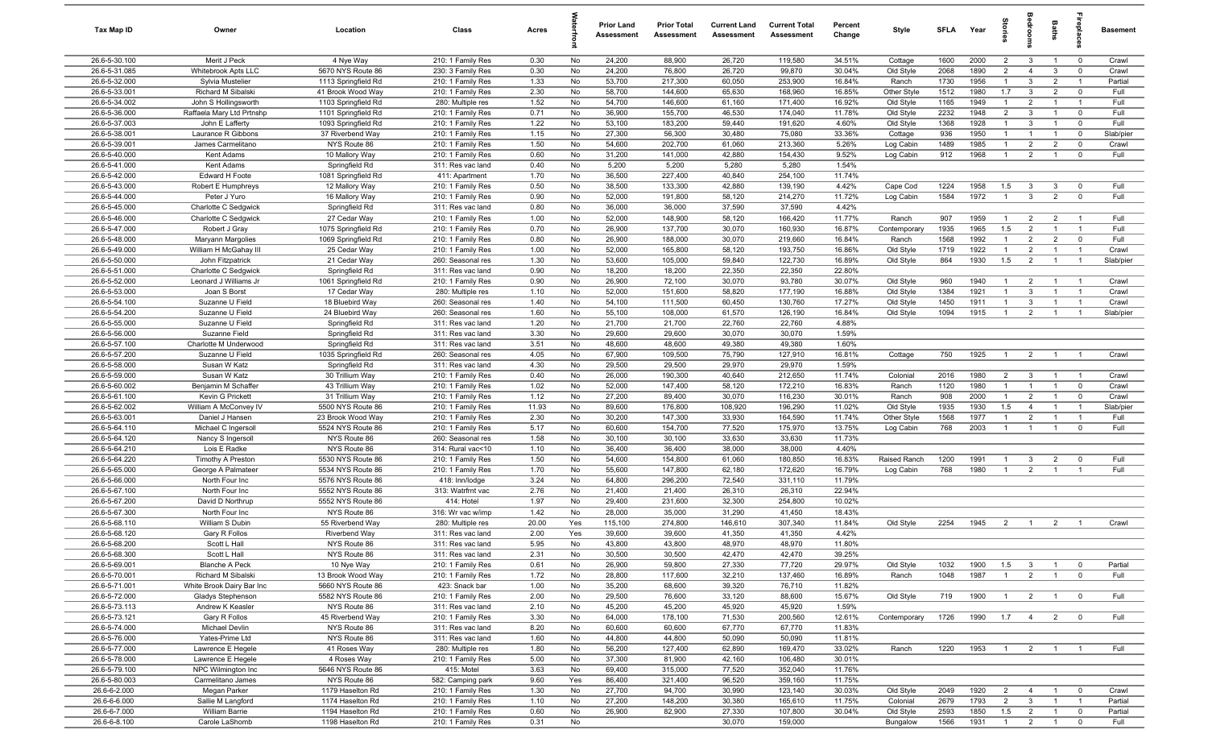| Tax Map ID | Owner | Location | Class | Acres | Waterfront | Prior Land Assessment | Prior Total Assessment | Current Land Assessment | Current Total Assessment | Percent Change | Style | SFLA | Year | Stories | Bedrooms | Baths | Fireplaces | Basement |
|---|---|---|---|---|---|---|---|---|---|---|---|---|---|---|---|---|---|---|
| 26.6-5-30.100 | Merit J Peck | 4 Nye Way | 210: 1 Family Res | 0.30 | No | 24,200 | 88,900 | 26,720 | 119,580 | 34.51% | Cottage | 1600 | 2000 | 2 | 3 | 1 | 0 | Crawl |
| 26.6-5-31.085 | Whitebrook Apts LLC | 5670 NYS Route 86 | 230: 3 Family Res | 0.30 | No | 24,200 | 76,800 | 26,720 | 99,870 | 30.04% | Old Style | 2068 | 1890 | 2 | 4 | 3 | 0 | Crawl |
| 26.6-5-32.000 | Sylvia Mustelier | 1113 Springfield Rd | 210: 1 Family Res | 1.33 | No | 53,700 | 217,300 | 60,050 | 253,900 | 16.84% | Ranch | 1730 | 1956 | 1 | 3 | 2 | 1 | Partial |
| 26.6-5-33.001 | Richard M Sibalski | 41 Brook Wood Way | 210: 1 Family Res | 2.30 | No | 58,700 | 144,600 | 65,630 | 168,960 | 16.85% | Other Style | 1512 | 1980 | 1.7 | 3 | 2 | 0 | Full |
| 26.6-5-34.002 | John S Hollingsworth | 1103 Springfield Rd | 280: Multiple res | 1.52 | No | 54,700 | 146,600 | 61,160 | 171,400 | 16.92% | Old Style | 1165 | 1949 | 1 | 2 | 1 | 1 | Full |
| 26.6-5-36.000 | Raffaela Mary Ltd Prtnshp | 1101 Springfield Rd | 210: 1 Family Res | 0.71 | No | 36,900 | 155,700 | 46,530 | 174,040 | 11.78% | Old Style | 2232 | 1948 | 2 | 3 | 1 | 0 | Full |
| 26.6-5-37.003 | John E Lafferty | 1093 Springfield Rd | 210: 1 Family Res | 1.22 | No | 53,100 | 183,200 | 59,440 | 191,620 | 4.60% | Old Style | 1368 | 1928 | 1 | 3 | 1 | 0 | Full |
| 26.6-5-38.001 | Laurance R Gibbons | 37 Riverbend Way | 210: 1 Family Res | 1.15 | No | 27,300 | 56,300 | 30,480 | 75,080 | 33.36% | Cottage | 936 | 1950 | 1 | 1 | 1 | 0 | Slab/pier |
| 26.6-5-39.001 | James Carmelitano | NYS Route 86 | 210: 1 Family Res | 1.50 | No | 54,600 | 202,700 | 61,060 | 213,360 | 5.26% | Log Cabin | 1489 | 1985 | 1 | 2 | 2 | 0 | Crawl |
| 26.6-5-40.000 | Kent Adams | 10 Mallory Way | 210: 1 Family Res | 0.60 | No | 31,200 | 141,000 | 42,880 | 154,430 | 9.52% | Log Cabin | 912 | 1968 | 1 | 2 | 1 | 0 | Full |
| 26.6-5-41.000 | Kent Adams | Springfield Rd | 311: Res vac land | 0.40 | No | 5,200 | 5,200 | 5,280 | 5,280 | 1.54% | | | | | | | | |
| 26.6-5-42.000 | Edward H Foote | 1081 Springfield Rd | 411: Apartment | 1.70 | No | 36,500 | 227,400 | 40,840 | 254,100 | 11.74% | | | | | | | | |
| 26.6-5-43.000 | Robert E Humphreys | 12 Mallory Way | 210: 1 Family Res | 0.50 | No | 38,500 | 133,300 | 42,880 | 139,190 | 4.42% | Cape Cod | 1224 | 1958 | 1.5 | 3 | 3 | 0 | Full |
| 26.6-5-44.000 | Peter J Yuro | 16 Mallory Way | 210: 1 Family Res | 0.90 | No | 52,000 | 191,800 | 58,120 | 214,270 | 11.72% | Log Cabin | 1584 | 1972 | 1 | 3 | 2 | 0 | Full |
| 26.6-5-45.000 | Charlotte C Sedgwick | Springfield Rd | 311: Res vac land | 0.80 | No | 36,000 | 36,000 | 37,590 | 37,590 | 4.42% | | | | | | | | |
| 26.6-5-46.000 | Charlotte C Sedgwick | 27 Cedar Way | 210: 1 Family Res | 1.00 | No | 52,000 | 148,900 | 58,120 | 166,420 | 11.77% | Ranch | 907 | 1959 | 1 | 2 | 2 | 1 | Full |
| 26.6-5-47.000 | Robert J Gray | 1075 Springfield Rd | 210: 1 Family Res | 0.70 | No | 26,900 | 137,700 | 30,070 | 160,930 | 16.87% | Contemporary | 1935 | 1965 | 1.5 | 2 | 1 | 1 | Full |
| 26.6-5-48.000 | Maryann Margolies | 1069 Springfield Rd | 210: 1 Family Res | 0.80 | No | 26,900 | 188,000 | 30,070 | 219,660 | 16.84% | Ranch | 1568 | 1992 | 1 | 2 | 2 | 0 | Full |
| 26.6-5-49.000 | William H McGahay III | 25 Cedar Way | 210: 1 Family Res | 1.00 | No | 52,000 | 165,800 | 58,120 | 193,750 | 16.86% | Old Style | 1719 | 1922 | 1 | 2 | 1 | 1 | Crawl |
| 26.6-5-50.000 | John Fitzpatrick | 21 Cedar Way | 260: Seasonal res | 1.30 | No | 53,600 | 105,000 | 59,840 | 122,730 | 16.89% | Old Style | 864 | 1930 | 1.5 | 2 | 1 | 1 | Slab/pier |
| 26.6-5-51.000 | Charlotte C Sedgwick | Springfield Rd | 311: Res vac land | 0.90 | No | 18,200 | 18,200 | 22,350 | 22,350 | 22.80% | | | | | | | | |
| 26.6-5-52.000 | Leonard J Williams Jr | 1061 Springfield Rd | 210: 1 Family Res | 0.90 | No | 26,900 | 72,100 | 30,070 | 93,780 | 30.07% | Old Style | 960 | 1940 | 1 | 2 | 1 | 1 | Crawl |
| 26.6-5-53.000 | Joan S Borst | 17 Cedar Way | 280: Multiple res | 1.10 | No | 52,000 | 151,600 | 58,820 | 177,190 | 16.88% | Old Style | 1384 | 1921 | 1 | 3 | 1 | 1 | Crawl |
| 26.6-5-54.100 | Suzanne U Field | 18 Bluebird Way | 260: Seasonal res | 1.40 | No | 54,100 | 111,500 | 60,450 | 130,760 | 17.27% | Old Style | 1450 | 1911 | 1 | 3 | 1 | 1 | Crawl |
| 26.6-5-54.200 | Suzanne U Field | 24 Bluebird Way | 260: Seasonal res | 1.60 | No | 55,100 | 108,000 | 61,570 | 126,190 | 16.84% | Old Style | 1094 | 1915 | 1 | 2 | 1 | 1 | Slab/pier |
| 26.6-5-55.000 | Suzanne U Field | Springfield Rd | 311: Res vac land | 1.20 | No | 21,700 | 21,700 | 22,760 | 22,760 | 4.88% | | | | | | | | |
| 26.6-5-56.000 | Suzanne Field | Springfield Rd | 311: Res vac land | 3.30 | No | 29,600 | 29,600 | 30,070 | 30,070 | 1.59% | | | | | | | | |
| 26.6-5-57.100 | Charlotte M Underwood | Springfield Rd | 311: Res vac land | 3.51 | No | 48,600 | 48,600 | 49,380 | 49,380 | 1.60% | | | | | | | | |
| 26.6-5-57.200 | Suzanne U Field | 1035 Springfield Rd | 260: Seasonal res | 4.05 | No | 67,900 | 109,500 | 75,790 | 127,910 | 16.81% | Cottage | 750 | 1925 | 1 | 2 | 1 | 1 | Crawl |
| 26.6-5-58.000 | Susan W Katz | Springfield Rd | 311: Res vac land | 4.30 | No | 29,500 | 29,500 | 29,970 | 29,970 | 1.59% | | | | | | | | |
| 26.6-5-59.000 | Susan W Katz | 30 Trillium Way | 210: 1 Family Res | 0.40 | No | 26,000 | 190,300 | 40,640 | 212,650 | 11.74% | Colonial | 2016 | 1980 | 2 | 3 | 1 | 1 | Crawl |
| 26.6-5-60.002 | Benjamin M Schaffer | 43 Trillium Way | 210: 1 Family Res | 1.02 | No | 52,000 | 147,400 | 58,120 | 172,210 | 16.83% | Ranch | 1120 | 1980 | 1 | 1 | 1 | 0 | Crawl |
| 26.6-5-61.100 | Kevin G Prickett | 31 Trillium Way | 210: 1 Family Res | 1.12 | No | 27,200 | 89,400 | 30,070 | 116,230 | 30.01% | Ranch | 908 | 2000 | 1 | 2 | 1 | 0 | Crawl |
| 26.6-5-62.002 | William A McConvey IV | 5500 NYS Route 86 | 210: 1 Family Res | 11.93 | No | 89,600 | 176,800 | 108,920 | 196,290 | 11.02% | Old Style | 1935 | 1930 | 1.5 | 4 | 1 | 1 | Slab/pier |
| 26.6-5-63.001 | Daniel J Hansen | 23 Brook Wood Way | 210: 1 Family Res | 2.30 | No | 30,200 | 147,300 | 33,930 | 164,590 | 11.74% | Other Style | 1568 | 1977 | 1 | 2 | 1 | 1 | Full |
| 26.6-5-64.110 | Michael C Ingersoll | 5524 NYS Route 86 | 210: 1 Family Res | 5.17 | No | 60,600 | 154,700 | 77,520 | 175,970 | 13.75% | Log Cabin | 768 | 2003 | 1 | 1 | 1 | 0 | Full |
| 26.6-5-64.120 | Nancy S Ingersoll | NYS Route 86 | 260: Seasonal res | 1.58 | No | 30,100 | 30,100 | 33,630 | 33,630 | 11.73% | | | | | | | | |
| 26.6-5-64.210 | Lois E Radke | NYS Route 86 | 314: Rural vac<10 | 1.10 | No | 36,400 | 36,400 | 38,000 | 38,000 | 4.40% | | | | | | | | |
| 26.6-5-64.220 | Timothy A Preston | 5530 NYS Route 86 | 210: 1 Family Res | 1.50 | No | 54,600 | 154,800 | 61,060 | 180,850 | 16.83% | Raised Ranch | 1200 | 1991 | 1 | 3 | 2 | 0 | Full |
| 26.6-5-65.000 | George A Palmateer | 5534 NYS Route 86 | 210: 1 Family Res | 1.70 | No | 55,600 | 147,800 | 62,180 | 172,620 | 16.79% | Log Cabin | 768 | 1980 | 1 | 2 | 1 | 1 | Full |
| 26.6-5-66.000 | North Four Inc | 5576 NYS Route 86 | 418: Inn/lodge | 3.24 | No | 64,800 | 296,200 | 72,540 | 331,110 | 11.79% | | | | | | | | |
| 26.6-5-67.100 | North Four Inc | 5552 NYS Route 86 | 313: Watrfrnt vac | 2.76 | No | 21,400 | 21,400 | 26,310 | 26,310 | 22.94% | | | | | | | | |
| 26.6-5-67.200 | David D Northrup | 5552 NYS Route 86 | 414: Hotel | 1.97 | No | 29,400 | 231,600 | 32,300 | 254,800 | 10.02% | | | | | | | | |
| 26.6-5-67.300 | North Four Inc | NYS Route 86 | 316: Wr vac w/imp | 1.42 | No | 28,000 | 35,000 | 31,290 | 41,450 | 18.43% | | | | | | | | |
| 26.6-5-68.110 | William S Dubin | 55 Riverbend Way | 280: Multiple res | 20.00 | Yes | 115,100 | 274,800 | 146,610 | 307,340 | 11.84% | Old Style | 2254 | 1945 | 2 | 1 | 2 | 1 | Crawl |
| 26.6-5-68.120 | Gary R Follos | Riverbend Way | 311: Res vac land | 2.00 | Yes | 39,600 | 39,600 | 41,350 | 41,350 | 4.42% | | | | | | | | |
| 26.6-5-68.200 | Scott L Hall | NYS Route 86 | 311: Res vac land | 5.95 | No | 43,800 | 43,800 | 48,970 | 48,970 | 11.80% | | | | | | | | |
| 26.6-5-68.300 | Scott L Hall | NYS Route 86 | 311: Res vac land | 2.31 | No | 30,500 | 30,500 | 42,470 | 42,470 | 39.25% | | | | | | | | |
| 26.6-5-69.001 | Blanche A Peck | 10 Nye Way | 210: 1 Family Res | 0.61 | No | 26,900 | 59,800 | 27,330 | 77,720 | 29.97% | Old Style | 1032 | 1900 | 1.5 | 3 | 1 | 0 | Partial |
| 26.6-5-70.001 | Richard M Sibalski | 13 Brook Wood Way | 210: 1 Family Res | 1.72 | No | 28,800 | 117,600 | 32,210 | 137,460 | 16.89% | Ranch | 1048 | 1987 | 1 | 2 | 1 | 0 | Full |
| 26.6-5-71.001 | White Brook Dairy Bar Inc | 5660 NYS Route 86 | 423: Snack bar | 1.00 | No | 35,200 | 68,600 | 39,320 | 76,710 | 11.82% | | | | | | | | |
| 26.6-5-72.000 | Gladys Stephenson | 5582 NYS Route 86 | 210: 1 Family Res | 2.00 | No | 29,500 | 76,600 | 33,120 | 88,600 | 15.67% | Old Style | 719 | 1900 | 1 | 2 | 1 | 0 | Full |
| 26.6-5-73.113 | Andrew K Keasler | NYS Route 86 | 311: Res vac land | 2.10 | No | 45,200 | 45,200 | 45,920 | 45,920 | 1.59% | | | | | | | | |
| 26.6-5-73.121 | Gary R Follos | 45 Riverbend Way | 210: 1 Family Res | 3.30 | No | 64,000 | 178,100 | 71,530 | 200,560 | 12.61% | Contemporary | 1726 | 1990 | 1.7 | 4 | 2 | 0 | Full |
| 26.6-5-74.000 | Michael Devlin | NYS Route 86 | 311: Res vac land | 8.20 | No | 60,600 | 60,600 | 67,770 | 67,770 | 11.83% | | | | | | | | |
| 26.6-5-76.000 | Yates-Prime Ltd | NYS Route 86 | 311: Res vac land | 1.60 | No | 44,800 | 44,800 | 50,090 | 50,090 | 11.81% | | | | | | | | |
| 26.6-5-77.000 | Lawrence E Hegele | 41 Roses Way | 280: Multiple res | 1.80 | No | 56,200 | 127,400 | 62,890 | 169,470 | 33.02% | Ranch | 1220 | 1953 | 1 | 2 | 1 | 1 | Full |
| 26.6-5-78.000 | Lawrence E Hegele | 4 Roses Way | 210: 1 Family Res | 5.00 | No | 37,300 | 81,900 | 42,160 | 106,480 | 30.01% | | | | | | | | |
| 26.6-5-79.100 | NPC Wilmington Inc | 5646 NYS Route 86 | 415: Motel | 3.63 | No | 69,400 | 315,000 | 77,520 | 352,040 | 11.76% | | | | | | | | |
| 26.6-5-80.003 | Carmelitano James | NYS Route 86 | 582: Camping park | 9.60 | Yes | 86,400 | 321,400 | 96,520 | 359,160 | 11.75% | | | | | | | | |
| 26.6-6-2.000 | Megan Parker | 1179 Haselton Rd | 210: 1 Family Res | 1.30 | No | 27,700 | 94,700 | 30,990 | 123,140 | 30.03% | Old Style | 2049 | 1920 | 2 | 4 | 1 | 0 | Crawl |
| 26.6-6-6.000 | Sallie M Langford | 1174 Haselton Rd | 210: 1 Family Res | 1.10 | No | 27,200 | 148,200 | 30,380 | 165,610 | 11.75% | Colonial | 2679 | 1793 | 2 | 3 | 1 | 1 | Partial |
| 26.6-6-7.000 | William Barrie | 1194 Haselton Rd | 210: 1 Family Res | 0.60 | No | 26,900 | 82,900 | 27,330 | 107,800 | 30.04% | Old Style | 2593 | 1850 | 1.5 | 2 | 1 | 0 | Partial |
| 26.6-6-8.100 | Carole LaShomb | 1198 Haselton Rd | 210: 1 Family Res | 0.31 | No | | | 30,070 | 159,000 | | Bungalow | 1566 | 1931 | 1 | 2 | 1 | 0 | Full |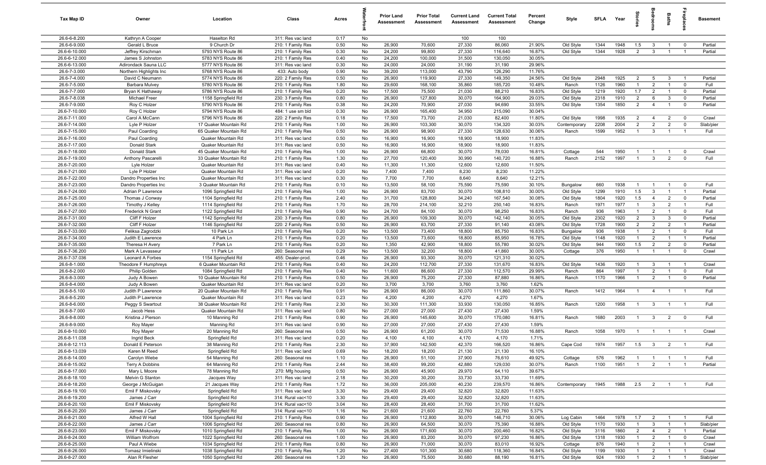| Tax Map ID | Owner | Location | Class | Acres | Waterfront | Prior Land Assessment | Prior Total Assessment | Current Land Assessment | Current Total Assessment | Percent Change | Style | SFLA | Year | Stories | Bedrooms | Baths | Fireplaces | Basement |
|---|---|---|---|---|---|---|---|---|---|---|---|---|---|---|---|---|---|---|
| 26.6-6-8.200 | Kathryn A Cooper | Haselton Rd | 311: Res vac land | 0.17 | No | | | 100 | 100 | | | | | | | | | |
| 26.6-6-9.000 | Gerald L Bruce | 9 Church Dr | 210: 1 Family Res | 0.50 | No | 26,900 | 70,600 | 27,330 | 86,060 | 21.90% | Old Style | 1344 | 1948 | 1.5 | 3 | 1 | 0 | Partial |
| 26.6-6-10.000 | Jeffrey Kirschman | 5793 NYS Route 86 | 210: 1 Family Res | 0.30 | No | 24,200 | 99,800 | 27,330 | 116,640 | 16.87% | Old Style | 1344 | 1928 | 2 | 3 | 1 | 1 | Partial |
| 26.6-6-12.000 | James S Johnston | 5783 NYS Route 86 | 210: 1 Family Res | 0.40 | No | 24,200 | 100,000 | 31,500 | 130,050 | 30.05% | | | | | | | | |
| 26.6-6-13.000 | Adirondack Sauna LLC | 5777 NYS Route 86 | 311: Res vac land | 0.30 | No | 24,000 | 24,000 | 31,190 | 31,190 | 29.96% | | | | | | | | |
| 26.6-7-3.000 | Northern Highlights Inc | 5768 NYS Route 86 | 433: Auto body | 0.90 | No | 39,200 | 113,000 | 43,790 | 126,290 | 11.76% | | | | | | | | |
| 26.6-7-4.000 | David C Neumann | 5774 NYS Route 86 | 220: 2 Family Res | 0.50 | No | 26,900 | 119,900 | 27,330 | 149,350 | 24.56% | Old Style | 2948 | 1925 | 2 | 5 | 3 | 1 | Partial |
| 26.6-7-5.000 | Barbara Mulvey | 5780 NYS Route 86 | 210: 1 Family Res | 1.80 | No | 29,600 | 168,100 | 35,860 | 185,720 | 10.48% | Ranch | 1126 | 1960 | 1 | 2 | 1 | 0 | Full |
| 26.6-7-7.000 | Bryan K Hathaway | 5786 NYS Route 86 | 210: 1 Family Res | 0.20 | No | 17,500 | 75,500 | 21,030 | 88,210 | 16.83% | Old Style | 1219 | 1920 | 1.7 | 2 | 1 | 0 | Partial |
| 26.6-7-8.038 | Michael Freer | 1158 Springfield Rd | 230: 3 Family Res | 0.80 | No | 26,900 | 127,800 | 30,070 | 164,900 | 29.03% | Old Style | 2318 | 1910 | 2 | 6 | 3 | 0 | Partial |
| 26.6-7-9.000 | Roy C Holzer | 5790 NYS Route 86 | 210: 1 Family Res | 0.38 | No | 24,200 | 70,900 | 27,030 | 94,690 | 33.55% | Old Style | 1354 | 1850 | 2 | 4 | 1 | 0 | Partial |
| 26.6-7-10.000 | Roy C Holzer | 5794 NYS Route 86 | 484: 1 use sm bld | 0.30 | No | 26,900 | 165,400 | 34,950 | 215,090 | 30.04% | | | | | | | | |
| 26.6-7-11.000 | Carol A McCann | 5796 NYS Route 86 | 220: 2 Family Res | 0.18 | No | 17,500 | 73,700 | 21,030 | 82,400 | 11.80% | Old Style | 1998 | 1935 | 2 | 4 | 2 | 0 | Crawl |
| 26.6-7-14.000 | Lyle P Holzer | 17 Quaker Mountain Rd | 210: 1 Family Res | 1.00 | No | 26,900 | 103,300 | 30,070 | 134,320 | 30.03% | Contemporary | 2208 | 2004 | 2 | 2 | 2 | 0 | Slab/pier |
| 26.6-7-15.000 | Paul Coarding | 65 Quaker Mountain Rd | 210: 1 Family Res | 0.50 | No | 26,900 | 98,900 | 27,330 | 128,630 | 30.06% | Ranch | 1599 | 1952 | 1 | 3 | 1 | 1 | Full |
| 26.6-7-16.000 | Paul Coarding | Quaker Mountain Rd | 311: Res vac land | 0.50 | No | 16,900 | 16,900 | 18,900 | 18,900 | 11.83% | | | | | | | | |
| 26.6-7-17.000 | Donald Stark | Quaker Mountain Rd | 311: Res vac land | 0.50 | No | 16,900 | 16,900 | 18,900 | 18,900 | 11.83% | | | | | | | | |
| 26.6-7-18.000 | Donald Stark | 45 Quaker Mountain Rd | 210: 1 Family Res | 1.00 | No | 26,900 | 66,800 | 30,070 | 78,030 | 16.81% | Cottage | 544 | 1950 | 1 | 1 | 1 | 0 | Crawl |
| 26.6-7-19.000 | Anthony Pascarelli | 33 Quaker Mountain Rd | 210: 1 Family Res | 1.30 | No | 27,700 | 120,400 | 30,990 | 140,720 | 16.88% | Ranch | 2152 | 1997 | 1 | 3 | 2 | 0 | Full |
| 26.6-7-20.000 | Lyle Holzer | Quaker Mountain Rd | 311: Res vac land | 0.40 | No | 11,300 | 11,300 | 12,600 | 12,600 | 11.50% | | | | | | | | |
| 26.6-7-21.000 | Lyle P Holzer | Quaker Mountain Rd | 311: Res vac land | 0.20 | No | 7,400 | 7,400 | 8,230 | 8,230 | 11.22% | | | | | | | | |
| 26.6-7-22.000 | Dandro Properties Inc | Quaker Mountain Rd | 311: Res vac land | 0.30 | No | 7,700 | 7,700 | 8,640 | 8,640 | 12.21% | | | | | | | | |
| 26.6-7-23.000 | Dandro Properties Inc | 3 Quaker Mountain Rd | 210: 1 Family Res | 0.10 | No | 13,500 | 58,100 | 75,590 | 75,590 | 30.10% | Bungalow | 660 | 1938 | 1 | 1 | 1 | 0 | Full |
| 26.6-7-24.000 | Adrian P Lawrence | 1096 Springfield Rd | 210: 1 Family Res | 1.00 | No | 26,900 | 83,700 | 30,070 | 108,810 | 30.00% | Old Style | 1299 | 1910 | 1.5 | 3 | 1 | 1 | Partial |
| 26.6-7-25.000 | Thomas J Conway | 1104 Springfield Rd | 210: 1 Family Res | 2.40 | No | 31,700 | 128,800 | 34,240 | 167,540 | 30.08% | Old Style | 1804 | 1920 | 1.5 | 4 | 2 | 0 | Partial |
| 26.6-7-26.000 | Timothy J Kelley | 1114 Springfield Rd | 210: 1 Family Res | 1.70 | No | 28,700 | 214,100 | 32,210 | 250,140 | 16.83% | Ranch | 1971 | 1977 | 1 | 3 | 2 | 1 | Full |
| 26.6-7-27.000 | Frederick N Grant | 1122 Springfield Rd | 210: 1 Family Res | 0.90 | No | 24,700 | 84,100 | 30,070 | 98,250 | 16.83% | Ranch | 936 | 1963 | 1 | 2 | 1 | 0 | Full |
| 26.6-7-31.000 | Cliff F Holzer | 1142 Springfield Rd | 230: 3 Family Res | 0.80 | No | 26,900 | 109,300 | 30,070 | 142,140 | 30.05% | Old Style | 2302 | 1920 | 2 | 3 | 3 | 0 | Partial |
| 26.6-7-32.000 | Cliff F Holzer | 1146 Springfield Rd | 220: 2 Family Res | 0.50 | No | 26,900 | 63,700 | 27,330 | 91,140 | 43.08% | Old Style | 1728 | 1900 | 2 | 2 | 2 | 1 | Partial |
| 26.6-7-33.000 | Feliksa Zagrodzki | 10 Park Ln | 210: 1 Family Res | 0.20 | No | 13,500 | 73,400 | 18,800 | 85,750 | 16.83% | Bungalow | 936 | 1938 | 1 | 2 | 1 | 0 | Full |
| 26.6-7-34.000 | Judith E Lawrence | 4 Park Ln | 210: 1 Family Res | 0.20 | No | 13,500 | 73,600 | 18,800 | 85,950 | 16.78% | Old Style | 1148 | 1920 | 1 | 2 | 1 | 1 | Partial |
| 26.6-7-35.000 | Theresa H Avery | 7 Park Ln | 210: 1 Family Res | 0.20 | No | 1,350 | 42,900 | 18,800 | 55,780 | 30.02% | Old Style | 944 | 1900 | 1.5 | 2 | 2 | 0 | Partial |
| 26.6-7-36.200 | Mark A Levasseur | 11 Park Ln | 260: Seasonal res | 0.29 | No | 13,500 | 32,200 | 18,800 | 41,860 | 30.00% | Cottage | 376 | 1950 | 1 | 1 | 1 | 0 | Crawl |
| 26.6-7-37.036 | Leonard A Forbes | 1154 Springfield Rd | 455: Dealer-prod. | 0.46 | No | 26,900 | 93,300 | 30,070 | 121,310 | 30.02% | | | | | | | | |
| 26.6-8-1.000 | Theodore F Humphreys | 6 Quaker Mountain Rd | 210: 1 Family Res | 0.40 | No | 24,200 | 112,700 | 27,330 | 131,670 | 16.83% | Old Style | 1436 | 1920 | 1 | 3 | 1 | 1 | Crawl |
| 26.6-8-2.000 | Philip Golden | 1084 Springfield Rd | 210: 1 Family Res | 0.40 | No | 11,600 | 86,600 | 27,330 | 112,570 | 29.99% | Ranch | 864 | 1997 | 1 | 2 | 1 | 0 | Full |
| 26.6-8-3.000 | Judy A Bowen | 10 Quaker Mountain Rd | 210: 1 Family Res | 0.50 | No | 26,900 | 75,200 | 27,330 | 87,880 | 16.86% | Ranch | 1170 | 1966 | 1 | 2 | 1 | 0 | Partial |
| 26.6-8-4.000 | Judy A Bowen | Quaker Mountain Rd | 311: Res vac land | 0.20 | No | 3,700 | 3,700 | 3,760 | 3,760 | 1.62% | | | | | | | | |
| 26.6-8-5.100 | Judith P Lawrence | 20 Quaker Mountain Rd | 210: 1 Family Res | 0.91 | No | 26,900 | 86,000 | 30,070 | 111,860 | 30.07% | Ranch | 1412 | 1964 | 1 | 4 | 1 | 1 | Full |
| 26.6-8-5.200 | Judith P Lawrence | Quaker Mountain Rd | 311: Res vac land | 0.23 | No | 4,200 | 4,200 | 4,270 | 4,270 | 1.67% | | | | | | | | |
| 26.6-8-6.000 | Peggy S Swartout | 38 Quaker Mountain Rd | 210: 1 Family Res | 2.30 | No | 30,300 | 111,300 | 33,930 | 130,050 | 16.85% | Ranch | 1200 | 1958 | 1 | 3 | 1 | 1 | Full |
| 26.6-8-7.000 | Jacob Hess | Quaker Mountain Rd | 311: Res vac land | 0.80 | No | 27,000 | 27,000 | 27,430 | 27,430 | 1.59% | | | | | | | | |
| 26.6-8-8.000 | Kristina J Pierson | 10 Manning Rd | 210: 1 Family Res | 0.90 | No | 26,900 | 145,600 | 30,070 | 170,080 | 16.81% | Ranch | 1680 | 2003 | 1 | 3 | 2 | 0 | Full |
| 26.6-8-9.000 | Roy Mayer | Manning Rd | 311: Res vac land | 0.90 | No | 27,000 | 27,000 | 27,430 | 27,430 | 1.59% | | | | | | | | |
| 26.6-8-10.000 | Roy Mayer | 20 Manning Rd | 260: Seasonal res | 0.50 | No | 26,900 | 61,200 | 30,070 | 71,530 | 16.88% | Ranch | 1058 | 1970 | 1 | 1 | 1 | 1 | Crawl |
| 26.6-8-11.038 | Ingrid Beck | Springfield Rd | 311: Res vac land | 0.20 | No | 4,100 | 4,100 | 4,170 | 4,170 | 1.71% | | | | | | | | |
| 26.6-8-12.113 | Donald E Peterson | 38 Manning Rd | 210: 1 Family Res | 2.30 | No | 37,900 | 142,500 | 42,370 | 166,520 | 16.86% | Cape Cod | 1974 | 1957 | 1.5 | 3 | 2 | 1 | Full |
| 26.6-8-13.039 | Karen M Reed | Springfield Rd | 311: Res vac land | 0.69 | No | 18,200 | 18,200 | 21,130 | 21,130 | 16.10% | | | | | | | | |
| 26.6-8-14.000 | Carolyn Wiebe | 54 Manning Rd | 260: Seasonal res | 1.10 | No | 26,900 | 51,100 | 37,900 | 76,610 | 49.92% | Cottage | 576 | 1962 | 1 | 1 | 1 | 1 | Full |
| 26.6-8-15.002 | Terry A Dobbins | 64 Manning Rd | 210: 1 Family Res | 2.44 | No | 38,400 | 99,200 | 42,880 | 129,030 | 30.07% | Ranch | 1100 | 1951 | 1 | 2 | 1 | 1 | Partial |
| 26.6-8-17.000 | Mary L Moore | 78 Manning Rd | 270: Mfg housing | 0.50 | No | 26,900 | 45,900 | 29,970 | 64,110 | 39.67% | | | | | | | | |
| 26.6-8-18.100 | Melvin G Stanton | Jacques Way | 311: Res vac land | 2.18 | No | 30,200 | 30,200 | 33,730 | 33,730 | 11.69% | | | | | | | | |
| 26.6-8-18.200 | George J McGuigan | 21 Jacques Way | 210: 1 Family Res | 1.72 | No | 36,000 | 205,000 | 40,230 | 239,570 | 16.86% | Contemporary | 1945 | 1988 | 2.5 | 2 | 1 | 1 | Full |
| 26.6-8-19.100 | Emil F Miskovsky | Springfield Rd | 311: Res vac land | 3.30 | No | 29,400 | 29,400 | 32,820 | 32,820 | 11.63% | | | | | | | | |
| 26.6-8-19.200 | James J Carr | Springfield Rd | 314: Rural vac<10 | 3.30 | No | 29,400 | 29,400 | 32,820 | 32,820 | 11.63% | | | | | | | | |
| 26.6-8-20.100 | Emil F Miskovsky | Springfield Rd | 314: Rural vac<10 | 3.04 | No | 28,400 | 28,400 | 31,700 | 31,700 | 11.62% | | | | | | | | |
| 26.6-8-20.200 | James J Carr | Springfield Rd | 314: Rural vac<10 | 1.16 | No | 21,600 | 21,600 | 22,760 | 22,760 | 5.37% | | | | | | | | |
| 26.6-8-21.000 | Alfred W Hall | 1004 Springfield Rd | 210: 1 Family Res | 0.90 | No | 26,900 | 112,800 | 30,070 | 146,710 | 30.06% | Log Cabin | 1464 | 1978 | 1.7 | 2 | 1 | 1 | Full |
| 26.6-8-22.000 | James J Carr | 1006 Springfield Rd | 260: Seasonal res | 0.80 | No | 26,900 | 64,500 | 30,070 | 75,390 | 16.88% | Old Style | 1170 | 1930 | 1 | 3 | 1 | 1 | Slab/pier |
| 26.6-8-23.000 | Emil F Miskovsky | 1010 Springfield Rd | 210: 1 Family Res | 1.00 | No | 26,900 | 171,600 | 30,070 | 200,460 | 16.82% | Old Style | 3116 | 1860 | 2 | 4 | 2 | 1 | Partial |
| 26.6-8-24.000 | William Wolfrom | 1022 Springfield Rd | 260: Seasonal res | 1.00 | No | 26,900 | 83,200 | 30,070 | 97,230 | 16.86% | Old Style | 1318 | 1930 | 1 | 2 | 1 | 0 | Crawl |
| 26.6-8-25.000 | Paul A Wiebe | 1034 Springfield Rd | 210: 1 Family Res | 0.80 | No | 26,900 | 71,000 | 30,070 | 83,010 | 16.92% | Cottage | 876 | 1940 | 1 | 2 | 1 | 1 | Crawl |
| 26.6-8-26.000 | Tomasz Imielinski | 1038 Springfield Rd | 210: 1 Family Res | 1.20 | No | 27,400 | 101,300 | 30,680 | 118,360 | 16.84% | Old Style | 1199 | 1930 | 1 | 2 | 1 | 1 | Crawl |
| 26.6-8-27.000 | Alan R Flesher | 1050 Springfield Rd | 260: Seasonal res | 1.20 | No | 26,900 | 75,500 | 30,680 | 88,190 | 16.81% | Old Style | 924 | 1930 | 1 | 2 | 1 | 1 | Slab/pier |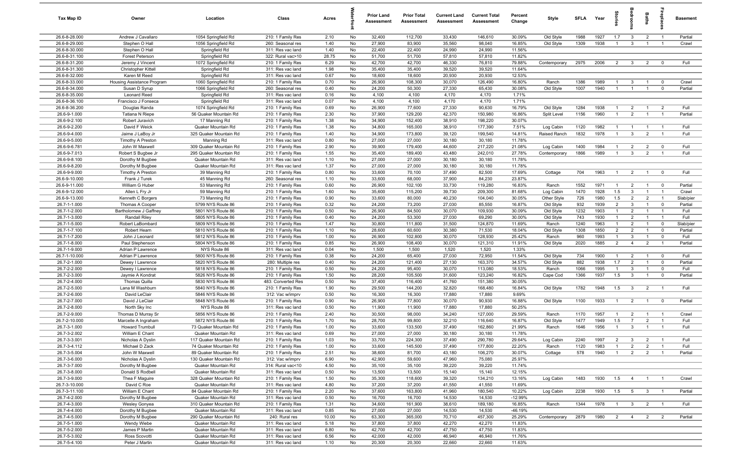| Tax Map ID | Owner | Location | Class | Acres | Waterfront | Prior Land Assessment | Prior Total Assessment | Current Land Assessment | Current Total Assessment | Percent Change | Style | SFLA | Year | Stories | Bedrooms | Baths | Fireplaces | Basement |
|---|---|---|---|---|---|---|---|---|---|---|---|---|---|---|---|---|---|---|
| 26.6-8-28.000 | Andrew J Cavallaro | 1054 Springfield Rd | 210: 1 Family Res | 2.10 | No | 32,400 | 112,700 | 33,430 | 146,610 | 30.09% | Old Style | 1988 | 1927 | 1.7 | 3 | 2 | 1 | Partial |
| 26.6-8-29.000 | Stephen O Hall | 1056 Springfield Rd | 260: Seasonal res | 1.40 | No | 27,900 | 83,900 | 35,560 | 98,040 | 16.85% | Old Style | 1309 | 1938 | 1 | 3 | 1 | 1 | Crawl |
| 26.6-8-30.000 | Stephen O Hall | Springfield Rd | 311: Res vac land | 1.40 | No | 22,400 | 22,400 | 24,990 | 24,990 | 11.56% | | | | | | | | |
| 26.6-8-31.100 | Forest Peterson | Springfield Rd | 322: Rural vac>10 | 28.75 | No | 51,700 | 51,700 | 57,810 | 57,810 | 11.82% | | | | | | | | |
| 26.6-8-31.200 | Jeremy J Vincent | 1072 Springfield Rd | 210: 1 Family Res | 6.29 | No | 42,700 | 42,700 | 46,330 | 76,810 | 79.88% | Contemporary | 2975 | 2006 | 2 | 3 | 2 | 0 | Full |
| 26.6-8-31.300 | Christopher Kittell | Springfield Rd | 311: Res vac land | 1.98 | No | 35,400 | 35,400 | 39,520 | 39,520 | 11.64% | | | | | | | | |
| 26.6-8-32.000 | Karen M Reed | Springfield Rd | 311: Res vac land | 0.67 | No | 18,600 | 18,600 | 20,930 | 20,930 | 12.53% | | | | | | | | |
| 26.6-8-33.000 | Housing Assistance Program | 1060 Springfield Rd | 210: 1 Family Res | 0.70 | No | 26,900 | 108,300 | 30,070 | 126,490 | 16.80% | Ranch | 1386 | 1989 | 1 | 3 | 1 | 0 | Crawl |
| 26.6-8-34.000 | Susan D Syrup | 1066 Springfield Rd | 260: Seasonal res | 0.40 | No | 24,200 | 50,300 | 27,330 | 65,430 | 30.08% | Old Style | 1007 | 1940 | 1 | 1 | 1 | 0 | Partial |
| 26.6-8-35.000 | Leonard Reed | Springfield Rd | 311: Res vac land | 0.16 | No | 4,100 | 4,100 | 4,170 | 4,170 | 1.71% | | | | | | | | |
| 26.6-8-36.100 | Francisco J Fonseca | Springfield Rd | 311: Res vac land | 0.07 | No | 4,100 | 4,100 | 4,170 | 4,170 | 1.71% | | | | | | | | |
| 26.6-8-36.200 | Douglas Randa | 1074 Springfield Rd | 210: 1 Family Res | 0.69 | No | 26,900 | 77,600 | 27,330 | 90,630 | 16.79% | Old Style | 1284 | 1938 | 1 | 2 | 1 | 2 | Full |
| 26.6-9-1.000 | Tatiana N Riepe | 56 Quaker Mountain Rd | 210: 1 Family Res | 2.30 | No | 37,900 | 129,200 | 42,370 | 150,980 | 16.86% | Split Level | 1156 | 1960 | 1 | 2 | 1 | 1 | Partial |
| 26.6-9-2.100 | Robert Juravich | 17 Manning Rd | 210: 1 Family Res | 1.38 | No | 34,900 | 152,400 | 38,910 | 198,220 | 30.07% | | | | | | | | |
| 26.6-9-2.200 | David F Weick | Quaker Mountain Rd | 210: 1 Family Res | 1.38 | No | 34,800 | 165,000 | 38,910 | 177,390 | 7.51% | Log Cabin | 1120 | 1982 | 1 | 1 | 1 | 1 | Full |
| 26.6-9-4.000 | Jaime J LaBoy Jr | 325 Quaker Mountain Rd | 210: 1 Family Res | 1.40 | No | 34,900 | 173,800 | 39,120 | 199,540 | 14.81% | Raised Ranch | 1832 | 1978 | 1 | 3 | 2 | 1 | Full |
| 26.6-9-5.000 | Timothy A Preston | Manning Rd | 311: Res vac land | 0.80 | No | 27,000 | 27,000 | 30,180 | 30,180 | 11.78% | | | | | | | | |
| 26.6-9-6.781 | John W Maxwell | 309 Quaker Mountain Rd | 210: 1 Family Res | 2.90 | No | 39,900 | 179,400 | 44,600 | 217,220 | 21.08% | Log Cabin | 1400 | 1984 | 1 | 2 | 2 | 0 | Full |
| 26.6-9-7.013 | Robert S Bugbee Jr | 295 Quaker Mountain Rd | 210: 1 Family Res | 1.55 | No | 35,400 | 189,400 | 43,480 | 242,010 | 27.78% | Contemporary | 1866 | 1989 | 1 | 3 | 2 | 1 | Full |
| 26.6-9-8.100 | Dorothy M Bugbee | Quaker Mountain Rd | 311: Res vac land | 1.10 | No | 27,000 | 27,000 | 30,180 | 30,180 | 11.78% | | | | | | | | |
| 26.6-9-8.200 | Dorothy M Bugbee | Quaker Mountain Rd | 311: Res vac land | 1.37 | No | 27,000 | 27,000 | 30,180 | 30,180 | 11.78% | | | | | | | | |
| 26.6-9-9.000 | Timothy A Preston | 39 Manning Rd | 210: 1 Family Res | 0.80 | No | 33,600 | 70,100 | 37,490 | 82,500 | 17.69% | Cottage | 704 | 1963 | 1 | 2 | 1 | 0 | Full |
| 26.6-9-10.000 | Frank J Turek | 45 Manning Rd | 260: Seasonal res | 1.10 | No | 33,600 | 68,000 | 37,900 | 84,230 | 23.87% | | | | | | | | |
| 26.6-9-11.000 | William G Huber | 53 Manning Rd | 210: 1 Family Res | 0.60 | No | 26,900 | 102,100 | 33,730 | 119,280 | 16.83% | Ranch | 1552 | 1971 | 1 | 2 | 1 | 0 | Partial |
| 26.6-9-12.000 | Allen L Fry Jr | 59 Manning Rd | 210: 1 Family Res | 1.60 | No | 35,600 | 115,200 | 39,730 | 209,300 | 81.68% | Log Cabin | 1470 | 1928 | 1.5 | 3 | 1 | 1 | Crawl |
| 26.6-9-13.000 | Kenneth C Borgers | 73 Manning Rd | 210: 1 Family Res | 0.90 | No | 33,600 | 80,000 | 40,230 | 104,040 | 30.05% | Other Style | 726 | 1980 | 1.5 | 2 | 2 | 1 | Slab/pier |
| 26.7-1-1.000 | Thomas A Cooper | 5799 NYS Route 86 | 210: 1 Family Res | 0.32 | No | 24,200 | 73,200 | 27,030 | 85,550 | 16.87% | Old Style | 932 | 1939 | 2 | 3 | 1 | 0 | Partial |
| 26.7-1-2.000 | Bartholomew J Gaffney | 5801 NYS Route 86 | 210: 1 Family Res | 0.50 | No | 26,900 | 84,500 | 30,070 | 109,930 | 30.09% | Old Style | 1232 | 1903 | 1 | 2 | 1 | 1 | Full |
| 26.7-1-3.000 | Randall Riley | 5805 NYS Route 86 | 210: 1 Family Res | 0.40 | No | 24,200 | 53,300 | 27,030 | 69,290 | 30.00% | Old Style | 743 | 1930 | 1 | 2 | 1 | 1 | Full |
| 26.7-1-5.000 | Robert LaBombard | 5809 NYS Route 86 | 210: 1 Family Res | 1.47 | No | 30,800 | 111,800 | 31,500 | 124,870 | 11.69% | Ranch | 1240 | 1963 | 1 | 2 | 1 | 0 | Slab/pier |
| 26.7-1-7.100 | Robert Hearn | 5810 NYS Route 86 | 210: 1 Family Res | 1.10 | No | 28,600 | 60,600 | 30,380 | 71,530 | 18.04% | Old Style | 1308 | 1850 | 2 | 2 | 1 | 0 | Partial |
| 26.7-1-7.200 | John J Leonard | 5812 NYS Route 86 | 210: 1 Family Res | 1.00 | No | 26,900 | 102,800 | 30,070 | 128,930 | 25.42% | Ranch | 960 | 1993 | 1 | 3 | 1 | 0 | Full |
| 26.7-1-8.000 | Paul Stephenson | 5804 NYS Route 86 | 210: 1 Family Res | 0.85 | No | 26,900 | 108,400 | 30,070 | 121,310 | 11.91% | Old Style | 2020 | 1885 | 2 | 4 | 2 | 1 | Partial |
| 26.7-1-9.000 | Adrian P Lawrence | NYS Route 86 | 311: Res vac land | 0.04 | No | 1,500 | 1,500 | 1,520 | 1,520 | 1.33% | | | | | | | | |
| 26.7-1-10.000 | Adrian P Lawrence | 5800 NYS Route 86 | 210: 1 Family Res | 0.38 | No | 24,200 | 65,400 | 27,030 | 72,950 | 11.54% | Old Style | 734 | 1900 | 1 | 2 | 1 | 0 | Full |
| 26.7-2-1.000 | Dewey I Lawrence | 5820 NYS Route 86 | 280: Multiple res | 0.40 | No | 24,200 | 121,400 | 27,130 | 163,370 | 34.57% | Old Style | 882 | 1938 | 1.7 | 2 | 1 | 0 | Partial |
| 26.7-2-2.000 | Dewey I Lawrence | 5818 NYS Route 86 | 210: 1 Family Res | 0.50 | No | 24,200 | 95,400 | 30,070 | 113,080 | 18.53% | Ranch | 1066 | 1995 | 1 | 3 | 1 | 0 | Full |
| 26.7-2-3.000 | Jaymie A Kondrat | 5826 NYS Route 86 | 210: 1 Family Res | 1.50 | No | 28,200 | 105,500 | 31,600 | 123,240 | 16.82% | Cape Cod | 1366 | 1937 | 1.5 | 3 | 1 | 0 | Partial |
| 26.7-2-4.000 | Thomas Quilla | 5830 NYS Route 86 | 483: Converted Res | 0.50 | No | 37,400 | 116,400 | 41,760 | 151,380 | 30.05% | | | | | | | | |
| 26.7-2-5.000 | Lana M Washburn | 5840 NYS Route 86 | 210: 1 Family Res | 1.90 | No | 29,500 | 144,200 | 32,820 | 168,480 | 16.84% | Old Style | 1782 | 1948 | 1.5 | 3 | 2 | 1 | Full |
| 26.7-2-6.000 | David LeClair | 5846 NYS Route 86 | 312: Vac w/imprv | 0.50 | No | 16,300 | 16,300 | 17,880 | 17,880 | 9.69% | | | | | | | | |
| 26.7-2-7.000 | David J LeClair | 5848 NYS Route 86 | 210: 1 Family Res | 0.90 | No | 26,900 | 77,800 | 30,070 | 90,930 | 16.88% | Old Style | 1100 | 1933 | 1 | 2 | 1 | 0 | Partial |
| 26.7-2-8.000 | North Sky Inc | NYS Route 86 | 311: Res vac land | 0.50 | No | 11,900 | 11,900 | 17,880 | 17,880 | 50.25% | | | | | | | | |
| 26.7-2-9.000 | Thomas D Murray Sr | 5856 NYS Route 86 | 210: 1 Family Res | 2.40 | No | 30,500 | 98,000 | 34,240 | 127,000 | 29.59% | Ranch | 1170 | 1957 | 1 | 2 | 1 | 1 | Crawl |
| 26.7-2-10.000 | Marcelle A Ingraham | 5872 NYS Route 86 | 210: 1 Family Res | 1.70 | No | 28,700 | 99,800 | 32,210 | 116,640 | 16.87% | Old Style | 1477 | 1949 | 1.5 | 7 | 2 | 1 | Full |
| 26.7-3-1.000 | Howard Trumbull | 73 Quaker Mountain Rd | 210: 1 Family Res | 1.00 | No | 33,600 | 133,500 | 37,490 | 162,860 | 21.99% | Ranch | 1646 | 1956 | 1 | 3 | 1 | 1 | Full |
| 26.7-3-2.002 | William E Chant | Quaker Mountain Rd | 311: Res vac land | 0.69 | No | 27,000 | 27,000 | 30,180 | 30,180 | 11.78% | | | | | | | | |
| 26.7-3-3.001 | Nicholas A Dyslin | 117 Quaker Mountain Rd | 210: 1 Family Res | 1.03 | No | 33,700 | 224,300 | 37,490 | 290,780 | 29.64% | Log Cabin | 2240 | 1997 | 2 | 3 | 2 | 1 | Full |
| 26.7-3-4.112 | Michael D Zack | 74 Quaker Mountain Rd | 210: 1 Family Res | 1.00 | No | 33,600 | 145,500 | 37,490 | 177,800 | 22.20% | Ranch | 1120 | 1983 | 1 | 2 | 2 | 1 | Full |
| 26.7-3-5.004 | John W Maxwell | 89 Quaker Mountain Rd | 210: 1 Family Res | 2.51 | No | 38,600 | 81,700 | 43,180 | 106,270 | 30.07% | Cottage | 578 | 1940 | 1 | 2 | 2 | 1 | Partial |
| 26.7-3-6.000 | Nicholas A Dyslin | 130 Quaker Mountain Rd | 312: Vac w/imprv | 6.90 | No | 42,900 | 59,600 | 47,960 | 75,080 | 25.97% | | | | | | | | |
| 26.7-3-7.000 | Dorothy M Bugbee | Quaker Mountain Rd | 314: Rural vac<10 | 4.50 | No | 35,100 | 35,100 | 39,220 | 39,220 | 11.74% | | | | | | | | |
| 26.7-3-8.000 | Donald S Rodbell | Quaker Mountain Rd | 311: Res vac land | 0.50 | No | 13,500 | 13,500 | 15,140 | 15,140 | 12.15% | | | | | | | | |
| 26.7-3-9.000 | Thea F Maguire | 328 Quaker Mountain Rd | 210: 1 Family Res | 1.50 | No | 35,300 | 118,600 | 39,320 | 134,210 | 13.16% | Log Cabin | 1483 | 1930 | 1.5 | 4 | 1 | 1 | Crawl |
| 26.7-3-10.000 | David C Roe | Quaker Mountain Rd | 311: Res vac land | 4.80 | No | 37,200 | 37,200 | 41,550 | 41,550 | 11.69% | | | | | | | | |
| 26.7-3-11.100 | William E Chant | 84 Quaker Mountain Rd | 210: 1 Family Res | 2.20 | No | 37,600 | 163,800 | 41,960 | 180,540 | 10.22% | Log Cabin | 2238 | 1930 | 1.5 | 5 | 3 | 1 | Partial |
| 26.7-4-2.000 | Dorothy M Bugbee | Quaker Mountain Rd | 311: Res vac land | 0.50 | No | 16,700 | 16,700 | 14,530 | 14,530 | -12.99% | | | | | | | | |
| 26.7-4-3.000 | Wesley Gonyea | 310 Quaker Mountain Rd | 210: 1 Family Res | 1.31 | No | 34,600 | 161,900 | 38,610 | 189,180 | 16.85% | Ranch | 1344 | 1978 | 1 | 3 | 2 | 1 | Full |
| 26.7-4-4.000 | Dorothy M Bugbee | Quaker Mountain Rd | 311: Res vac land | 0.85 | No | 27,000 | 27,000 | 14,530 | 14,530 | -46.19% | | | | | | | | |
| 26.7-4-5.000 | Dorothy M Bugbee | 290 Quaker Mountain Rd | 240: Rural res | 10.00 | No | 63,300 | 365,000 | 70,710 | 457,300 | 25.29% | Contemporary | 2879 | 1980 | 2 | 4 | 2 | 2 | Partial |
| 26.7-5-1.000 | Wendy Wiebe | Quaker Mountain Rd | 311: Res vac land | 5.18 | No | 37,800 | 37,800 | 42,270 | 42,270 | 11.83% | | | | | | | | |
| 26.7-5-2.000 | James P Martin | Quaker Mountain Rd | 311: Res vac land | 6.80 | No | 42,700 | 42,700 | 47,750 | 47,750 | 11.83% | | | | | | | | |
| 26.7-5-3.002 | Ross Scovotti | Quaker Mountain Rd | 311: Res vac land | 6.56 | No | 42,000 | 42,000 | 46,940 | 46,940 | 11.76% | | | | | | | | |
| 26.7-5-4.100 | Peter J Martin | Quaker Mountain Rd | 311: Res vac land | 1.10 | No | 20,300 | 20,300 | 22,660 | 22,660 | 11.63% | | | | | | | | |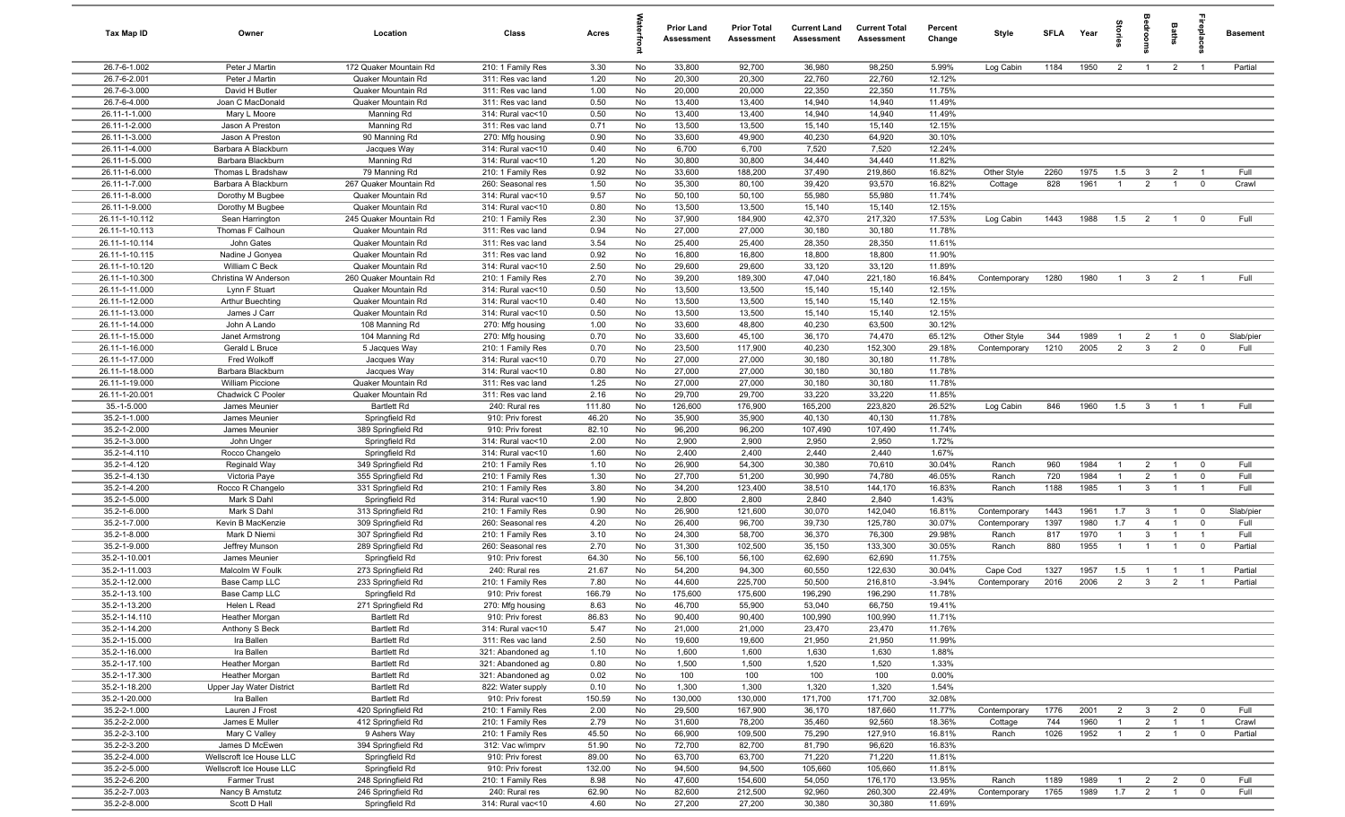| Tax Map ID | Owner | Location | Class | Acres | Waterfront | Prior Land Assessment | Prior Total Assessment | Current Land Assessment | Current Total Assessment | Percent Change | Style | SFLA | Year | Stories | Bedrooms | Baths | Fireplaces | Basement |
|---|---|---|---|---|---|---|---|---|---|---|---|---|---|---|---|---|---|---|
| 26.7-6-1.002 | Peter J Martin | 172 Quaker Mountain Rd | 210: 1 Family Res | 3.30 | No | 33,800 | 92,700 | 36,980 | 98,250 | 5.99% | Log Cabin | 1184 | 1950 | 2 | 1 | 2 | 1 | Partial |
| 26.7-6-2.001 | Peter J Martin | Quaker Mountain Rd | 311: Res vac land | 1.20 | No | 20,300 | 20,300 | 22,760 | 22,760 | 12.12% | | | | | | | | |
| 26.7-6-3.000 | David H Butler | Quaker Mountain Rd | 311: Res vac land | 1.00 | No | 20,000 | 20,000 | 22,350 | 22,350 | 11.75% | | | | | | | | |
| 26.7-6-4.000 | Joan C MacDonald | Quaker Mountain Rd | 311: Res vac land | 0.50 | No | 13,400 | 13,400 | 14,940 | 14,940 | 11.49% | | | | | | | | |
| 26.11-1-1.000 | Mary L Moore | Manning Rd | 314: Rural vac<10 | 0.50 | No | 13,400 | 13,400 | 14,940 | 14,940 | 11.49% | | | | | | | | |
| 26.11-1-2.000 | Jason A Preston | Manning Rd | 311: Res vac land | 0.71 | No | 13,500 | 13,500 | 15,140 | 15,140 | 12.15% | | | | | | | | |
| 26.11-1-3.000 | Jason A Preston | 90 Manning Rd | 270: Mfg housing | 0.90 | No | 33,600 | 49,900 | 40,230 | 64,920 | 30.10% | | | | | | | | |
| 26.11-1-4.000 | Barbara A Blackburn | Jacques Way | 314: Rural vac<10 | 0.40 | No | 6,700 | 6,700 | 7,520 | 7,520 | 12.24% | | | | | | | | |
| 26.11-1-5.000 | Barbara Blackburn | Manning Rd | 314: Rural vac<10 | 1.20 | No | 30,800 | 30,800 | 34,440 | 34,440 | 11.82% | | | | | | | | |
| 26.11-1-6.000 | Thomas L Bradshaw | 79 Manning Rd | 210: 1 Family Res | 0.92 | No | 33,600 | 188,200 | 37,490 | 219,860 | 16.82% | Other Style | 2260 | 1975 | 1.5 | 3 | 2 | 1 | Full |
| 26.11-1-7.000 | Barbara A Blackburn | 267 Quaker Mountain Rd | 260: Seasonal res | 1.50 | No | 35,300 | 80,100 | 39,420 | 93,570 | 16.82% | Cottage | 828 | 1961 | 1 | 2 | 1 | 0 | Crawl |
| 26.11-1-8.000 | Dorothy M Bugbee | Quaker Mountain Rd | 314: Rural vac<10 | 9.57 | No | 50,100 | 50,100 | 55,980 | 55,980 | 11.74% | | | | | | | | |
| 26.11-1-9.000 | Dorothy M Bugbee | Quaker Mountain Rd | 314: Rural vac<10 | 0.80 | No | 13,500 | 13,500 | 15,140 | 15,140 | 12.15% | | | | | | | | |
| 26.11-1-10.112 | Sean Harrington | 245 Quaker Mountain Rd | 210: 1 Family Res | 2.30 | No | 37,900 | 184,900 | 42,370 | 217,320 | 17.53% | Log Cabin | 1443 | 1988 | 1.5 | 2 | 1 | 0 | Full |
| 26.11-1-10.113 | Thomas F Calhoun | Quaker Mountain Rd | 311: Res vac land | 0.94 | No | 27,000 | 27,000 | 30,180 | 30,180 | 11.78% | | | | | | | | |
| 26.11-1-10.114 | John Gates | Quaker Mountain Rd | 311: Res vac land | 3.54 | No | 25,400 | 25,400 | 28,350 | 28,350 | 11.61% | | | | | | | | |
| 26.11-1-10.115 | Nadine J Gonyea | Quaker Mountain Rd | 311: Res vac land | 0.92 | No | 16,800 | 16,800 | 18,800 | 18,800 | 11.90% | | | | | | | | |
| 26.11-1-10.120 | William C Beck | Quaker Mountain Rd | 314: Rural vac<10 | 2.50 | No | 29,600 | 29,600 | 33,120 | 33,120 | 11.89% | | | | | | | | |
| 26.11-1-10.300 | Christina W Anderson | 260 Quaker Mountain Rd | 210: 1 Family Res | 2.70 | No | 39,200 | 189,300 | 47,040 | 221,180 | 16.84% | Contemporary | 1280 | 1980 | 1 | 3 | 2 | 1 | Full |
| 26.11-1-11.000 | Lynn F Stuart | Quaker Mountain Rd | 314: Rural vac<10 | 0.50 | No | 13,500 | 13,500 | 15,140 | 15,140 | 12.15% | | | | | | | | |
| 26.11-1-12.000 | Arthur Buechting | Quaker Mountain Rd | 314: Rural vac<10 | 0.40 | No | 13,500 | 13,500 | 15,140 | 15,140 | 12.15% | | | | | | | | |
| 26.11-1-13.000 | James J Carr | Quaker Mountain Rd | 314: Rural vac<10 | 0.50 | No | 13,500 | 13,500 | 15,140 | 15,140 | 12.15% | | | | | | | | |
| 26.11-1-14.000 | John A Lando | 108 Manning Rd | 270: Mfg housing | 1.00 | No | 33,600 | 48,800 | 40,230 | 63,500 | 30.12% | | | | | | | | |
| 26.11-1-15.000 | Janet Armstrong | 104 Manning Rd | 270: Mfg housing | 0.70 | No | 33,600 | 45,100 | 36,170 | 74,470 | 65.12% | Other Style | 344 | 1989 | 1 | 2 | 1 | 0 | Slab/pier |
| 26.11-1-16.000 | Gerald L Bruce | 5 Jacques Way | 210: 1 Family Res | 0.70 | No | 23,500 | 117,900 | 40,230 | 152,300 | 29.18% | Contemporary | 1210 | 2005 | 2 | 3 | 2 | 0 | Full |
| 26.11-1-17.000 | Fred Wolkoff | Jacques Way | 314: Rural vac<10 | 0.70 | No | 27,000 | 27,000 | 30,180 | 30,180 | 11.78% | | | | | | | | |
| 26.11-1-18.000 | Barbara Blackburn | Jacques Way | 314: Rural vac<10 | 0.80 | No | 27,000 | 27,000 | 30,180 | 30,180 | 11.78% | | | | | | | | |
| 26.11-1-19.000 | William Piccione | Quaker Mountain Rd | 311: Res vac land | 1.25 | No | 27,000 | 27,000 | 30,180 | 30,180 | 11.78% | | | | | | | | |
| 26.11-1-20.001 | Chadwick C Pooler | Quaker Mountain Rd | 311: Res vac land | 2.16 | No | 29,700 | 29,700 | 33,220 | 33,220 | 11.85% | | | | | | | | |
| 35.-1-5.000 | James Meunier | Bartlett Rd | 240: Rural res | 111.80 | No | 126,600 | 176,900 | 165,200 | 223,820 | 26.52% | Log Cabin | 846 | 1960 | 1.5 | 3 | 1 | 1 | Full |
| 35.2-1-1.000 | James Meunier | Springfield Rd | 910: Priv forest | 46.20 | No | 35,900 | 35,900 | 40,130 | 40,130 | 11.78% | | | | | | | | |
| 35.2-1-2.000 | James Meunier | 389 Springfield Rd | 910: Priv forest | 82.10 | No | 96,200 | 96,200 | 107,490 | 107,490 | 11.74% | | | | | | | | |
| 35.2-1-3.000 | John Unger | Springfield Rd | 314: Rural vac<10 | 2.00 | No | 2,900 | 2,900 | 2,950 | 2,950 | 1.72% | | | | | | | | |
| 35.2-1-4.110 | Rocco Changelo | Springfield Rd | 314: Rural vac<10 | 1.60 | No | 2,400 | 2,400 | 2,440 | 2,440 | 1.67% | | | | | | | | |
| 35.2-1-4.120 | Reginald Way | 349 Springfield Rd | 210: 1 Family Res | 1.10 | No | 26,900 | 54,300 | 30,380 | 70,610 | 30.04% | Ranch | 960 | 1984 | 1 | 2 | 1 | 0 | Full |
| 35.2-1-4.130 | Victoria Paye | 355 Springfield Rd | 210: 1 Family Res | 1.30 | No | 27,700 | 51,200 | 30,990 | 74,780 | 46.05% | Ranch | 720 | 1984 | 1 | 2 | 1 | 0 | Full |
| 35.2-1-4.200 | Rocco R Changelo | 331 Springfield Rd | 210: 1 Family Res | 3.80 | No | 34,200 | 123,400 | 38,510 | 144,170 | 16.83% | Ranch | 1188 | 1985 | 1 | 3 | 1 | 1 | Full |
| 35.2-1-5.000 | Mark S Dahl | Springfield Rd | 314: Rural vac<10 | 1.90 | No | 2,800 | 2,800 | 2,840 | 2,840 | 1.43% | | | | | | | | |
| 35.2-1-6.000 | Mark S Dahl | 313 Springfield Rd | 210: 1 Family Res | 0.90 | No | 26,900 | 121,600 | 30,070 | 142,040 | 16.81% | Contemporary | 1443 | 1961 | 1.7 | 3 | 1 | 0 | Slab/pier |
| 35.2-1-7.000 | Kevin B MacKenzie | 309 Springfield Rd | 260: Seasonal res | 4.20 | No | 26,400 | 96,700 | 39,730 | 125,780 | 30.07% | Contemporary | 1397 | 1980 | 1.7 | 4 | 1 | 0 | Full |
| 35.2-1-8.000 | Mark D Niemi | 307 Springfield Rd | 210: 1 Family Res | 3.10 | No | 24,300 | 58,700 | 36,370 | 76,300 | 29.98% | Ranch | 817 | 1970 | 1 | 3 | 1 | 1 | Full |
| 35.2-1-9.000 | Jeffrey Munson | 289 Springfield Rd | 260: Seasonal res | 2.70 | No | 31,300 | 102,500 | 35,150 | 133,300 | 30.05% | Ranch | 880 | 1955 | 1 | 1 | 1 | 0 | Partial |
| 35.2-1-10.001 | James Meunier | Springfield Rd | 910: Priv forest | 64.30 | No | 56,100 | 56,100 | 62,690 | 62,690 | 11.75% | | | | | | | | |
| 35.2-1-11.003 | Malcolm W Foulk | 273 Springfield Rd | 240: Rural res | 21.67 | No | 54,200 | 94,300 | 60,550 | 122,630 | 30.04% | Cape Cod | 1327 | 1957 | 1.5 | 1 | 1 | 1 | Partial |
| 35.2-1-12.000 | Base Camp LLC | 233 Springfield Rd | 210: 1 Family Res | 7.80 | No | 44,600 | 225,700 | 50,500 | 216,810 | -3.94% | Contemporary | 2016 | 2006 | 2 | 3 | 2 | 1 | Partial |
| 35.2-1-13.100 | Base Camp LLC | Springfield Rd | 910: Priv forest | 166.79 | No | 175,600 | 175,600 | 196,290 | 196,290 | 11.78% | | | | | | | | |
| 35.2-1-13.200 | Helen L Read | 271 Springfield Rd | 270: Mfg housing | 8.63 | No | 46,700 | 55,900 | 53,040 | 66,750 | 19.41% | | | | | | | | |
| 35.2-1-14.110 | Heather Morgan | Bartlett Rd | 910: Priv forest | 86.83 | No | 90,400 | 90,400 | 100,990 | 100,990 | 11.71% | | | | | | | | |
| 35.2-1-14.200 | Anthony S Beck | Bartlett Rd | 314: Rural vac<10 | 5.47 | No | 21,000 | 21,000 | 23,470 | 23,470 | 11.76% | | | | | | | | |
| 35.2-1-15.000 | Ira Ballen | Bartlett Rd | 311: Res vac land | 2.50 | No | 19,600 | 19,600 | 21,950 | 21,950 | 11.99% | | | | | | | | |
| 35.2-1-16.000 | Ira Ballen | Bartlett Rd | 321: Abandoned ag | 1.10 | No | 1,600 | 1,600 | 1,630 | 1,630 | 1.88% | | | | | | | | |
| 35.2-1-17.100 | Heather Morgan | Bartlett Rd | 321: Abandoned ag | 0.80 | No | 1,500 | 1,500 | 1,520 | 1,520 | 1.33% | | | | | | | | |
| 35.2-1-17.300 | Heather Morgan | Bartlett Rd | 321: Abandoned ag | 0.02 | No | 100 | 100 | 100 | 100 | 0.00% | | | | | | | | |
| 35.2-1-18.200 | Upper Jay Water District | Bartlett Rd | 822: Water supply | 0.10 | No | 1,300 | 1,300 | 1,320 | 1,320 | 1.54% | | | | | | | | |
| 35.2-1-20.000 | Ira Ballen | Bartlett Rd | 910: Priv forest | 150.59 | No | 130,000 | 130,000 | 171,700 | 171,700 | 32.08% | | | | | | | | |
| 35.2-2-1.000 | Lauren J Frost | 420 Springfield Rd | 210: 1 Family Res | 2.00 | No | 29,500 | 167,900 | 36,170 | 187,660 | 11.77% | Contemporary | 1776 | 2001 | 2 | 3 | 2 | 0 | Full |
| 35.2-2-2.000 | James E Muller | 412 Springfield Rd | 210: 1 Family Res | 2.79 | No | 31,600 | 78,200 | 35,460 | 92,560 | 18.36% | Cottage | 744 | 1960 | 1 | 2 | 1 | 1 | Crawl |
| 35.2-2-3.100 | Mary C Valley | 9 Ashers Way | 210: 1 Family Res | 45.50 | No | 66,900 | 109,500 | 75,290 | 127,910 | 16.81% | Ranch | 1026 | 1952 | 1 | 2 | 1 | 0 | Partial |
| 35.2-2-3.200 | James D McEwen | 394 Springfield Rd | 312: Vac w/imprv | 51.90 | No | 72,700 | 82,700 | 81,790 | 96,620 | 16.83% | | | | | | | | |
| 35.2-2-4.000 | Wellscroft Ice House LLC | Springfield Rd | 910: Priv forest | 89.00 | No | 63,700 | 63,700 | 71,220 | 71,220 | 11.81% | | | | | | | | |
| 35.2-2-5.000 | Wellscroft Ice House LLC | Springfield Rd | 910: Priv forest | 132.00 | No | 94,500 | 94,500 | 105,660 | 105,660 | 11.81% | | | | | | | | |
| 35.2-2-6.200 | Farmer Trust | 248 Springfield Rd | 210: 1 Family Res | 8.98 | No | 47,600 | 154,600 | 54,050 | 176,170 | 13.95% | Ranch | 1189 | 1989 | 1 | 2 | 2 | 0 | Full |
| 35.2-2-7.003 | Nancy B Amstutz | 246 Springfield Rd | 240: Rural res | 62.90 | No | 82,600 | 212,500 | 92,960 | 260,300 | 22.49% | Contemporary | 1765 | 1989 | 1.7 | 2 | 1 | 0 | Full |
| 35.2-2-8.000 | Scott D Hall | Springfield Rd | 314: Rural vac<10 | 4.60 | No | 27,200 | 27,200 | 30,380 | 30,380 | 11.69% | | | | | | | | |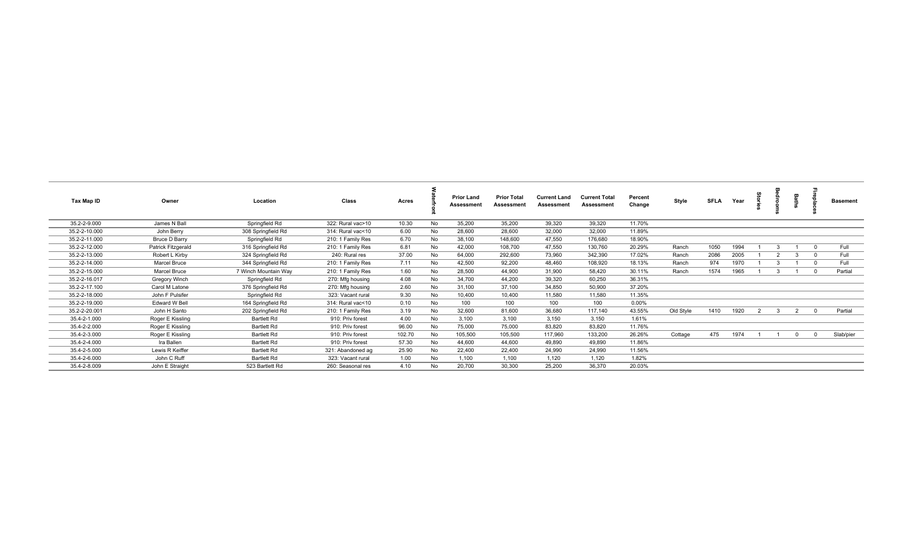| Tax Map ID | Owner | Location | Class | Acres | Waterfront | Prior Land Assessment | Prior Total Assessment | Current Land Assessment | Current Total Assessment | Percent Change | Style | SFLA | Year | Stories | Bedrooms | Baths | Fireplaces | Basement |
|---|---|---|---|---|---|---|---|---|---|---|---|---|---|---|---|---|---|---|
| 35.2-2-9.000 | James N Ball | Springfield Rd | 322: Rural vac>10 | 10.30 | No | 35,200 | 35,200 | 39,320 | 39,320 | 11.70% | | | | | | | | |
| 35.2-2-10.000 | John Berry | 308 Springfield Rd | 314: Rural vac<10 | 6.00 | No | 28,600 | 28,600 | 32,000 | 32,000 | 11.89% | | | | | | | | |
| 35.2-2-11.000 | Bruce D Barry | Springfield Rd | 210: 1 Family Res | 6.70 | No | 38,100 | 148,600 | 47,550 | 176,680 | 18.90% | | | | | | | | |
| 35.2-2-12.000 | Patrick Fitzgerald | 316 Springfield Rd | 210: 1 Family Res | 6.81 | No | 42,000 | 108,700 | 47,550 | 130,760 | 20.29% | Ranch | 1050 | 1994 | 1 | 3 | 1 | 0 | Full |
| 35.2-2-13.000 | Robert L Kirby | 324 Springfield Rd | 240: Rural res | 37.00 | No | 64,000 | 292,600 | 73,960 | 342,390 | 17.02% | Ranch | 2086 | 2005 | 1 | 2 | 3 | 0 | Full |
| 35.2-2-14.000 | Marcel Bruce | 344 Springfield Rd | 210: 1 Family Res | 7.11 | No | 42,500 | 92,200 | 48,460 | 108,920 | 18.13% | Ranch | 974 | 1970 | 1 | 3 | 1 | 0 | Full |
| 35.2-2-15.000 | Marcel Bruce | 7 Winch Mountain Way | 210: 1 Family Res | 1.60 | No | 28,500 | 44,900 | 31,900 | 58,420 | 30.11% | Ranch | 1574 | 1965 | 1 | 3 | 1 | 0 | Partial |
| 35.2-2-16.017 | Gregory Winch | Springfield Rd | 270: Mfg housing | 4.08 | No | 34,700 | 44,200 | 39,320 | 60,250 | 36.31% | | | | | | | | |
| 35.2-2-17.100 | Carol M Latone | 376 Springfield Rd | 270: Mfg housing | 2.60 | No | 31,100 | 37,100 | 34,850 | 50,900 | 37.20% | | | | | | | | |
| 35.2-2-18.000 | John F Pulsifer | Springfield Rd | 323: Vacant rural | 9.30 | No | 10,400 | 10,400 | 11,580 | 11,580 | 11.35% | | | | | | | | |
| 35.2-2-19.000 | Edward W Bell | 164 Springfield Rd | 314: Rural vac<10 | 0.10 | No | 100 | 100 | 100 | 100 | 0.00% | | | | | | | | |
| 35.2-2-20.001 | John H Santo | 202 Springfield Rd | 210: 1 Family Res | 3.19 | No | 32,600 | 81,600 | 36,680 | 117,140 | 43.55% | Old Style | 1410 | 1920 | 2 | 3 | 2 | 0 | Partial |
| 35.4-2-1.000 | Roger E Kissling | Bartlett Rd | 910: Priv forest | 4.00 | No | 3,100 | 3,100 | 3,150 | 3,150 | 1.61% | | | | | | | | |
| 35.4-2-2.000 | Roger E Kissling | Bartlett Rd | 910: Priv forest | 96.00 | No | 75,000 | 75,000 | 83,820 | 83,820 | 11.76% | | | | | | | | |
| 35.4-2-3.000 | Roger E Kissling | Bartlett Rd | 910: Priv forest | 102.70 | No | 105,500 | 105,500 | 117,960 | 133,200 | 26.26% | Cottage | 475 | 1974 | 1 | 1 | 0 | 0 | Slab/pier |
| 35.4-2-4.000 | Ira Ballen | Bartlett Rd | 910: Priv forest | 57.30 | No | 44,600 | 44,600 | 49,890 | 49,890 | 11.86% | | | | | | | | |
| 35.4-2-5.000 | Lewis R Keiffer | Bartlett Rd | 321: Abandoned ag | 25.90 | No | 22,400 | 22,400 | 24,990 | 24,990 | 11.56% | | | | | | | | |
| 35.4-2-6.000 | John C Ruff | Bartlett Rd | 323: Vacant rural | 1.00 | No | 1,100 | 1,100 | 1,120 | 1,120 | 1.82% | | | | | | | | |
| 35.4-2-8.009 | John E Straight | 523 Bartlett Rd | 260: Seasonal res | 4.10 | No | 20,700 | 30,300 | 25,200 | 36,370 | 20.03% | | | | | | | | |